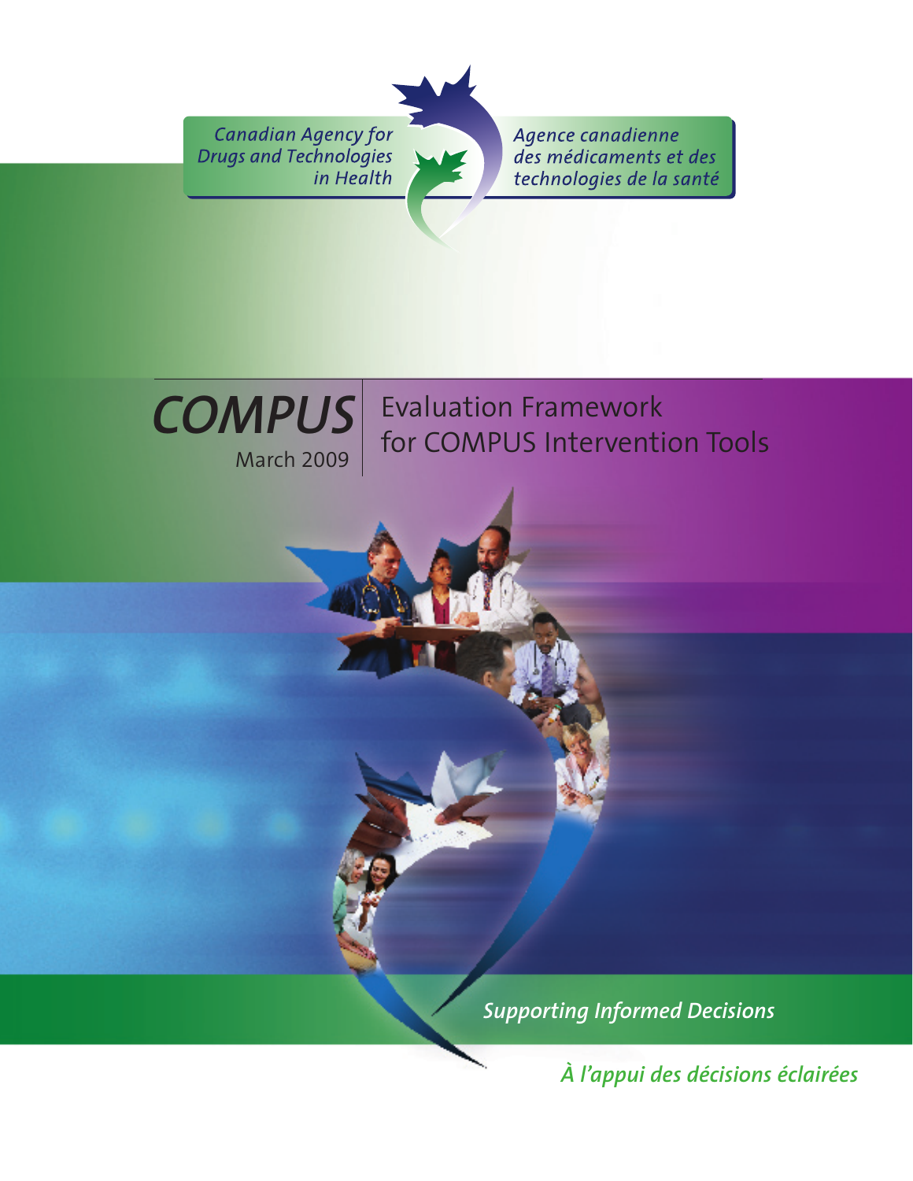Canadian Agency for Drugs and Technologies in Health

Agence canadienne des médicaments et des technologies de la santé

# *COMPUS*

March 2009

# Evaluation Framework for COMPUS Intervention Tools

*Supporting Informed Decisions*

*À l'appui des décisions éclairées*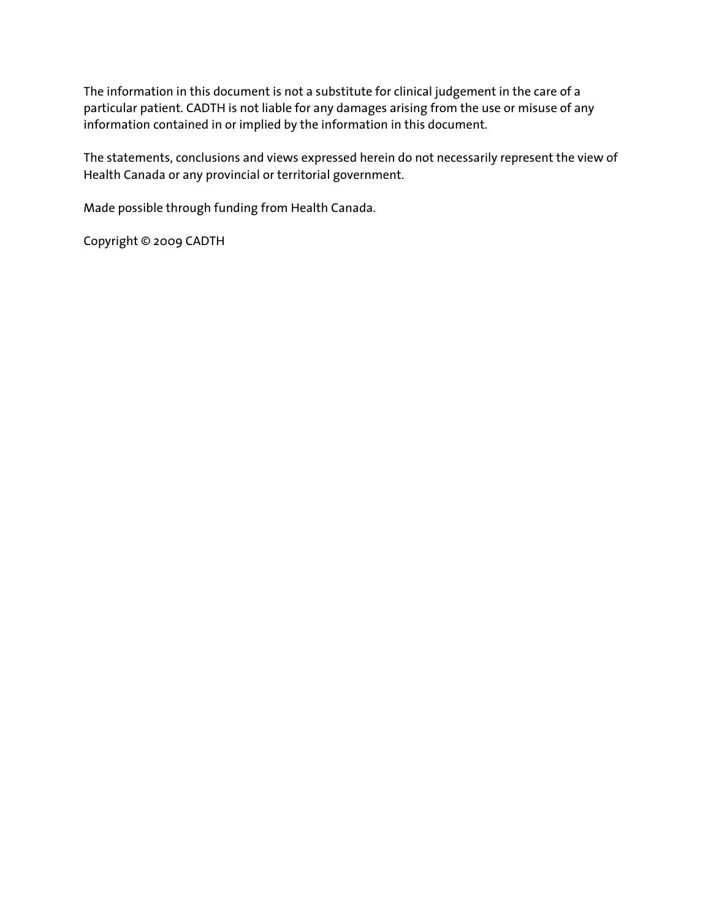The information in this document is not a substitute for clinical judgement in the care of a particular patient. CADTH is not liable for any damages arising from the use or misuse of any information contained in or implied by the information in this document.

The statements, conclusions and views expressed herein do not necessarily represent the view of Health Canada or any provincial or territorial government.

Made possible through funding from Health Canada.

Copyright © 2009 CADTH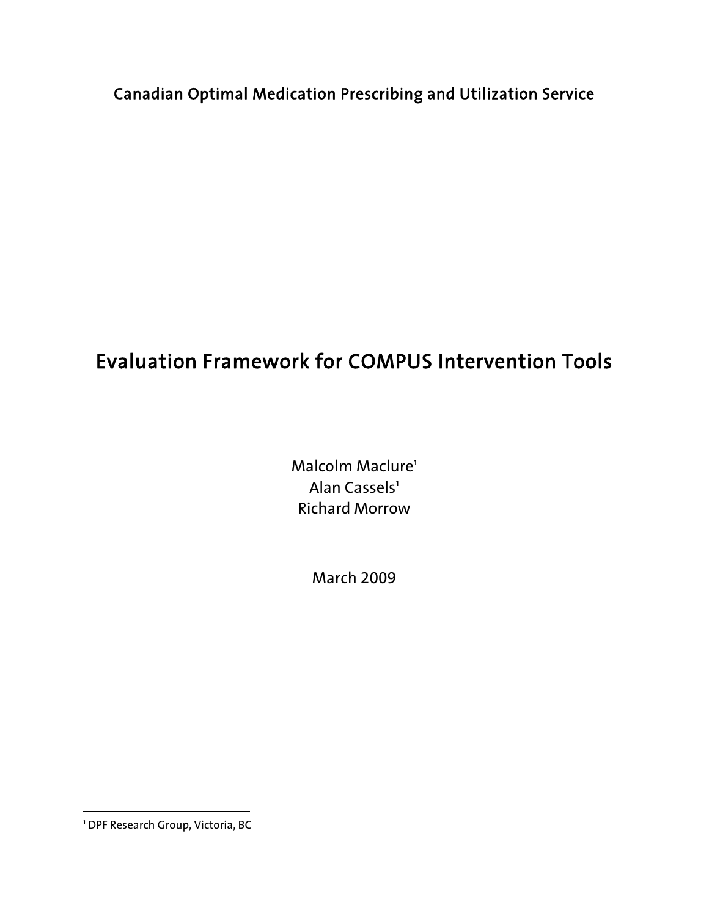Canadian Optimal Medication Prescribing and Utilization Service

# Evaluation Framework for COMPUS Intervention Tools

Malcolm Maclure[1]
Alan Cassels[1]
Richard Morrow

March 2009

[1] DPF Research Group, Victoria, BC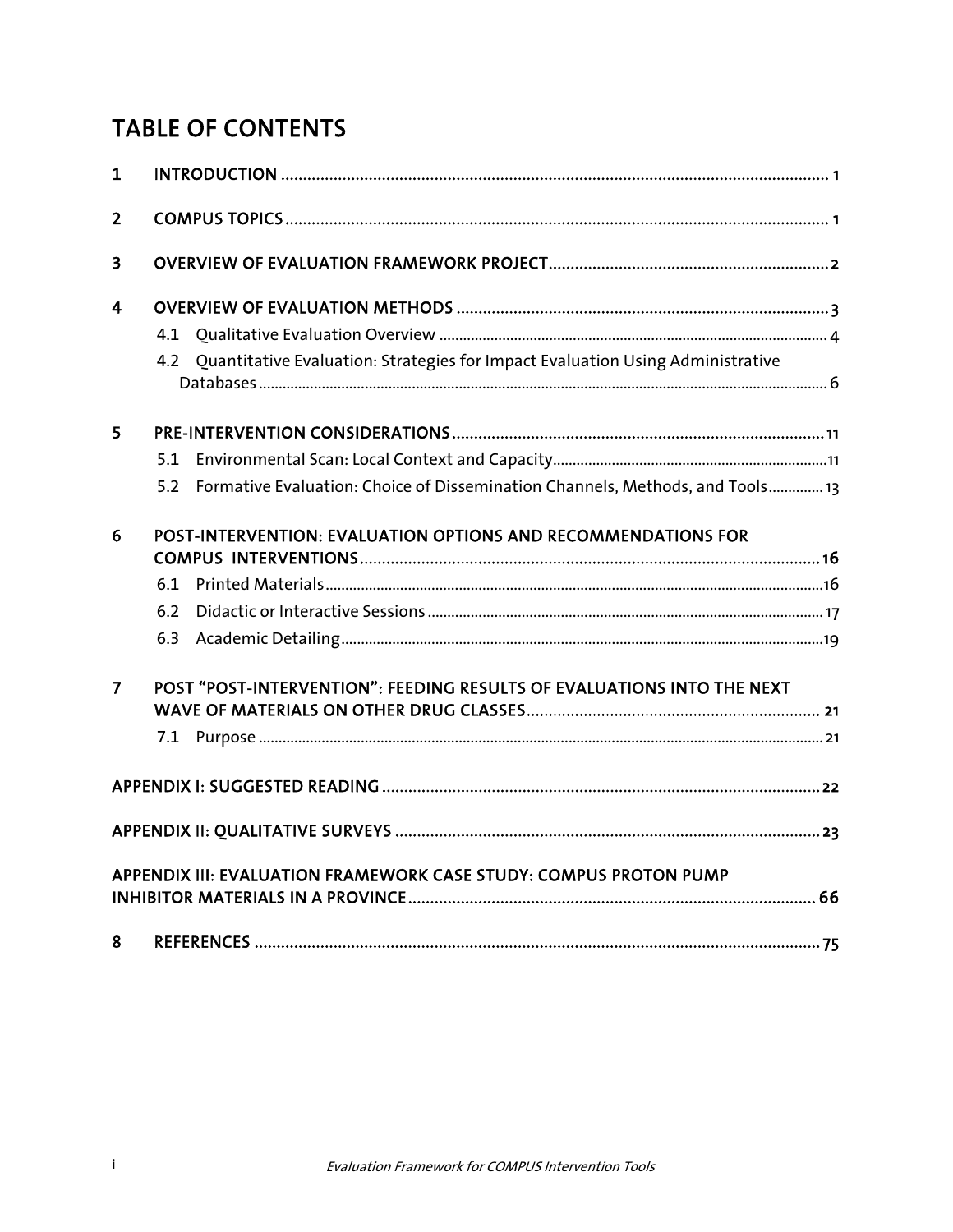# TABLE OF CONTENTS

1 INTRODUCTION ........................................................................................................................ 1

2 COMPUS TOPICS ....................................................................................................................... 1

3 OVERVIEW OF EVALUATION FRAMEWORK PROJECT ............................................................... 2

4 OVERVIEW OF EVALUATION METHODS .................................................................................... 3

- 4.1 Qualitative Evaluation Overview ........................................................................................ 4
- 4.2 Quantitative Evaluation: Strategies for Impact Evaluation Using Administrative Databases .............................................................................................................................. 6

5 PRE-INTERVENTION CONSIDERATIONS .................................................................................... 11

- 5.1 Environmental Scan: Local Context and Capacity ............................................................ 11
- 5.2 Formative Evaluation: Choice of Dissemination Channels, Methods, and Tools ............. 13

6 POST-INTERVENTION: EVALUATION OPTIONS AND RECOMMENDATIONS FOR COMPUS INTERVENTIONS ........................................................................................................ 16

- 6.1 Printed Materials ................................................................................................................ 16
- 6.2 Didactic or Interactive Sessions ........................................................................................ 17
- 6.3 Academic Detailing ............................................................................................................ 19

7 POST "POST-INTERVENTION": FEEDING RESULTS OF EVALUATIONS INTO THE NEXT WAVE OF MATERIALS ON OTHER DRUG CLASSES .................................................................. 21

- 7.1 Purpose .............................................................................................................................. 21

APPENDIX I: SUGGESTED READING .................................................................................................. 22

APPENDIX II: QUALITATIVE SURVEYS ............................................................................................... 23

APPENDIX III: EVALUATION FRAMEWORK CASE STUDY: COMPUS PROTON PUMP INHIBITOR MATERIALS IN A PROVINCE ........................................................................................... 66

8 REFERENCES ............................................................................................................................... 75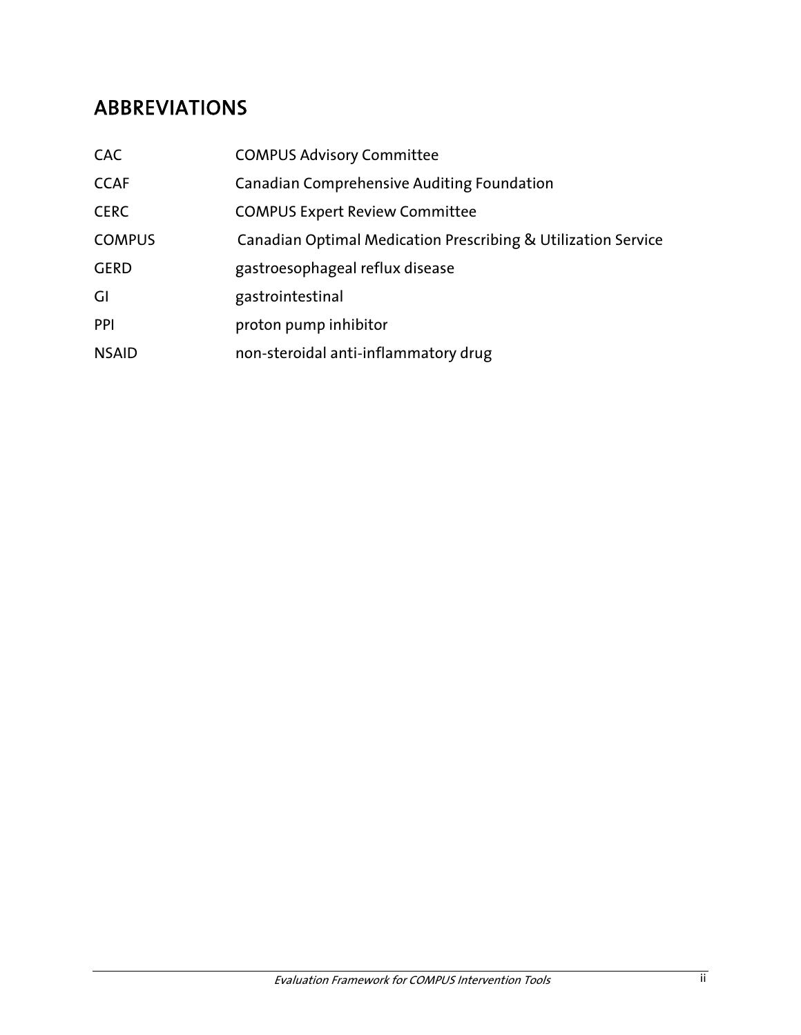## ABBREVIATIONS

| | |
|---|---|
| CAC | COMPUS Advisory Committee |
| CCAF | Canadian Comprehensive Auditing Foundation |
| CERC | COMPUS Expert Review Committee |
| COMPUS | Canadian Optimal Medication Prescribing & Utilization Service |
| GERD | gastroesophageal reflux disease |
| GI | gastrointestinal |
| PPI | proton pump inhibitor |
| NSAID | non-steroidal anti-inflammatory drug |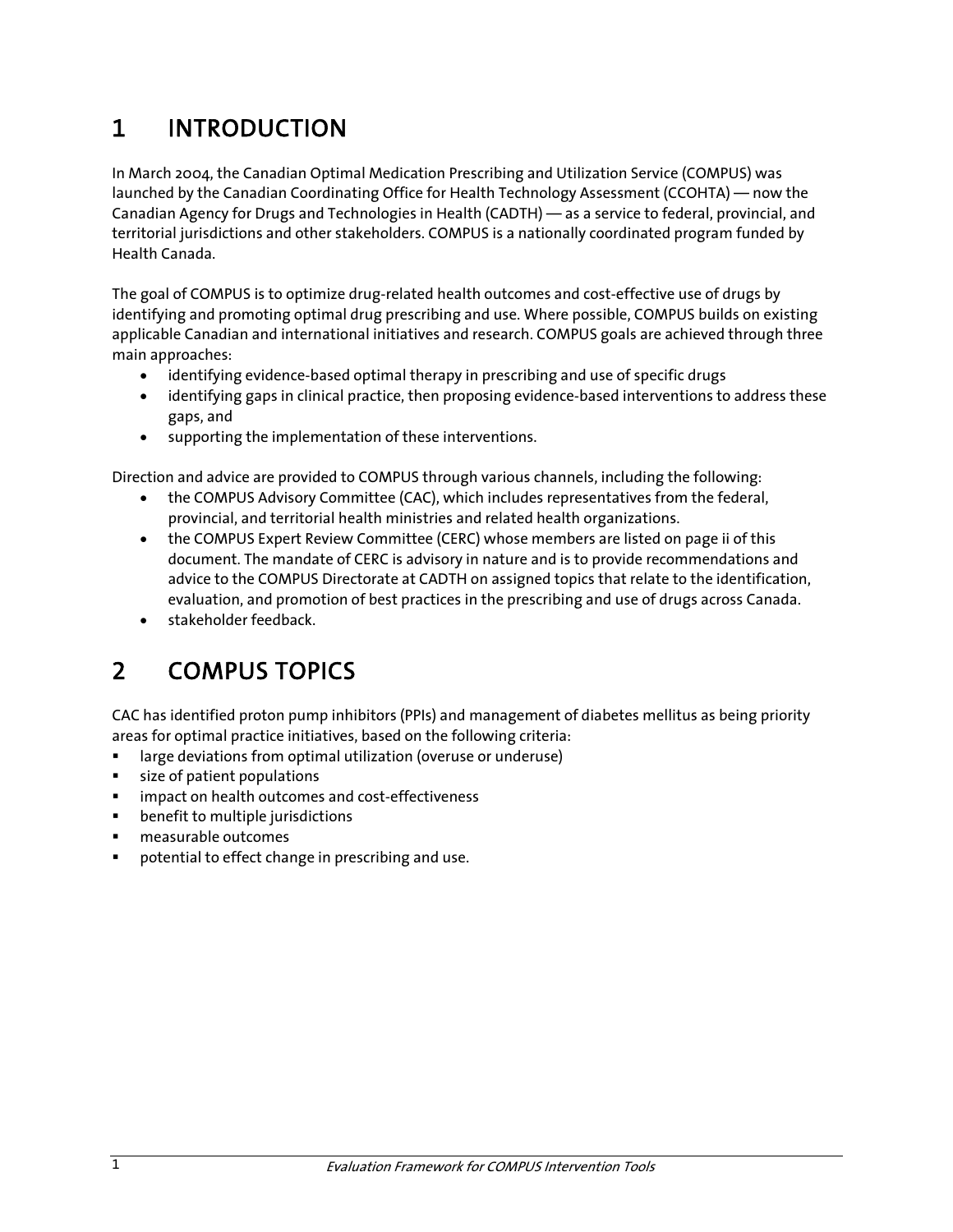# 1 INTRODUCTION

In March 2004, the Canadian Optimal Medication Prescribing and Utilization Service (COMPUS) was launched by the Canadian Coordinating Office for Health Technology Assessment (CCOHTA) — now the Canadian Agency for Drugs and Technologies in Health (CADTH) — as a service to federal, provincial, and territorial jurisdictions and other stakeholders. COMPUS is a nationally coordinated program funded by Health Canada.

The goal of COMPUS is to optimize drug-related health outcomes and cost-effective use of drugs by identifying and promoting optimal drug prescribing and use. Where possible, COMPUS builds on existing applicable Canadian and international initiatives and research. COMPUS goals are achieved through three main approaches:

- identifying evidence-based optimal therapy in prescribing and use of specific drugs
- identifying gaps in clinical practice, then proposing evidence-based interventions to address these gaps, and
- supporting the implementation of these interventions.

Direction and advice are provided to COMPUS through various channels, including the following:

- the COMPUS Advisory Committee (CAC), which includes representatives from the federal, provincial, and territorial health ministries and related health organizations.
- the COMPUS Expert Review Committee (CERC) whose members are listed on page ii of this document. The mandate of CERC is advisory in nature and is to provide recommendations and advice to the COMPUS Directorate at CADTH on assigned topics that relate to the identification, evaluation, and promotion of best practices in the prescribing and use of drugs across Canada.
- stakeholder feedback.

# 2 COMPUS TOPICS

CAC has identified proton pump inhibitors (PPIs) and management of diabetes mellitus as being priority areas for optimal practice initiatives, based on the following criteria:

- large deviations from optimal utilization (overuse or underuse)
- size of patient populations
- impact on health outcomes and cost-effectiveness
- benefit to multiple jurisdictions
- measurable outcomes
- potential to effect change in prescribing and use.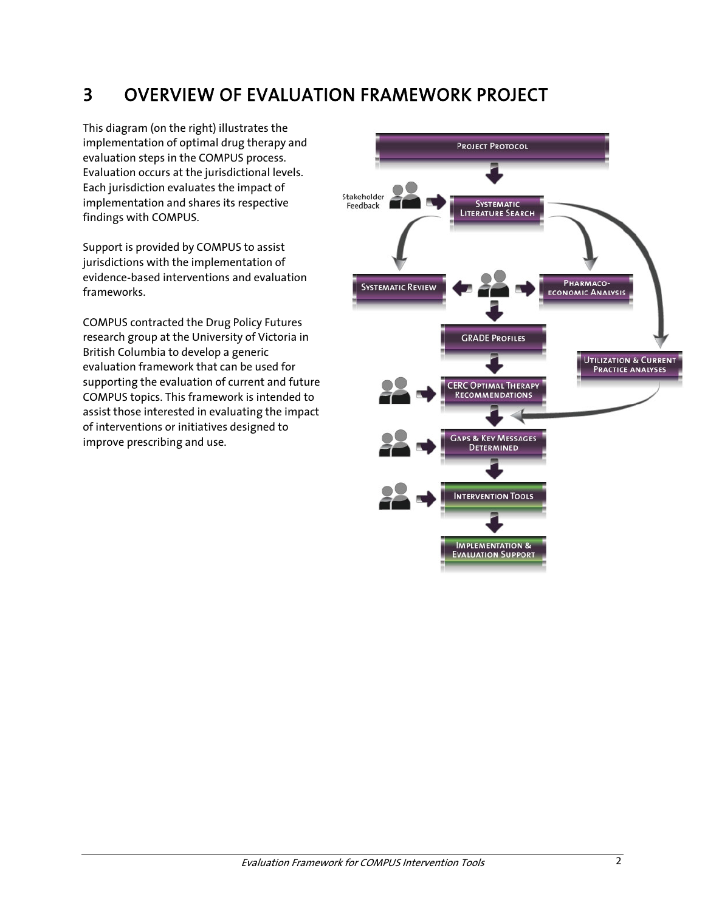# 3 OVERVIEW OF EVALUATION FRAMEWORK PROJECT

This diagram (on the right) illustrates the implementation of optimal drug therapy and evaluation steps in the COMPUS process. Evaluation occurs at the jurisdictional levels. Each jurisdiction evaluates the impact of implementation and shares its respective findings with COMPUS.

Support is provided by COMPUS to assist jurisdictions with the implementation of evidence-based interventions and evaluation frameworks.

COMPUS contracted the Drug Policy Futures research group at the University of Victoria in British Columbia to develop a generic evaluation framework that can be used for supporting the evaluation of current and future COMPUS topics. This framework is intended to assist those interested in evaluating the impact of interventions or initiatives designed to improve prescribing and use.

PROJECT PROTOCOL

Stakeholder Feedback

SYSTEMATIC LITERATURE SEARCH

SYSTEMATIC REVIEW

PHARMACO-ECONOMIC ANALYSIS

GRADE PROFILES

UTILIZATION & CURRENT PRACTICE ANALYSES

CERC OPTIMAL THERAPY RECOMMENDATIONS

GAPS & KEY MESSAGES DETERMINED

INTERVENTION TOOLS

IMPLEMENTATION & EVALUATION SUPPORT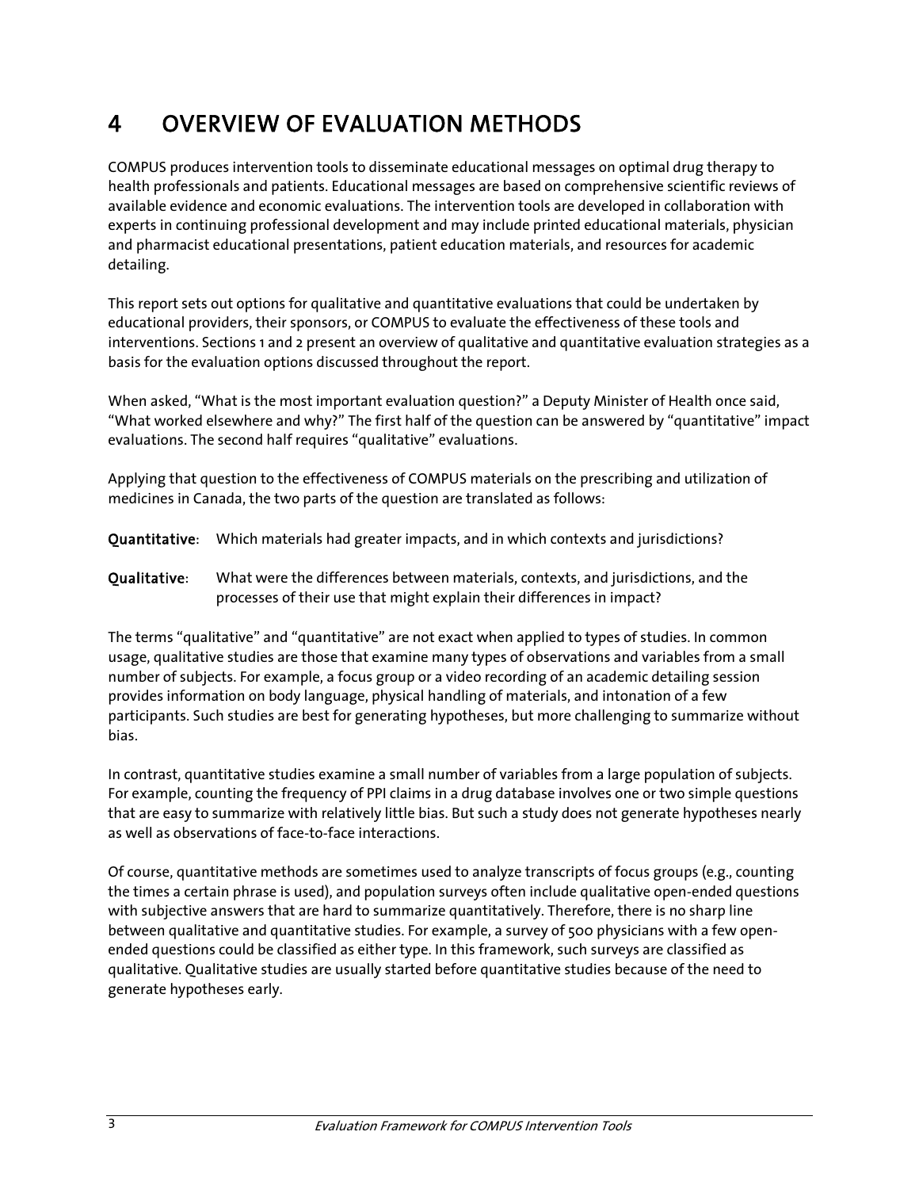# 4 OVERVIEW OF EVALUATION METHODS

COMPUS produces intervention tools to disseminate educational messages on optimal drug therapy to health professionals and patients. Educational messages are based on comprehensive scientific reviews of available evidence and economic evaluations. The intervention tools are developed in collaboration with experts in continuing professional development and may include printed educational materials, physician and pharmacist educational presentations, patient education materials, and resources for academic detailing.

This report sets out options for qualitative and quantitative evaluations that could be undertaken by educational providers, their sponsors, or COMPUS to evaluate the effectiveness of these tools and interventions. Sections 1 and 2 present an overview of qualitative and quantitative evaluation strategies as a basis for the evaluation options discussed throughout the report.

When asked, "What is the most important evaluation question?" a Deputy Minister of Health once said, "What worked elsewhere and why?" The first half of the question can be answered by "quantitative" impact evaluations. The second half requires "qualitative" evaluations.

Applying that question to the effectiveness of COMPUS materials on the prescribing and utilization of medicines in Canada, the two parts of the question are translated as follows:

**Quantitative**: Which materials had greater impacts, and in which contexts and jurisdictions?

**Qualitative**: What were the differences between materials, contexts, and jurisdictions, and the processes of their use that might explain their differences in impact?

The terms "qualitative" and "quantitative" are not exact when applied to types of studies. In common usage, qualitative studies are those that examine many types of observations and variables from a small number of subjects. For example, a focus group or a video recording of an academic detailing session provides information on body language, physical handling of materials, and intonation of a few participants. Such studies are best for generating hypotheses, but more challenging to summarize without bias.

In contrast, quantitative studies examine a small number of variables from a large population of subjects. For example, counting the frequency of PPI claims in a drug database involves one or two simple questions that are easy to summarize with relatively little bias. But such a study does not generate hypotheses nearly as well as observations of face-to-face interactions.

Of course, quantitative methods are sometimes used to analyze transcripts of focus groups (e.g., counting the times a certain phrase is used), and population surveys often include qualitative open-ended questions with subjective answers that are hard to summarize quantitatively. Therefore, there is no sharp line between qualitative and quantitative studies. For example, a survey of 500 physicians with a few open-ended questions could be classified as either type. In this framework, such surveys are classified as qualitative. Qualitative studies are usually started before quantitative studies because of the need to generate hypotheses early.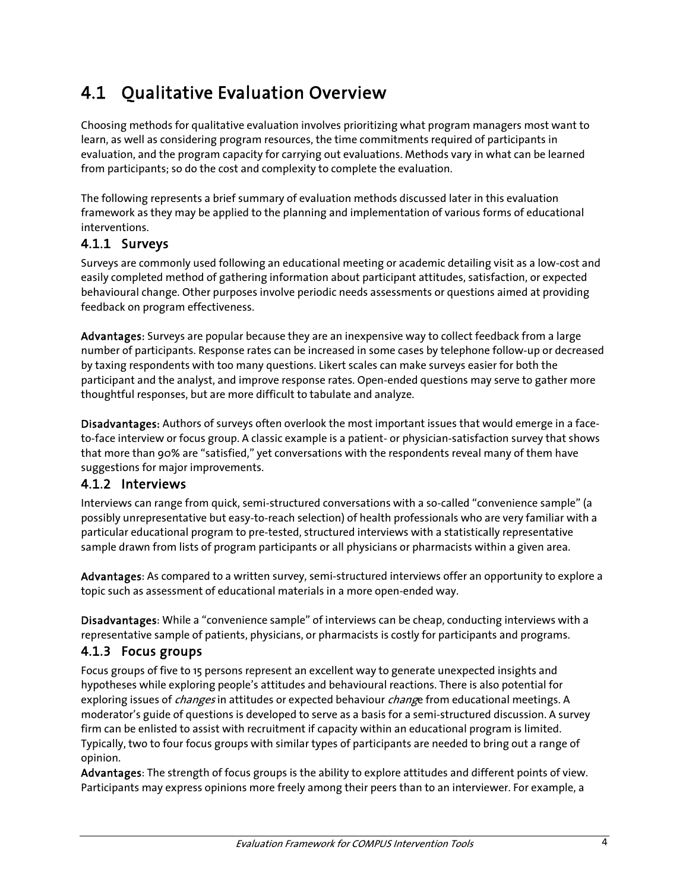## 4.1 Qualitative Evaluation Overview

Choosing methods for qualitative evaluation involves prioritizing what program managers most want to learn, as well as considering program resources, the time commitments required of participants in evaluation, and the program capacity for carrying out evaluations. Methods vary in what can be learned from participants; so do the cost and complexity to complete the evaluation.

The following represents a brief summary of evaluation methods discussed later in this evaluation framework as they may be applied to the planning and implementation of various forms of educational interventions.

### 4.1.1 Surveys

Surveys are commonly used following an educational meeting or academic detailing visit as a low-cost and easily completed method of gathering information about participant attitudes, satisfaction, or expected behavioural change. Other purposes involve periodic needs assessments or questions aimed at providing feedback on program effectiveness.

**Advantages:** Surveys are popular because they are an inexpensive way to collect feedback from a large number of participants. Response rates can be increased in some cases by telephone follow-up or decreased by taxing respondents with too many questions. Likert scales can make surveys easier for both the participant and the analyst, and improve response rates. Open-ended questions may serve to gather more thoughtful responses, but are more difficult to tabulate and analyze.

**Disadvantages:** Authors of surveys often overlook the most important issues that would emerge in a face-to-face interview or focus group. A classic example is a patient- or physician-satisfaction survey that shows that more than 90% are "satisfied," yet conversations with the respondents reveal many of them have suggestions for major improvements.

### 4.1.2 Interviews

Interviews can range from quick, semi-structured conversations with a so-called "convenience sample" (a possibly unrepresentative but easy-to-reach selection) of health professionals who are very familiar with a particular educational program to pre-tested, structured interviews with a statistically representative sample drawn from lists of program participants or all physicians or pharmacists within a given area.

**Advantages**: As compared to a written survey, semi-structured interviews offer an opportunity to explore a topic such as assessment of educational materials in a more open-ended way.

**Disadvantages**: While a "convenience sample" of interviews can be cheap, conducting interviews with a representative sample of patients, physicians, or pharmacists is costly for participants and programs.

### 4.1.3 Focus groups

Focus groups of five to 15 persons represent an excellent way to generate unexpected insights and hypotheses while exploring people's attitudes and behavioural reactions. There is also potential for exploring issues of *changes* in attitudes or expected behaviour *change* from educational meetings. A moderator's guide of questions is developed to serve as a basis for a semi-structured discussion. A survey firm can be enlisted to assist with recruitment if capacity within an educational program is limited. Typically, two to four focus groups with similar types of participants are needed to bring out a range of opinion.

**Advantages**: The strength of focus groups is the ability to explore attitudes and different points of view. Participants may express opinions more freely among their peers than to an interviewer. For example, a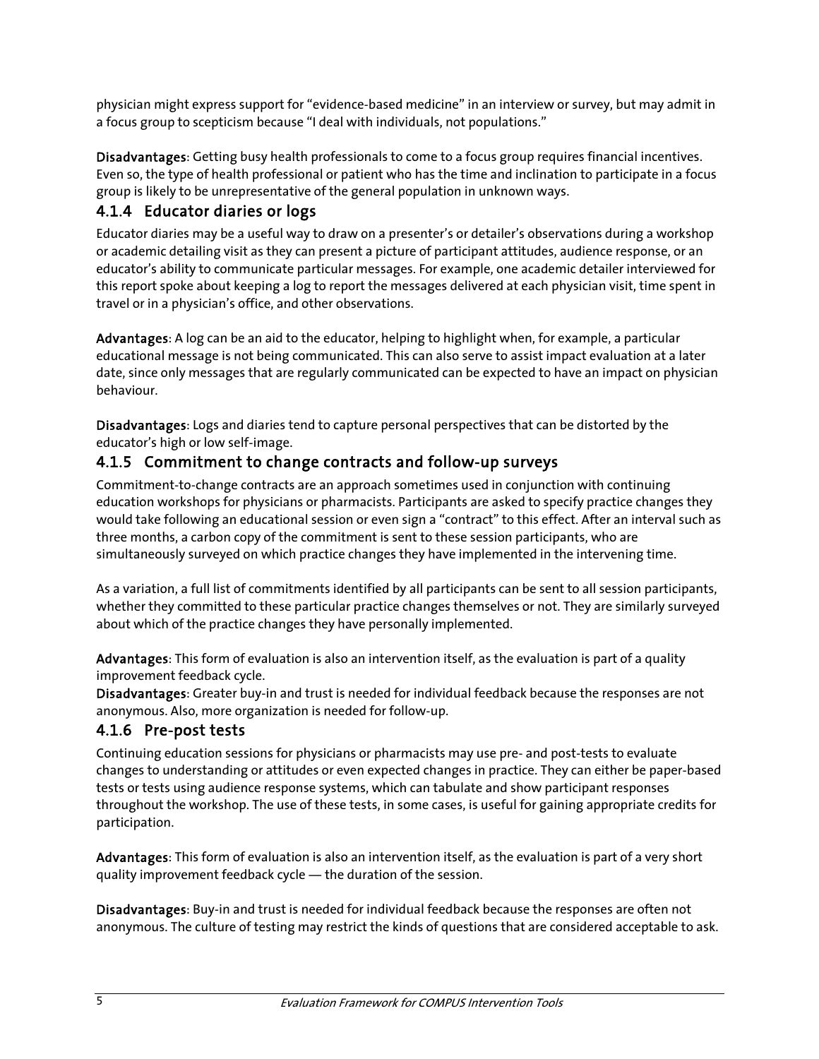physician might express support for "evidence-based medicine" in an interview or survey, but may admit in a focus group to scepticism because "I deal with individuals, not populations."

**Disadvantages**: Getting busy health professionals to come to a focus group requires financial incentives. Even so, the type of health professional or patient who has the time and inclination to participate in a focus group is likely to be unrepresentative of the general population in unknown ways.

### 4.1.4 Educator diaries or logs

Educator diaries may be a useful way to draw on a presenter's or detailer's observations during a workshop or academic detailing visit as they can present a picture of participant attitudes, audience response, or an educator's ability to communicate particular messages. For example, one academic detailer interviewed for this report spoke about keeping a log to report the messages delivered at each physician visit, time spent in travel or in a physician's office, and other observations.

**Advantages**: A log can be an aid to the educator, helping to highlight when, for example, a particular educational message is not being communicated. This can also serve to assist impact evaluation at a later date, since only messages that are regularly communicated can be expected to have an impact on physician behaviour.

**Disadvantages**: Logs and diaries tend to capture personal perspectives that can be distorted by the educator's high or low self-image.

### 4.1.5 Commitment to change contracts and follow-up surveys

Commitment-to-change contracts are an approach sometimes used in conjunction with continuing education workshops for physicians or pharmacists. Participants are asked to specify practice changes they would take following an educational session or even sign a "contract" to this effect. After an interval such as three months, a carbon copy of the commitment is sent to these session participants, who are simultaneously surveyed on which practice changes they have implemented in the intervening time.

As a variation, a full list of commitments identified by all participants can be sent to all session participants, whether they committed to these particular practice changes themselves or not. They are similarly surveyed about which of the practice changes they have personally implemented.

**Advantages**: This form of evaluation is also an intervention itself, as the evaluation is part of a quality improvement feedback cycle.

**Disadvantages**: Greater buy-in and trust is needed for individual feedback because the responses are not anonymous. Also, more organization is needed for follow-up.

### 4.1.6 Pre-post tests

Continuing education sessions for physicians or pharmacists may use pre- and post-tests to evaluate changes to understanding or attitudes or even expected changes in practice. They can either be paper-based tests or tests using audience response systems, which can tabulate and show participant responses throughout the workshop. The use of these tests, in some cases, is useful for gaining appropriate credits for participation.

**Advantages**: This form of evaluation is also an intervention itself, as the evaluation is part of a very short quality improvement feedback cycle — the duration of the session.

**Disadvantages**: Buy-in and trust is needed for individual feedback because the responses are often not anonymous. The culture of testing may restrict the kinds of questions that are considered acceptable to ask.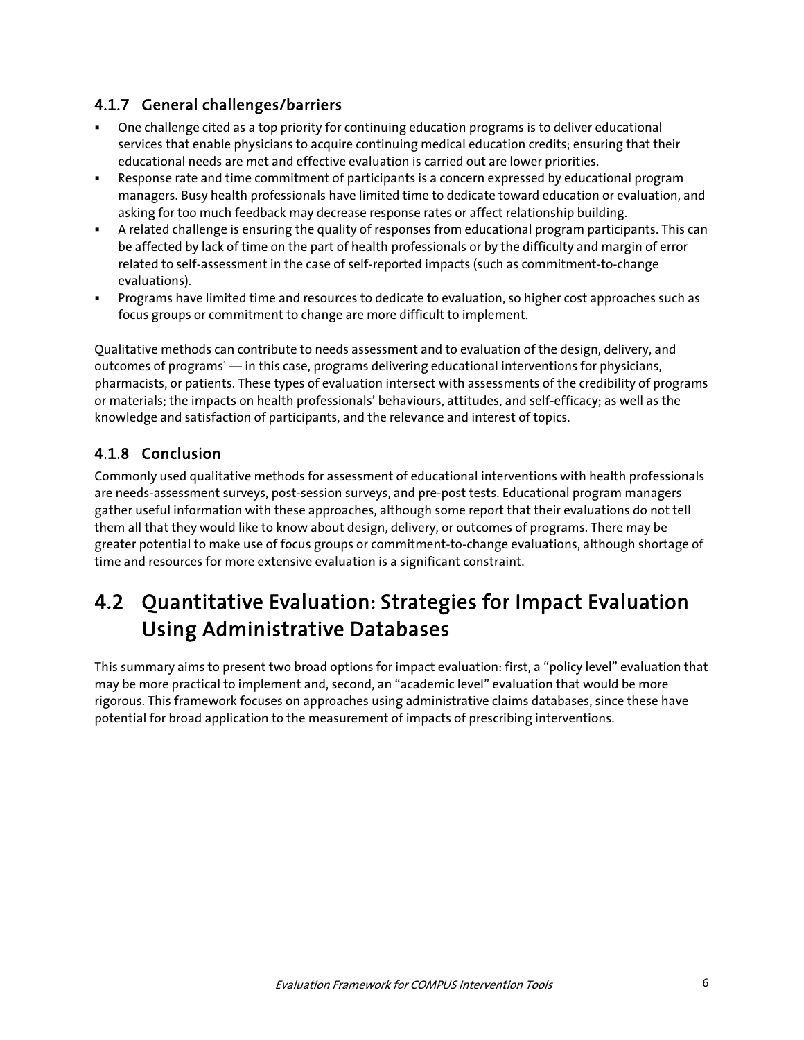### 4.1.7 General challenges/barriers

- One challenge cited as a top priority for continuing education programs is to deliver educational services that enable physicians to acquire continuing medical education credits; ensuring that their educational needs are met and effective evaluation is carried out are lower priorities.
- Response rate and time commitment of participants is a concern expressed by educational program managers. Busy health professionals have limited time to dedicate toward education or evaluation, and asking for too much feedback may decrease response rates or affect relationship building.
- A related challenge is ensuring the quality of responses from educational program participants. This can be affected by lack of time on the part of health professionals or by the difficulty and margin of error related to self-assessment in the case of self-reported impacts (such as commitment-to-change evaluations).
- Programs have limited time and resources to dedicate to evaluation, so higher cost approaches such as focus groups or commitment to change are more difficult to implement.

Qualitative methods can contribute to needs assessment and to evaluation of the design, delivery, and outcomes of programs[1] — in this case, programs delivering educational interventions for physicians, pharmacists, or patients. These types of evaluation intersect with assessments of the credibility of programs or materials; the impacts on health professionals' behaviours, attitudes, and self-efficacy; as well as the knowledge and satisfaction of participants, and the relevance and interest of topics.

### 4.1.8 Conclusion

Commonly used qualitative methods for assessment of educational interventions with health professionals are needs-assessment surveys, post-session surveys, and pre-post tests. Educational program managers gather useful information with these approaches, although some report that their evaluations do not tell them all that they would like to know about design, delivery, or outcomes of programs. There may be greater potential to make use of focus groups or commitment-to-change evaluations, although shortage of time and resources for more extensive evaluation is a significant constraint.

## 4.2 Quantitative Evaluation: Strategies for Impact Evaluation Using Administrative Databases

This summary aims to present two broad options for impact evaluation: first, a "policy level" evaluation that may be more practical to implement and, second, an "academic level" evaluation that would be more rigorous. This framework focuses on approaches using administrative claims databases, since these have potential for broad application to the measurement of impacts of prescribing interventions.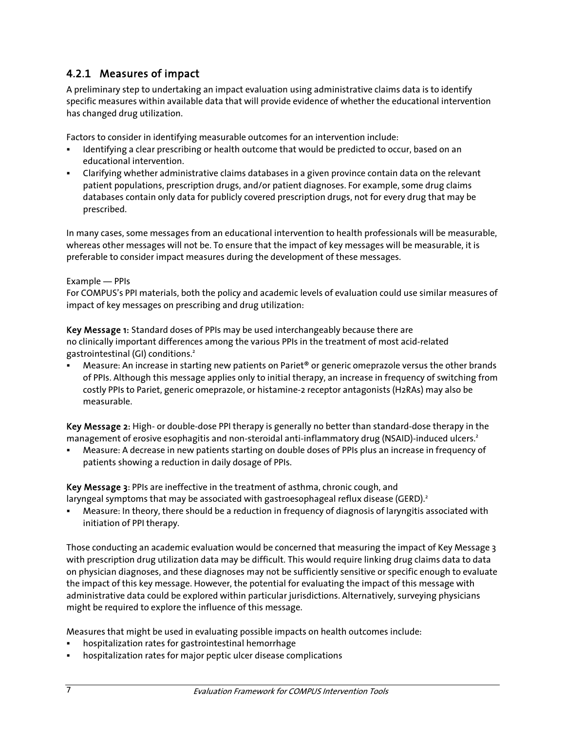### 4.2.1 Measures of impact

A preliminary step to undertaking an impact evaluation using administrative claims data is to identify specific measures within available data that will provide evidence of whether the educational intervention has changed drug utilization.

Factors to consider in identifying measurable outcomes for an intervention include:

- Identifying a clear prescribing or health outcome that would be predicted to occur, based on an educational intervention.
- Clarifying whether administrative claims databases in a given province contain data on the relevant patient populations, prescription drugs, and/or patient diagnoses. For example, some drug claims databases contain only data for publicly covered prescription drugs, not for every drug that may be prescribed.

In many cases, some messages from an educational intervention to health professionals will be measurable, whereas other messages will not be. To ensure that the impact of key messages will be measurable, it is preferable to consider impact measures during the development of these messages.

Example — PPIs

For COMPUS's PPI materials, both the policy and academic levels of evaluation could use similar measures of impact of key messages on prescribing and drug utilization:

**Key Message 1:** Standard doses of PPIs may be used interchangeably because there are no clinically important differences among the various PPIs in the treatment of most acid-related gastrointestinal (GI) conditions.[2]

- Measure: An increase in starting new patients on Pariet® or generic omeprazole versus the other brands of PPIs. Although this message applies only to initial therapy, an increase in frequency of switching from costly PPIs to Pariet, generic omeprazole, or histamine-2 receptor antagonists (H2RAs) may also be measurable.

**Key Message 2:** High- or double-dose PPI therapy is generally no better than standard-dose therapy in the management of erosive esophagitis and non-steroidal anti-inflammatory drug (NSAID)-induced ulcers.[2]

- Measure: A decrease in new patients starting on double doses of PPIs plus an increase in frequency of patients showing a reduction in daily dosage of PPIs.

**Key Message 3**: PPIs are ineffective in the treatment of asthma, chronic cough, and laryngeal symptoms that may be associated with gastroesophageal reflux disease (GERD).[2]

- Measure: In theory, there should be a reduction in frequency of diagnosis of laryngitis associated with initiation of PPI therapy.

Those conducting an academic evaluation would be concerned that measuring the impact of Key Message 3 with prescription drug utilization data may be difficult. This would require linking drug claims data to data on physician diagnoses, and these diagnoses may not be sufficiently sensitive or specific enough to evaluate the impact of this key message. However, the potential for evaluating the impact of this message with administrative data could be explored within particular jurisdictions. Alternatively, surveying physicians might be required to explore the influence of this message.

Measures that might be used in evaluating possible impacts on health outcomes include:

- hospitalization rates for gastrointestinal hemorrhage
- hospitalization rates for major peptic ulcer disease complications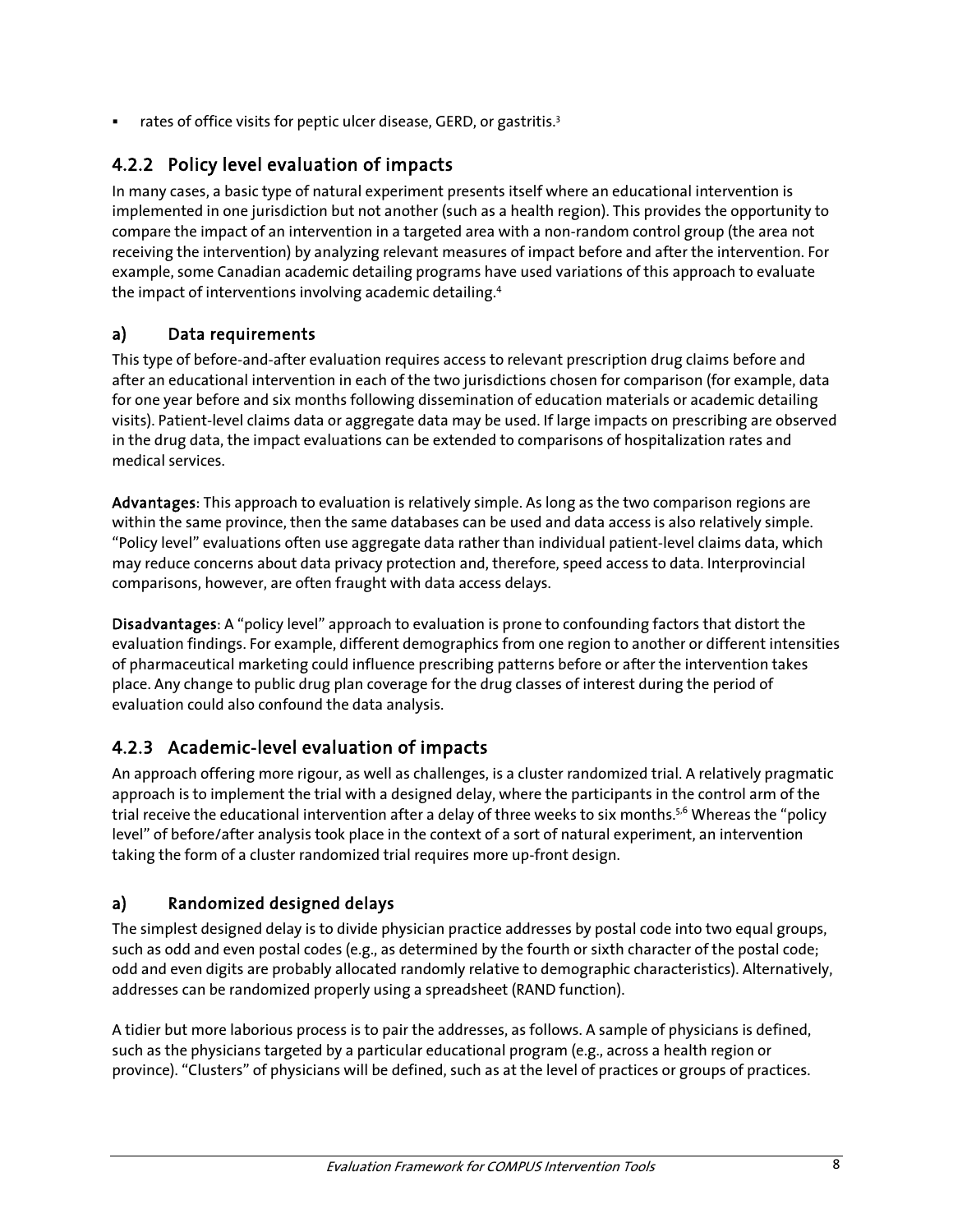- rates of office visits for peptic ulcer disease, GERD, or gastritis.[3]

### 4.2.2 Policy level evaluation of impacts

In many cases, a basic type of natural experiment presents itself where an educational intervention is implemented in one jurisdiction but not another (such as a health region). This provides the opportunity to compare the impact of an intervention in a targeted area with a non-random control group (the area not receiving the intervention) by analyzing relevant measures of impact before and after the intervention. For example, some Canadian academic detailing programs have used variations of this approach to evaluate the impact of interventions involving academic detailing.[4]

#### a) Data requirements

This type of before-and-after evaluation requires access to relevant prescription drug claims before and after an educational intervention in each of the two jurisdictions chosen for comparison (for example, data for one year before and six months following dissemination of education materials or academic detailing visits). Patient-level claims data or aggregate data may be used. If large impacts on prescribing are observed in the drug data, the impact evaluations can be extended to comparisons of hospitalization rates and medical services.

**Advantages**: This approach to evaluation is relatively simple. As long as the two comparison regions are within the same province, then the same databases can be used and data access is also relatively simple. "Policy level" evaluations often use aggregate data rather than individual patient-level claims data, which may reduce concerns about data privacy protection and, therefore, speed access to data. Interprovincial comparisons, however, are often fraught with data access delays.

**Disadvantages**: A "policy level" approach to evaluation is prone to confounding factors that distort the evaluation findings. For example, different demographics from one region to another or different intensities of pharmaceutical marketing could influence prescribing patterns before or after the intervention takes place. Any change to public drug plan coverage for the drug classes of interest during the period of evaluation could also confound the data analysis.

### 4.2.3 Academic-level evaluation of impacts

An approach offering more rigour, as well as challenges, is a cluster randomized trial. A relatively pragmatic approach is to implement the trial with a designed delay, where the participants in the control arm of the trial receive the educational intervention after a delay of three weeks to six months.[5,6] Whereas the "policy level" of before/after analysis took place in the context of a sort of natural experiment, an intervention taking the form of a cluster randomized trial requires more up-front design.

#### a) Randomized designed delays

The simplest designed delay is to divide physician practice addresses by postal code into two equal groups, such as odd and even postal codes (e.g., as determined by the fourth or sixth character of the postal code; odd and even digits are probably allocated randomly relative to demographic characteristics). Alternatively, addresses can be randomized properly using a spreadsheet (RAND function).

A tidier but more laborious process is to pair the addresses, as follows. A sample of physicians is defined, such as the physicians targeted by a particular educational program (e.g., across a health region or province). "Clusters" of physicians will be defined, such as at the level of practices or groups of practices.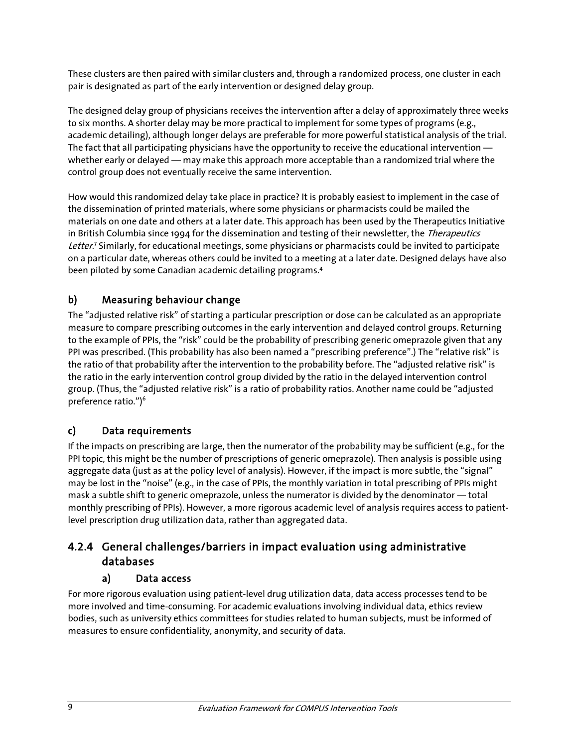These clusters are then paired with similar clusters and, through a randomized process, one cluster in each pair is designated as part of the early intervention or designed delay group.

The designed delay group of physicians receives the intervention after a delay of approximately three weeks to six months. A shorter delay may be more practical to implement for some types of programs (e.g., academic detailing), although longer delays are preferable for more powerful statistical analysis of the trial. The fact that all participating physicians have the opportunity to receive the educational intervention — whether early or delayed — may make this approach more acceptable than a randomized trial where the control group does not eventually receive the same intervention.

How would this randomized delay take place in practice? It is probably easiest to implement in the case of the dissemination of printed materials, where some physicians or pharmacists could be mailed the materials on one date and others at a later date. This approach has been used by the Therapeutics Initiative in British Columbia since 1994 for the dissemination and testing of their newsletter, the *Therapeutics Letter*.[7] Similarly, for educational meetings, some physicians or pharmacists could be invited to participate on a particular date, whereas others could be invited to a meeting at a later date. Designed delays have also been piloted by some Canadian academic detailing programs.[4]

### b) Measuring behaviour change

The "adjusted relative risk" of starting a particular prescription or dose can be calculated as an appropriate measure to compare prescribing outcomes in the early intervention and delayed control groups. Returning to the example of PPIs, the "risk" could be the probability of prescribing generic omeprazole given that any PPI was prescribed. (This probability has also been named a "prescribing preference".) The "relative risk" is the ratio of that probability after the intervention to the probability before. The "adjusted relative risk" is the ratio in the early intervention control group divided by the ratio in the delayed intervention control group. (Thus, the "adjusted relative risk" is a ratio of probability ratios. Another name could be "adjusted preference ratio.")[6]

### c) Data requirements

If the impacts on prescribing are large, then the numerator of the probability may be sufficient (e.g., for the PPI topic, this might be the number of prescriptions of generic omeprazole). Then analysis is possible using aggregate data (just as at the policy level of analysis). However, if the impact is more subtle, the "signal" may be lost in the "noise" (e.g., in the case of PPIs, the monthly variation in total prescribing of PPIs might mask a subtle shift to generic omeprazole, unless the numerator is divided by the denominator — total monthly prescribing of PPIs). However, a more rigorous academic level of analysis requires access to patient-level prescription drug utilization data, rather than aggregated data.

## 4.2.4 General challenges/barriers in impact evaluation using administrative databases

### a) Data access

For more rigorous evaluation using patient-level drug utilization data, data access processes tend to be more involved and time-consuming. For academic evaluations involving individual data, ethics review bodies, such as university ethics committees for studies related to human subjects, must be informed of measures to ensure confidentiality, anonymity, and security of data.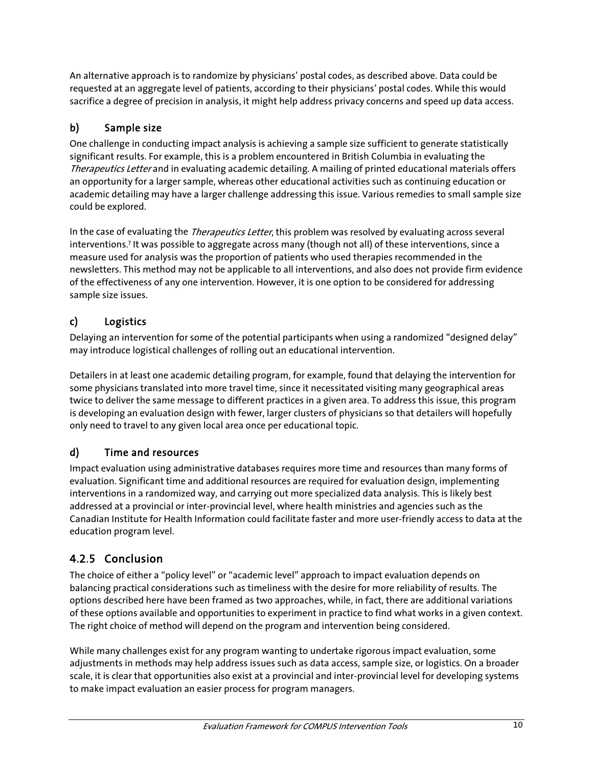An alternative approach is to randomize by physicians' postal codes, as described above. Data could be requested at an aggregate level of patients, according to their physicians' postal codes. While this would sacrifice a degree of precision in analysis, it might help address privacy concerns and speed up data access.

### b) Sample size

One challenge in conducting impact analysis is achieving a sample size sufficient to generate statistically significant results. For example, this is a problem encountered in British Columbia in evaluating the *Therapeutics Letter* and in evaluating academic detailing. A mailing of printed educational materials offers an opportunity for a larger sample, whereas other educational activities such as continuing education or academic detailing may have a larger challenge addressing this issue. Various remedies to small sample size could be explored.

In the case of evaluating the *Therapeutics Letter*, this problem was resolved by evaluating across several interventions.[7] It was possible to aggregate across many (though not all) of these interventions, since a measure used for analysis was the proportion of patients who used therapies recommended in the newsletters. This method may not be applicable to all interventions, and also does not provide firm evidence of the effectiveness of any one intervention. However, it is one option to be considered for addressing sample size issues.

### c) Logistics

Delaying an intervention for some of the potential participants when using a randomized "designed delay" may introduce logistical challenges of rolling out an educational intervention.

Detailers in at least one academic detailing program, for example, found that delaying the intervention for some physicians translated into more travel time, since it necessitated visiting many geographical areas twice to deliver the same message to different practices in a given area. To address this issue, this program is developing an evaluation design with fewer, larger clusters of physicians so that detailers will hopefully only need to travel to any given local area once per educational topic.

### d) Time and resources

Impact evaluation using administrative databases requires more time and resources than many forms of evaluation. Significant time and additional resources are required for evaluation design, implementing interventions in a randomized way, and carrying out more specialized data analysis. This is likely best addressed at a provincial or inter-provincial level, where health ministries and agencies such as the Canadian Institute for Health Information could facilitate faster and more user-friendly access to data at the education program level.

## 4.2.5 Conclusion

The choice of either a "policy level" or "academic level" approach to impact evaluation depends on balancing practical considerations such as timeliness with the desire for more reliability of results. The options described here have been framed as two approaches, while, in fact, there are additional variations of these options available and opportunities to experiment in practice to find what works in a given context. The right choice of method will depend on the program and intervention being considered.

While many challenges exist for any program wanting to undertake rigorous impact evaluation, some adjustments in methods may help address issues such as data access, sample size, or logistics. On a broader scale, it is clear that opportunities also exist at a provincial and inter-provincial level for developing systems to make impact evaluation an easier process for program managers.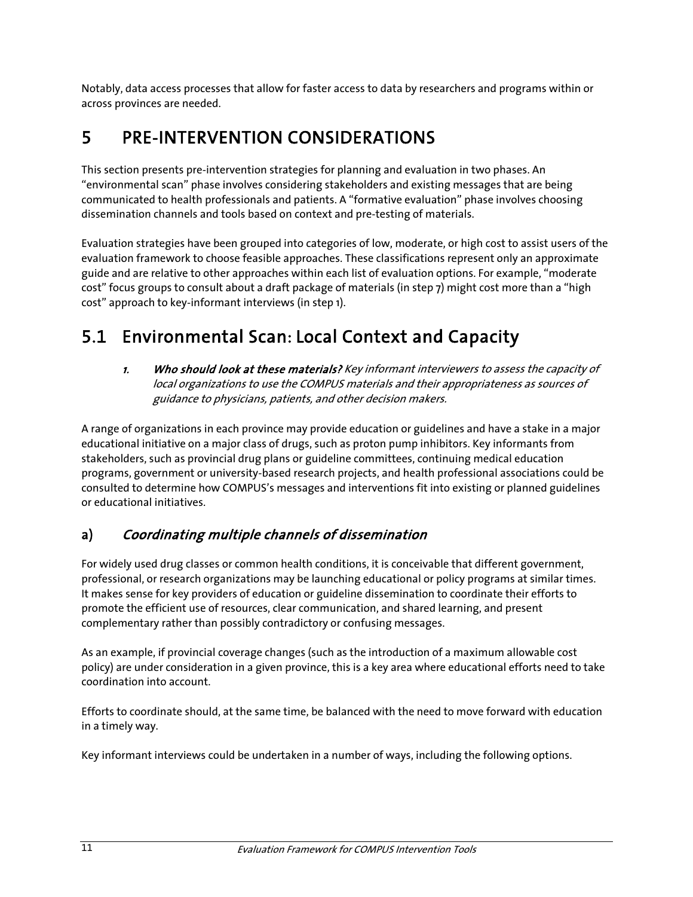Notably, data access processes that allow for faster access to data by researchers and programs within or across provinces are needed.

# 5 PRE-INTERVENTION CONSIDERATIONS

This section presents pre-intervention strategies for planning and evaluation in two phases. An "environmental scan" phase involves considering stakeholders and existing messages that are being communicated to health professionals and patients. A "formative evaluation" phase involves choosing dissemination channels and tools based on context and pre-testing of materials.

Evaluation strategies have been grouped into categories of low, moderate, or high cost to assist users of the evaluation framework to choose feasible approaches. These classifications represent only an approximate guide and are relative to other approaches within each list of evaluation options. For example, "moderate cost" focus groups to consult about a draft package of materials (in step 7) might cost more than a "high cost" approach to key-informant interviews (in step 1).

## 5.1 Environmental Scan: Local Context and Capacity

> 1. ***Who should look at these materials?*** *Key informant interviewers to assess the capacity of local organizations to use the COMPUS materials and their appropriateness as sources of guidance to physicians, patients, and other decision makers.*

A range of organizations in each province may provide education or guidelines and have a stake in a major educational initiative on a major class of drugs, such as proton pump inhibitors. Key informants from stakeholders, such as provincial drug plans or guideline committees, continuing medical education programs, government or university-based research projects, and health professional associations could be consulted to determine how COMPUS's messages and interventions fit into existing or planned guidelines or educational initiatives.

### a) *Coordinating multiple channels of dissemination*

For widely used drug classes or common health conditions, it is conceivable that different government, professional, or research organizations may be launching educational or policy programs at similar times. It makes sense for key providers of education or guideline dissemination to coordinate their efforts to promote the efficient use of resources, clear communication, and shared learning, and present complementary rather than possibly contradictory or confusing messages.

As an example, if provincial coverage changes (such as the introduction of a maximum allowable cost policy) are under consideration in a given province, this is a key area where educational efforts need to take coordination into account.

Efforts to coordinate should, at the same time, be balanced with the need to move forward with education in a timely way.

Key informant interviews could be undertaken in a number of ways, including the following options.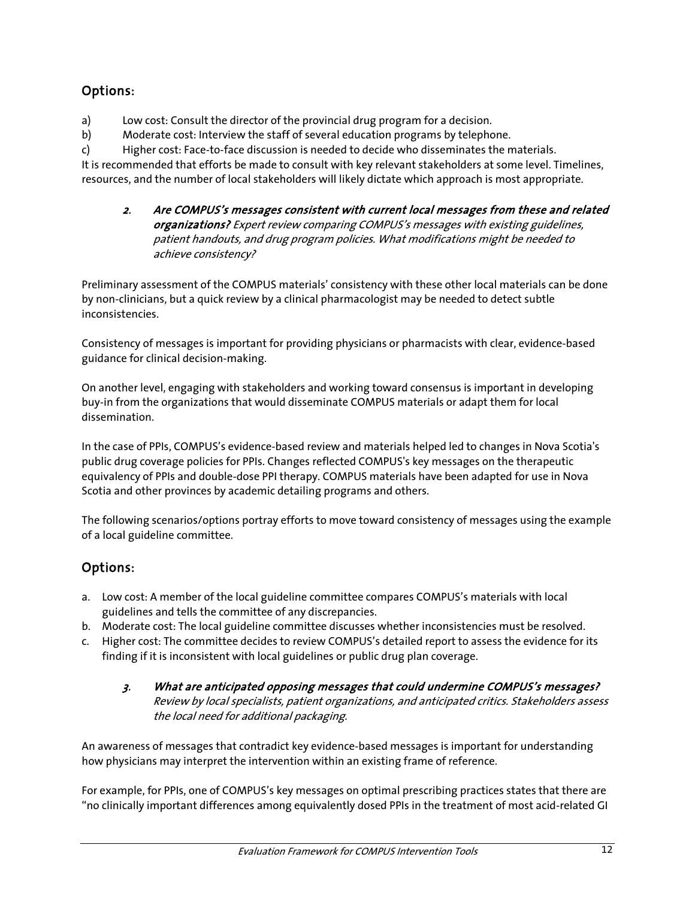## Options:

a) Low cost: Consult the director of the provincial drug program for a decision.
b) Moderate cost: Interview the staff of several education programs by telephone.
c) Higher cost: Face-to-face discussion is needed to decide who disseminates the materials.

It is recommended that efforts be made to consult with key relevant stakeholders at some level. Timelines, resources, and the number of local stakeholders will likely dictate which approach is most appropriate.

> ***2. Are COMPUS's messages consistent with current local messages from these and related organizations?*** *Expert review comparing COMPUS's messages with existing guidelines, patient handouts, and drug program policies. What modifications might be needed to achieve consistency?*

Preliminary assessment of the COMPUS materials' consistency with these other local materials can be done by non-clinicians, but a quick review by a clinical pharmacologist may be needed to detect subtle inconsistencies.

Consistency of messages is important for providing physicians or pharmacists with clear, evidence-based guidance for clinical decision-making.

On another level, engaging with stakeholders and working toward consensus is important in developing buy-in from the organizations that would disseminate COMPUS materials or adapt them for local dissemination.

In the case of PPIs, COMPUS's evidence-based review and materials helped led to changes in Nova Scotia's public drug coverage policies for PPIs. Changes reflected COMPUS's key messages on the therapeutic equivalency of PPIs and double-dose PPI therapy. COMPUS materials have been adapted for use in Nova Scotia and other provinces by academic detailing programs and others.

The following scenarios/options portray efforts to move toward consistency of messages using the example of a local guideline committee.

## Options:

a. Low cost: A member of the local guideline committee compares COMPUS's materials with local guidelines and tells the committee of any discrepancies.
b. Moderate cost: The local guideline committee discusses whether inconsistencies must be resolved.
c. Higher cost: The committee decides to review COMPUS's detailed report to assess the evidence for its finding if it is inconsistent with local guidelines or public drug plan coverage.

> ***3. What are anticipated opposing messages that could undermine COMPUS's messages?*** *Review by local specialists, patient organizations, and anticipated critics. Stakeholders assess the local need for additional packaging.*

An awareness of messages that contradict key evidence-based messages is important for understanding how physicians may interpret the intervention within an existing frame of reference.

For example, for PPIs, one of COMPUS's key messages on optimal prescribing practices states that there are "no clinically important differences among equivalently dosed PPIs in the treatment of most acid-related GI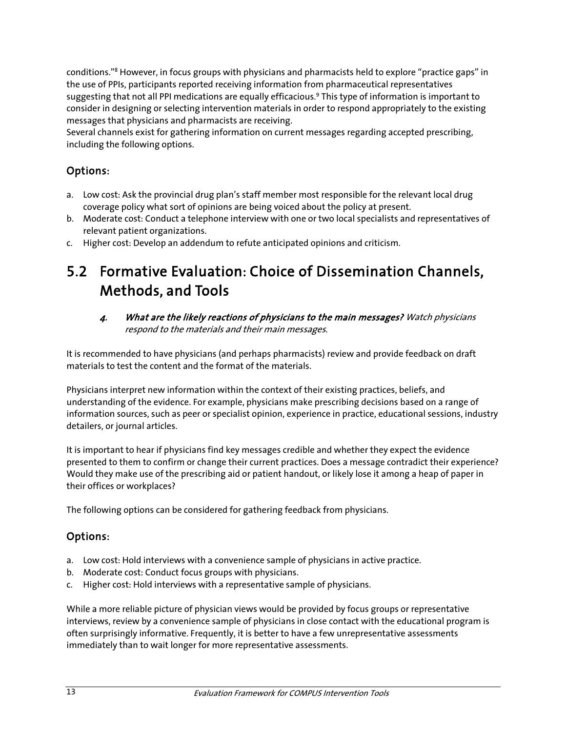conditions."[8] However, in focus groups with physicians and pharmacists held to explore "practice gaps" in the use of PPIs, participants reported receiving information from pharmaceutical representatives suggesting that not all PPI medications are equally efficacious.[9] This type of information is important to consider in designing or selecting intervention materials in order to respond appropriately to the existing messages that physicians and pharmacists are receiving.
Several channels exist for gathering information on current messages regarding accepted prescribing, including the following options.

### Options:

a. Low cost: Ask the provincial drug plan's staff member most responsible for the relevant local drug coverage policy what sort of opinions are being voiced about the policy at present.
b. Moderate cost: Conduct a telephone interview with one or two local specialists and representatives of relevant patient organizations.
c. Higher cost: Develop an addendum to refute anticipated opinions and criticism.

## 5.2 Formative Evaluation: Choice of Dissemination Channels, Methods, and Tools

> *4.* ***What are the likely reactions of physicians to the main messages?*** *Watch physicians respond to the materials and their main messages.*

It is recommended to have physicians (and perhaps pharmacists) review and provide feedback on draft materials to test the content and the format of the materials.

Physicians interpret new information within the context of their existing practices, beliefs, and understanding of the evidence. For example, physicians make prescribing decisions based on a range of information sources, such as peer or specialist opinion, experience in practice, educational sessions, industry detailers, or journal articles.

It is important to hear if physicians find key messages credible and whether they expect the evidence presented to them to confirm or change their current practices. Does a message contradict their experience? Would they make use of the prescribing aid or patient handout, or likely lose it among a heap of paper in their offices or workplaces?

The following options can be considered for gathering feedback from physicians.

### Options:

a. Low cost: Hold interviews with a convenience sample of physicians in active practice.
b. Moderate cost: Conduct focus groups with physicians.
c. Higher cost: Hold interviews with a representative sample of physicians.

While a more reliable picture of physician views would be provided by focus groups or representative interviews, review by a convenience sample of physicians in close contact with the educational program is often surprisingly informative. Frequently, it is better to have a few unrepresentative assessments immediately than to wait longer for more representative assessments.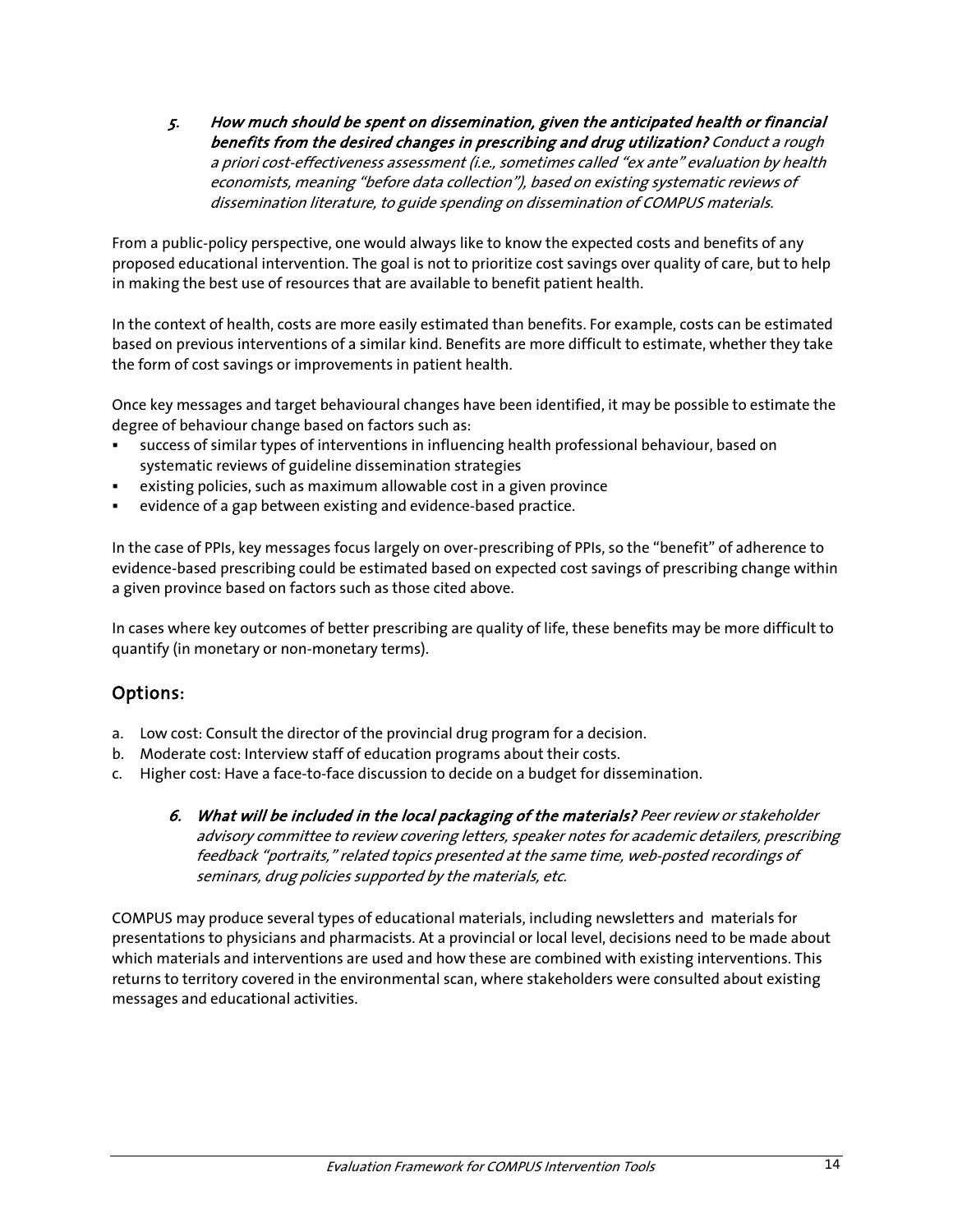5. ***How much should be spent on dissemination, given the anticipated health or financial benefits from the desired changes in prescribing and drug utilization?*** *Conduct a rough a priori cost-effectiveness assessment (i.e., sometimes called "ex ante" evaluation by health economists, meaning "before data collection"), based on existing systematic reviews of dissemination literature, to guide spending on dissemination of COMPUS materials.*

From a public-policy perspective, one would always like to know the expected costs and benefits of any proposed educational intervention. The goal is not to prioritize cost savings over quality of care, but to help in making the best use of resources that are available to benefit patient health.

In the context of health, costs are more easily estimated than benefits. For example, costs can be estimated based on previous interventions of a similar kind. Benefits are more difficult to estimate, whether they take the form of cost savings or improvements in patient health.

Once key messages and target behavioural changes have been identified, it may be possible to estimate the degree of behaviour change based on factors such as:

- success of similar types of interventions in influencing health professional behaviour, based on systematic reviews of guideline dissemination strategies
- existing policies, such as maximum allowable cost in a given province
- evidence of a gap between existing and evidence-based practice.

In the case of PPIs, key messages focus largely on over-prescribing of PPIs, so the "benefit" of adherence to evidence-based prescribing could be estimated based on expected cost savings of prescribing change within a given province based on factors such as those cited above.

In cases where key outcomes of better prescribing are quality of life, these benefits may be more difficult to quantify (in monetary or non-monetary terms).

## Options:

a. Low cost: Consult the director of the provincial drug program for a decision.
b. Moderate cost: Interview staff of education programs about their costs.
c. Higher cost: Have a face-to-face discussion to decide on a budget for dissemination.

6. ***What will be included in the local packaging of the materials?*** *Peer review or stakeholder advisory committee to review covering letters, speaker notes for academic detailers, prescribing feedback "portraits," related topics presented at the same time, web-posted recordings of seminars, drug policies supported by the materials, etc.*

COMPUS may produce several types of educational materials, including newsletters and materials for presentations to physicians and pharmacists. At a provincial or local level, decisions need to be made about which materials and interventions are used and how these are combined with existing interventions. This returns to territory covered in the environmental scan, where stakeholders were consulted about existing messages and educational activities.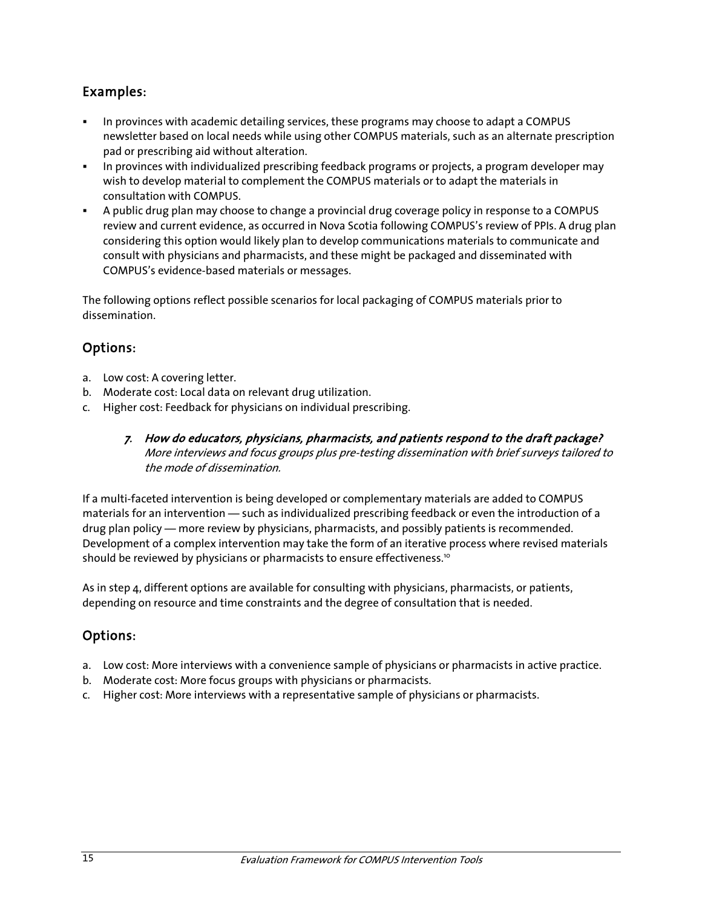## Examples:

- In provinces with academic detailing services, these programs may choose to adapt a COMPUS newsletter based on local needs while using other COMPUS materials, such as an alternate prescription pad or prescribing aid without alteration.
- In provinces with individualized prescribing feedback programs or projects, a program developer may wish to develop material to complement the COMPUS materials or to adapt the materials in consultation with COMPUS.
- A public drug plan may choose to change a provincial drug coverage policy in response to a COMPUS review and current evidence, as occurred in Nova Scotia following COMPUS's review of PPIs. A drug plan considering this option would likely plan to develop communications materials to communicate and consult with physicians and pharmacists, and these might be packaged and disseminated with COMPUS's evidence-based materials or messages.

The following options reflect possible scenarios for local packaging of COMPUS materials prior to dissemination.

## Options:

a. Low cost: A covering letter.
b. Moderate cost: Local data on relevant drug utilization.
c. Higher cost: Feedback for physicians on individual prescribing.

> 7. ***How do educators, physicians, pharmacists, and patients respond to the draft package?***
> *More interviews and focus groups plus pre-testing dissemination with brief surveys tailored to the mode of dissemination.*

If a multi-faceted intervention is being developed or complementary materials are added to COMPUS materials for an intervention — such as individualized prescribing feedback or even the introduction of a drug plan policy — more review by physicians, pharmacists, and possibly patients is recommended. Development of a complex intervention may take the form of an iterative process where revised materials should be reviewed by physicians or pharmacists to ensure effectiveness.[10]

As in step 4, different options are available for consulting with physicians, pharmacists, or patients, depending on resource and time constraints and the degree of consultation that is needed.

## Options:

a. Low cost: More interviews with a convenience sample of physicians or pharmacists in active practice.
b. Moderate cost: More focus groups with physicians or pharmacists.
c. Higher cost: More interviews with a representative sample of physicians or pharmacists.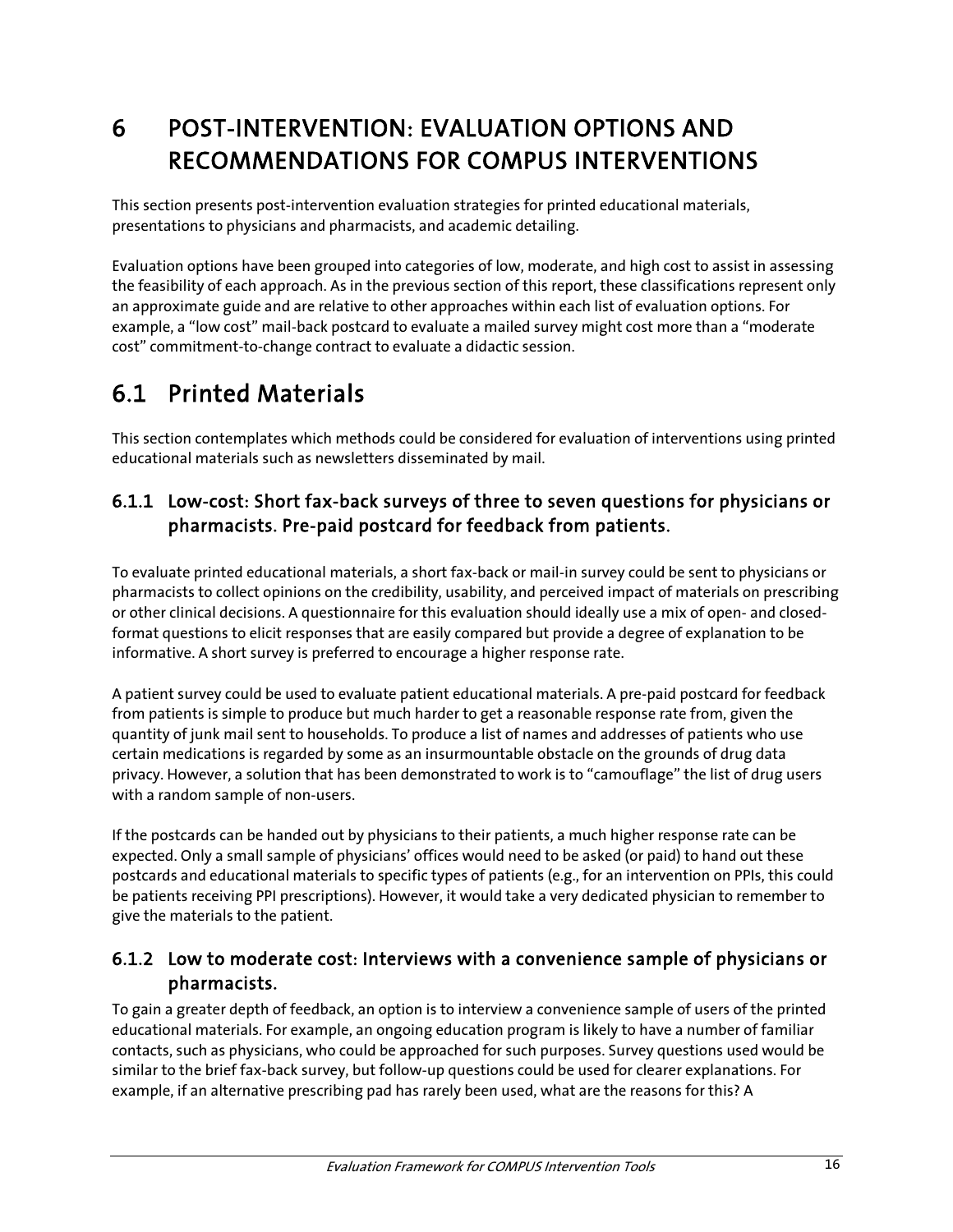# 6 POST-INTERVENTION: EVALUATION OPTIONS AND RECOMMENDATIONS FOR COMPUS INTERVENTIONS

This section presents post-intervention evaluation strategies for printed educational materials, presentations to physicians and pharmacists, and academic detailing.

Evaluation options have been grouped into categories of low, moderate, and high cost to assist in assessing the feasibility of each approach. As in the previous section of this report, these classifications represent only an approximate guide and are relative to other approaches within each list of evaluation options. For example, a "low cost" mail-back postcard to evaluate a mailed survey might cost more than a "moderate cost" commitment-to-change contract to evaluate a didactic session.

## 6.1 Printed Materials

This section contemplates which methods could be considered for evaluation of interventions using printed educational materials such as newsletters disseminated by mail.

### 6.1.1 Low-cost: Short fax-back surveys of three to seven questions for physicians or pharmacists. Pre-paid postcard for feedback from patients.

To evaluate printed educational materials, a short fax-back or mail-in survey could be sent to physicians or pharmacists to collect opinions on the credibility, usability, and perceived impact of materials on prescribing or other clinical decisions. A questionnaire for this evaluation should ideally use a mix of open- and closed-format questions to elicit responses that are easily compared but provide a degree of explanation to be informative. A short survey is preferred to encourage a higher response rate.

A patient survey could be used to evaluate patient educational materials. A pre-paid postcard for feedback from patients is simple to produce but much harder to get a reasonable response rate from, given the quantity of junk mail sent to households. To produce a list of names and addresses of patients who use certain medications is regarded by some as an insurmountable obstacle on the grounds of drug data privacy. However, a solution that has been demonstrated to work is to "camouflage" the list of drug users with a random sample of non-users.

If the postcards can be handed out by physicians to their patients, a much higher response rate can be expected. Only a small sample of physicians' offices would need to be asked (or paid) to hand out these postcards and educational materials to specific types of patients (e.g., for an intervention on PPIs, this could be patients receiving PPI prescriptions). However, it would take a very dedicated physician to remember to give the materials to the patient.

### 6.1.2 Low to moderate cost: Interviews with a convenience sample of physicians or pharmacists.

To gain a greater depth of feedback, an option is to interview a convenience sample of users of the printed educational materials. For example, an ongoing education program is likely to have a number of familiar contacts, such as physicians, who could be approached for such purposes. Survey questions used would be similar to the brief fax-back survey, but follow-up questions could be used for clearer explanations. For example, if an alternative prescribing pad has rarely been used, what are the reasons for this? A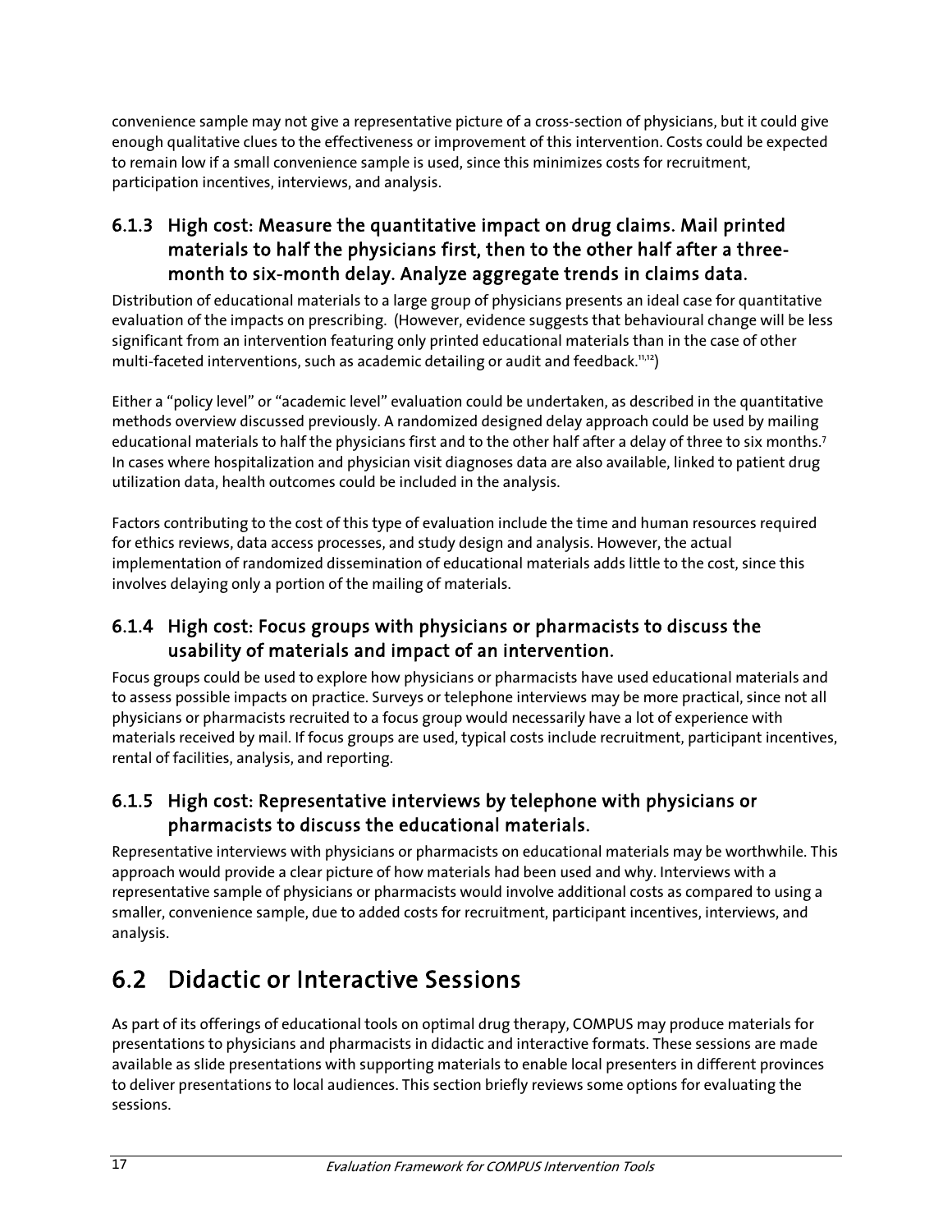convenience sample may not give a representative picture of a cross-section of physicians, but it could give enough qualitative clues to the effectiveness or improvement of this intervention. Costs could be expected to remain low if a small convenience sample is used, since this minimizes costs for recruitment, participation incentives, interviews, and analysis.

### 6.1.3 High cost: Measure the quantitative impact on drug claims. Mail printed materials to half the physicians first, then to the other half after a three-month to six-month delay. Analyze aggregate trends in claims data.

Distribution of educational materials to a large group of physicians presents an ideal case for quantitative evaluation of the impacts on prescribing. (However, evidence suggests that behavioural change will be less significant from an intervention featuring only printed educational materials than in the case of other multi-faceted interventions, such as academic detailing or audit and feedback.[11,12])

Either a "policy level" or "academic level" evaluation could be undertaken, as described in the quantitative methods overview discussed previously. A randomized designed delay approach could be used by mailing educational materials to half the physicians first and to the other half after a delay of three to six months.[7] In cases where hospitalization and physician visit diagnoses data are also available, linked to patient drug utilization data, health outcomes could be included in the analysis.

Factors contributing to the cost of this type of evaluation include the time and human resources required for ethics reviews, data access processes, and study design and analysis. However, the actual implementation of randomized dissemination of educational materials adds little to the cost, since this involves delaying only a portion of the mailing of materials.

### 6.1.4 High cost: Focus groups with physicians or pharmacists to discuss the usability of materials and impact of an intervention.

Focus groups could be used to explore how physicians or pharmacists have used educational materials and to assess possible impacts on practice. Surveys or telephone interviews may be more practical, since not all physicians or pharmacists recruited to a focus group would necessarily have a lot of experience with materials received by mail. If focus groups are used, typical costs include recruitment, participant incentives, rental of facilities, analysis, and reporting.

### 6.1.5 High cost: Representative interviews by telephone with physicians or pharmacists to discuss the educational materials.

Representative interviews with physicians or pharmacists on educational materials may be worthwhile. This approach would provide a clear picture of how materials had been used and why. Interviews with a representative sample of physicians or pharmacists would involve additional costs as compared to using a smaller, convenience sample, due to added costs for recruitment, participant incentives, interviews, and analysis.

## 6.2 Didactic or Interactive Sessions

As part of its offerings of educational tools on optimal drug therapy, COMPUS may produce materials for presentations to physicians and pharmacists in didactic and interactive formats. These sessions are made available as slide presentations with supporting materials to enable local presenters in different provinces to deliver presentations to local audiences. This section briefly reviews some options for evaluating the sessions.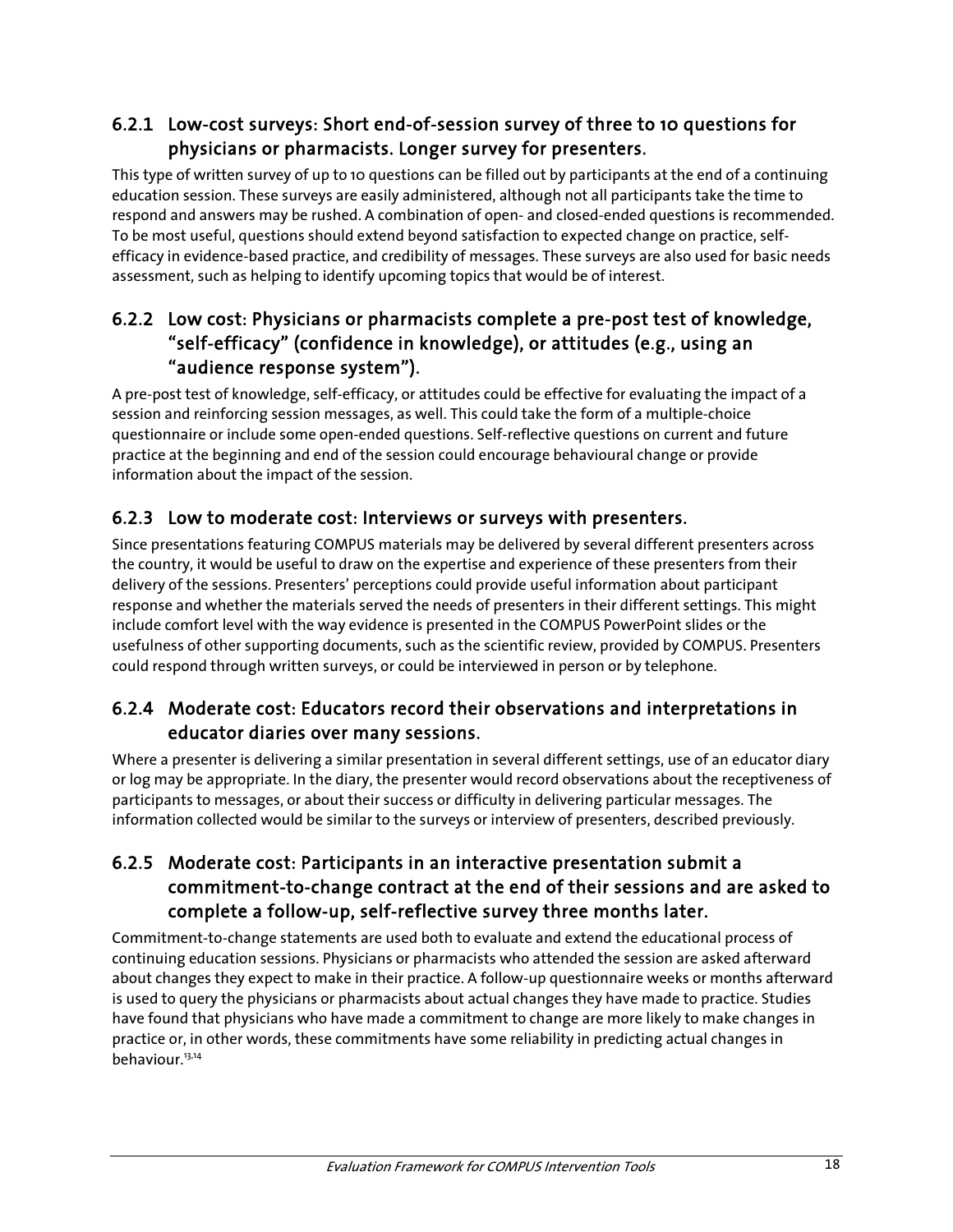### 6.2.1 Low-cost surveys: Short end-of-session survey of three to 10 questions for physicians or pharmacists. Longer survey for presenters.

This type of written survey of up to 10 questions can be filled out by participants at the end of a continuing education session. These surveys are easily administered, although not all participants take the time to respond and answers may be rushed. A combination of open- and closed-ended questions is recommended. To be most useful, questions should extend beyond satisfaction to expected change on practice, self-efficacy in evidence-based practice, and credibility of messages. These surveys are also used for basic needs assessment, such as helping to identify upcoming topics that would be of interest.

### 6.2.2 Low cost: Physicians or pharmacists complete a pre-post test of knowledge, "self-efficacy" (confidence in knowledge), or attitudes (e.g., using an "audience response system").

A pre-post test of knowledge, self-efficacy, or attitudes could be effective for evaluating the impact of a session and reinforcing session messages, as well. This could take the form of a multiple-choice questionnaire or include some open-ended questions. Self-reflective questions on current and future practice at the beginning and end of the session could encourage behavioural change or provide information about the impact of the session.

### 6.2.3 Low to moderate cost: Interviews or surveys with presenters.

Since presentations featuring COMPUS materials may be delivered by several different presenters across the country, it would be useful to draw on the expertise and experience of these presenters from their delivery of the sessions. Presenters' perceptions could provide useful information about participant response and whether the materials served the needs of presenters in their different settings. This might include comfort level with the way evidence is presented in the COMPUS PowerPoint slides or the usefulness of other supporting documents, such as the scientific review, provided by COMPUS. Presenters could respond through written surveys, or could be interviewed in person or by telephone.

### 6.2.4 Moderate cost: Educators record their observations and interpretations in educator diaries over many sessions.

Where a presenter is delivering a similar presentation in several different settings, use of an educator diary or log may be appropriate. In the diary, the presenter would record observations about the receptiveness of participants to messages, or about their success or difficulty in delivering particular messages. The information collected would be similar to the surveys or interview of presenters, described previously.

### 6.2.5 Moderate cost: Participants in an interactive presentation submit a commitment-to-change contract at the end of their sessions and are asked to complete a follow-up, self-reflective survey three months later.

Commitment-to-change statements are used both to evaluate and extend the educational process of continuing education sessions. Physicians or pharmacists who attended the session are asked afterward about changes they expect to make in their practice. A follow-up questionnaire weeks or months afterward is used to query the physicians or pharmacists about actual changes they have made to practice. Studies have found that physicians who have made a commitment to change are more likely to make changes in practice or, in other words, these commitments have some reliability in predicting actual changes in behaviour.[13,14]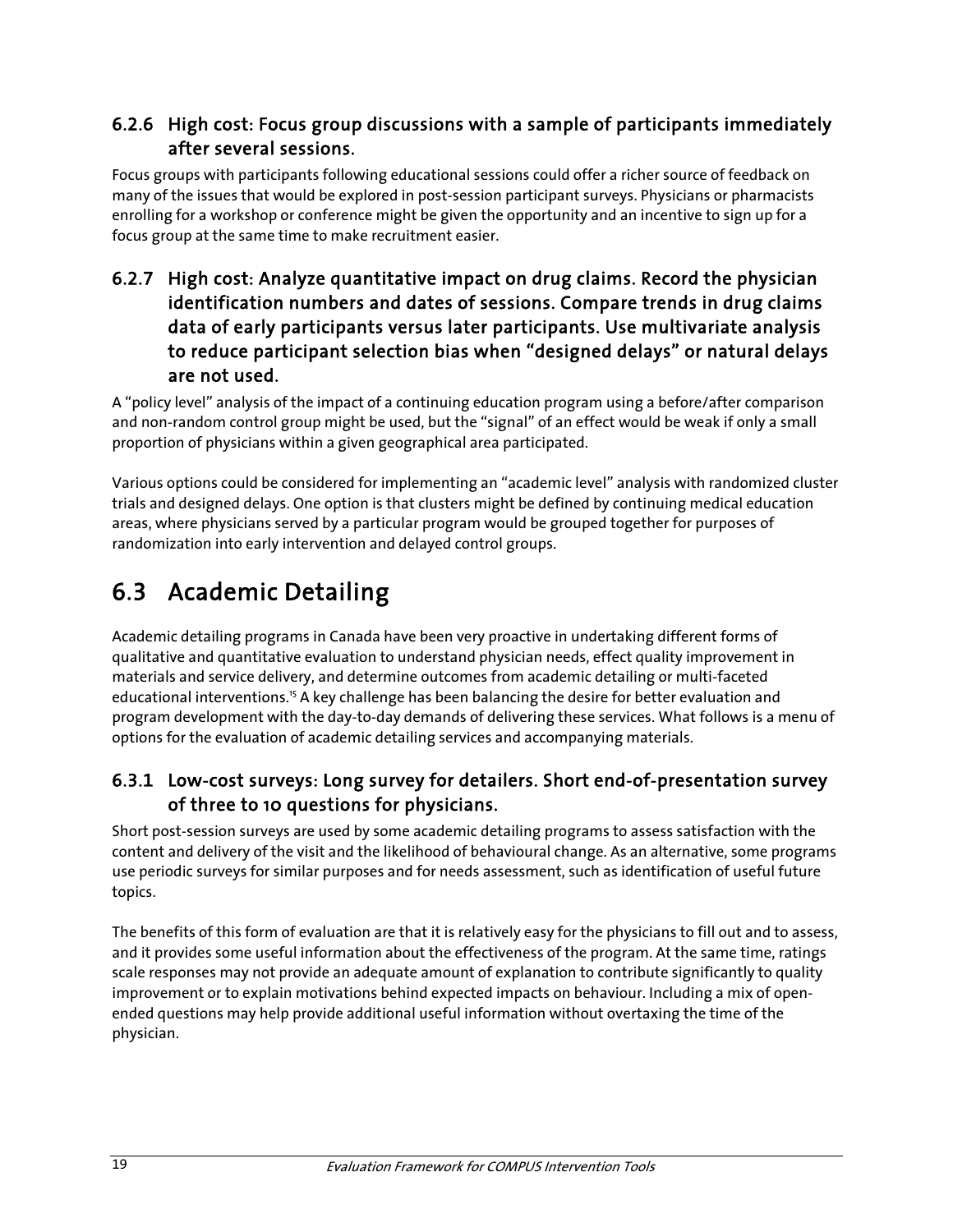### 6.2.6 High cost: Focus group discussions with a sample of participants immediately after several sessions.

Focus groups with participants following educational sessions could offer a richer source of feedback on many of the issues that would be explored in post-session participant surveys. Physicians or pharmacists enrolling for a workshop or conference might be given the opportunity and an incentive to sign up for a focus group at the same time to make recruitment easier.

### 6.2.7 High cost: Analyze quantitative impact on drug claims. Record the physician identification numbers and dates of sessions. Compare trends in drug claims data of early participants versus later participants. Use multivariate analysis to reduce participant selection bias when "designed delays" or natural delays are not used.

A "policy level" analysis of the impact of a continuing education program using a before/after comparison and non-random control group might be used, but the "signal" of an effect would be weak if only a small proportion of physicians within a given geographical area participated.

Various options could be considered for implementing an "academic level" analysis with randomized cluster trials and designed delays. One option is that clusters might be defined by continuing medical education areas, where physicians served by a particular program would be grouped together for purposes of randomization into early intervention and delayed control groups.

## 6.3 Academic Detailing

Academic detailing programs in Canada have been very proactive in undertaking different forms of qualitative and quantitative evaluation to understand physician needs, effect quality improvement in materials and service delivery, and determine outcomes from academic detailing or multi-faceted educational interventions.[15] A key challenge has been balancing the desire for better evaluation and program development with the day-to-day demands of delivering these services. What follows is a menu of options for the evaluation of academic detailing services and accompanying materials.

### 6.3.1 Low-cost surveys: Long survey for detailers. Short end-of-presentation survey of three to 10 questions for physicians.

Short post-session surveys are used by some academic detailing programs to assess satisfaction with the content and delivery of the visit and the likelihood of behavioural change. As an alternative, some programs use periodic surveys for similar purposes and for needs assessment, such as identification of useful future topics.

The benefits of this form of evaluation are that it is relatively easy for the physicians to fill out and to assess, and it provides some useful information about the effectiveness of the program. At the same time, ratings scale responses may not provide an adequate amount of explanation to contribute significantly to quality improvement or to explain motivations behind expected impacts on behaviour. Including a mix of open-ended questions may help provide additional useful information without overtaxing the time of the physician.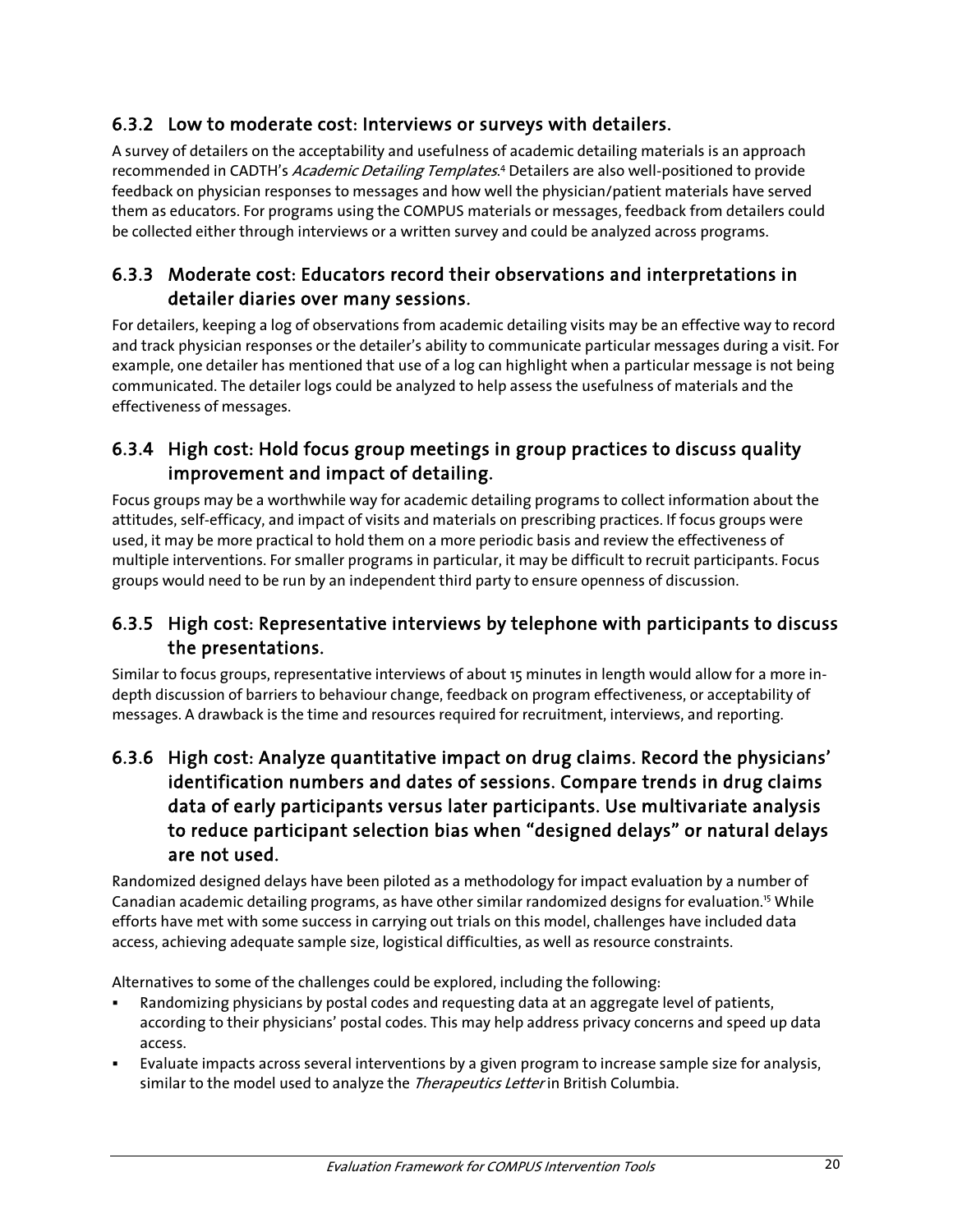### 6.3.2 Low to moderate cost: Interviews or surveys with detailers.

A survey of detailers on the acceptability and usefulness of academic detailing materials is an approach recommended in CADTH's *Academic Detailing Templates*.[4] Detailers are also well-positioned to provide feedback on physician responses to messages and how well the physician/patient materials have served them as educators. For programs using the COMPUS materials or messages, feedback from detailers could be collected either through interviews or a written survey and could be analyzed across programs.

### 6.3.3 Moderate cost: Educators record their observations and interpretations in detailer diaries over many sessions.

For detailers, keeping a log of observations from academic detailing visits may be an effective way to record and track physician responses or the detailer's ability to communicate particular messages during a visit. For example, one detailer has mentioned that use of a log can highlight when a particular message is not being communicated. The detailer logs could be analyzed to help assess the usefulness of materials and the effectiveness of messages.

### 6.3.4 High cost: Hold focus group meetings in group practices to discuss quality improvement and impact of detailing.

Focus groups may be a worthwhile way for academic detailing programs to collect information about the attitudes, self-efficacy, and impact of visits and materials on prescribing practices. If focus groups were used, it may be more practical to hold them on a more periodic basis and review the effectiveness of multiple interventions. For smaller programs in particular, it may be difficult to recruit participants. Focus groups would need to be run by an independent third party to ensure openness of discussion.

### 6.3.5 High cost: Representative interviews by telephone with participants to discuss the presentations.

Similar to focus groups, representative interviews of about 15 minutes in length would allow for a more in-depth discussion of barriers to behaviour change, feedback on program effectiveness, or acceptability of messages. A drawback is the time and resources required for recruitment, interviews, and reporting.

### 6.3.6 High cost: Analyze quantitative impact on drug claims. Record the physicians' identification numbers and dates of sessions. Compare trends in drug claims data of early participants versus later participants. Use multivariate analysis to reduce participant selection bias when "designed delays" or natural delays are not used.

Randomized designed delays have been piloted as a methodology for impact evaluation by a number of Canadian academic detailing programs, as have other similar randomized designs for evaluation.[15] While efforts have met with some success in carrying out trials on this model, challenges have included data access, achieving adequate sample size, logistical difficulties, as well as resource constraints.

Alternatives to some of the challenges could be explored, including the following:

- Randomizing physicians by postal codes and requesting data at an aggregate level of patients, according to their physicians' postal codes. This may help address privacy concerns and speed up data access.
- Evaluate impacts across several interventions by a given program to increase sample size for analysis, similar to the model used to analyze the *Therapeutics Letter* in British Columbia.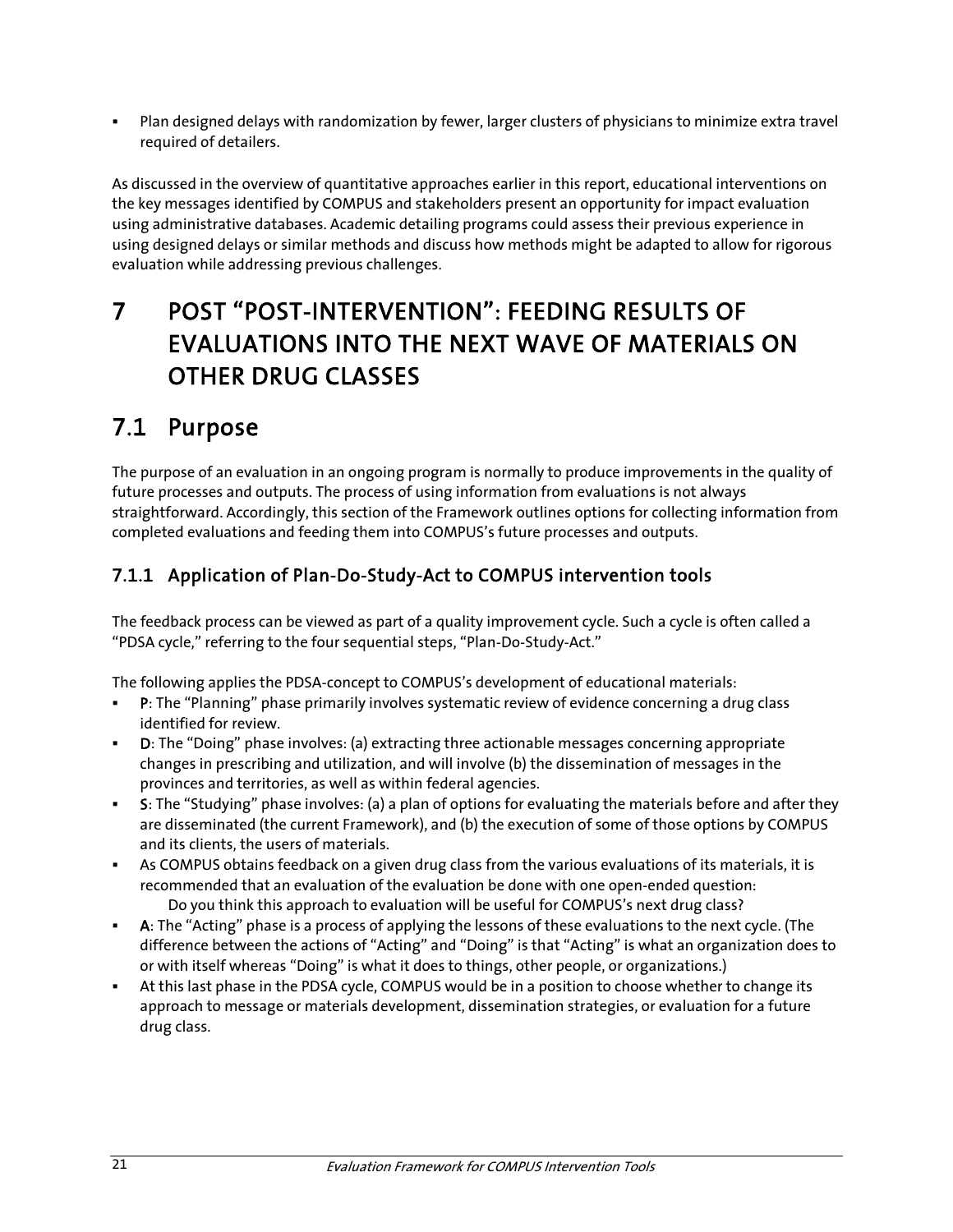- Plan designed delays with randomization by fewer, larger clusters of physicians to minimize extra travel required of detailers.

As discussed in the overview of quantitative approaches earlier in this report, educational interventions on the key messages identified by COMPUS and stakeholders present an opportunity for impact evaluation using administrative databases. Academic detailing programs could assess their previous experience in using designed delays or similar methods and discuss how methods might be adapted to allow for rigorous evaluation while addressing previous challenges.

# 7 POST "POST-INTERVENTION": FEEDING RESULTS OF EVALUATIONS INTO THE NEXT WAVE OF MATERIALS ON OTHER DRUG CLASSES

## 7.1 Purpose

The purpose of an evaluation in an ongoing program is normally to produce improvements in the quality of future processes and outputs. The process of using information from evaluations is not always straightforward. Accordingly, this section of the Framework outlines options for collecting information from completed evaluations and feeding them into COMPUS's future processes and outputs.

### 7.1.1 Application of Plan-Do-Study-Act to COMPUS intervention tools

The feedback process can be viewed as part of a quality improvement cycle. Such a cycle is often called a "PDSA cycle," referring to the four sequential steps, "Plan-Do-Study-Act."

The following applies the PDSA-concept to COMPUS's development of educational materials:

- **P**: The "Planning" phase primarily involves systematic review of evidence concerning a drug class identified for review.
- **D**: The "Doing" phase involves: (a) extracting three actionable messages concerning appropriate changes in prescribing and utilization, and will involve (b) the dissemination of messages in the provinces and territories, as well as within federal agencies.
- **S**: The "Studying" phase involves: (a) a plan of options for evaluating the materials before and after they are disseminated (the current Framework), and (b) the execution of some of those options by COMPUS and its clients, the users of materials.
- As COMPUS obtains feedback on a given drug class from the various evaluations of its materials, it is recommended that an evaluation of the evaluation be done with one open-ended question:
  Do you think this approach to evaluation will be useful for COMPUS's next drug class?
- **A**: The "Acting" phase is a process of applying the lessons of these evaluations to the next cycle. (The difference between the actions of "Acting" and "Doing" is that "Acting" is what an organization does to or with itself whereas "Doing" is what it does to things, other people, or organizations.)
- At this last phase in the PDSA cycle, COMPUS would be in a position to choose whether to change its approach to message or materials development, dissemination strategies, or evaluation for a future drug class.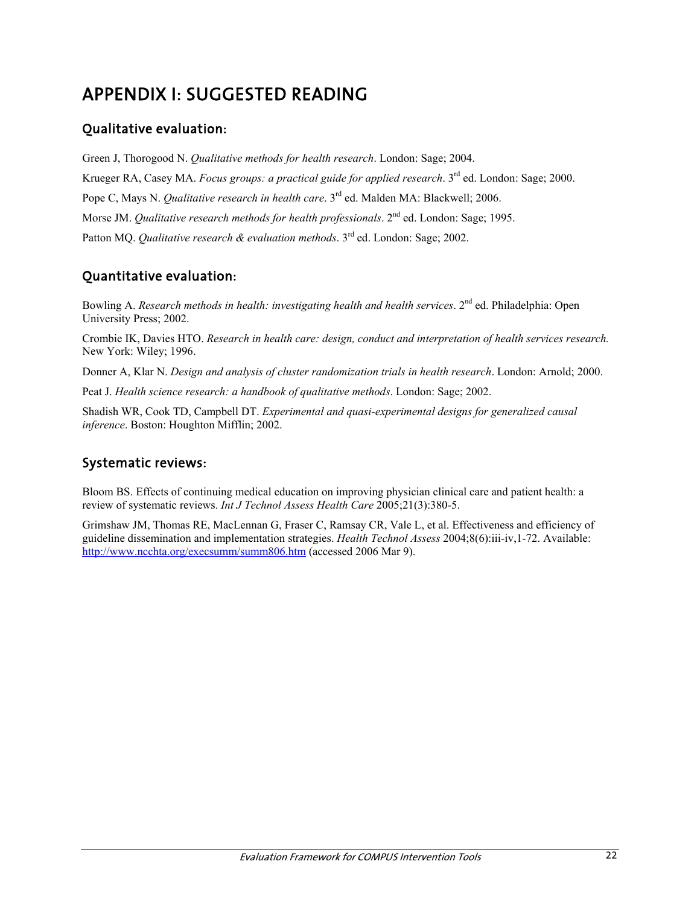# APPENDIX I: SUGGESTED READING

## Qualitative evaluation:

Green J, Thorogood N. *Qualitative methods for health research*. London: Sage; 2004.

Krueger RA, Casey MA. *Focus groups: a practical guide for applied research*. 3rd ed. London: Sage; 2000.

Pope C, Mays N. *Qualitative research in health care*. 3rd ed. Malden MA: Blackwell; 2006.

Morse JM. *Qualitative research methods for health professionals*. 2nd ed. London: Sage; 1995.

Patton MQ. *Qualitative research & evaluation methods*. 3rd ed. London: Sage; 2002.

## Quantitative evaluation:

Bowling A. *Research methods in health: investigating health and health services*. 2nd ed. Philadelphia: Open University Press; 2002.

Crombie IK, Davies HTO. *Research in health care: design, conduct and interpretation of health services research.* New York: Wiley; 1996.

Donner A, Klar N. *Design and analysis of cluster randomization trials in health research*. London: Arnold; 2000.

Peat J. *Health science research: a handbook of qualitative methods*. London: Sage; 2002.

Shadish WR, Cook TD, Campbell DT. *Experimental and quasi-experimental designs for generalized causal inference*. Boston: Houghton Mifflin; 2002.

## Systematic reviews:

Bloom BS. Effects of continuing medical education on improving physician clinical care and patient health: a review of systematic reviews. *Int J Technol Assess Health Care* 2005;21(3):380-5.

Grimshaw JM, Thomas RE, MacLennan G, Fraser C, Ramsay CR, Vale L, et al. Effectiveness and efficiency of guideline dissemination and implementation strategies. *Health Technol Assess* 2004;8(6):iii-iv,1-72. Available: http://www.ncchta.org/execsumm/summ806.htm (accessed 2006 Mar 9).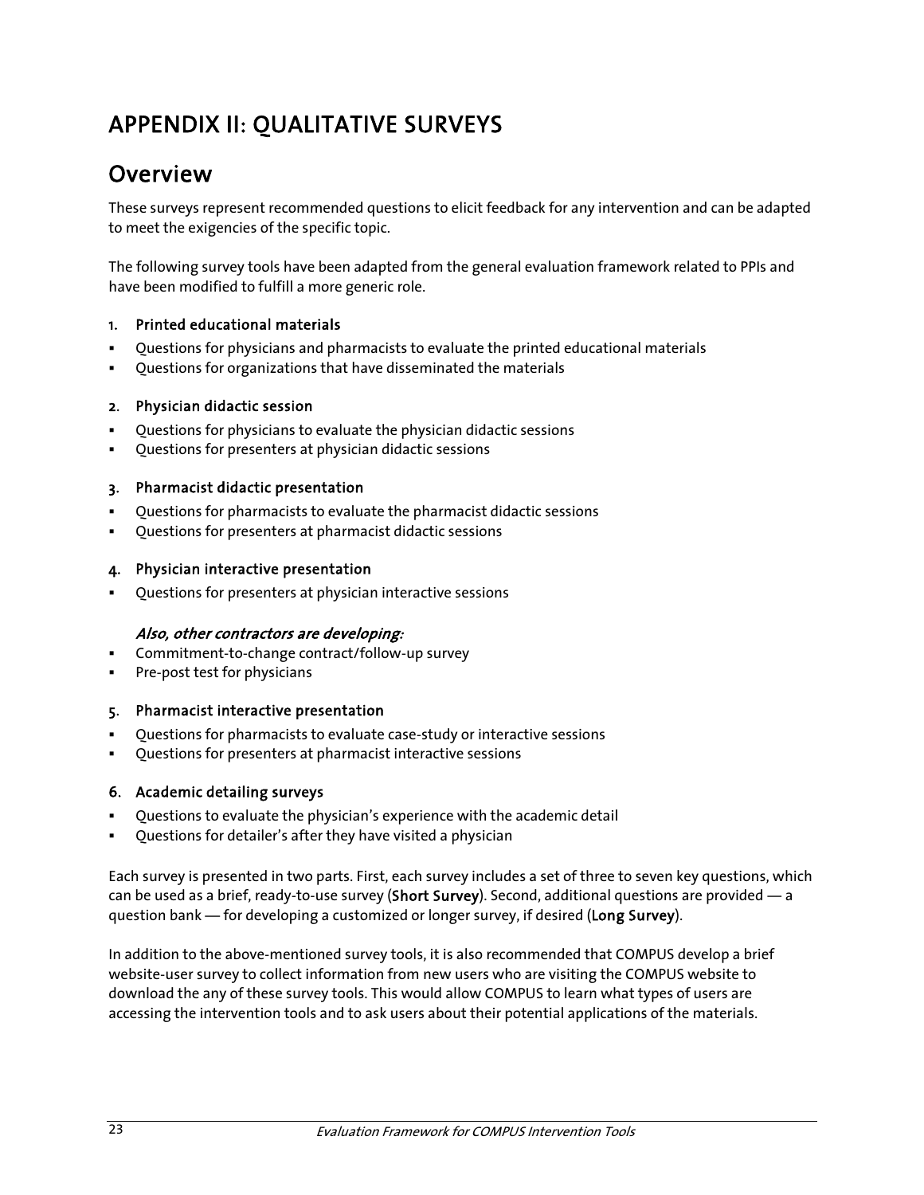# APPENDIX II: QUALITATIVE SURVEYS

## Overview

These surveys represent recommended questions to elicit feedback for any intervention and can be adapted to meet the exigencies of the specific topic.

The following survey tools have been adapted from the general evaluation framework related to PPIs and have been modified to fulfill a more generic role.

1. **Printed educational materials**

- Questions for physicians and pharmacists to evaluate the printed educational materials
- Questions for organizations that have disseminated the materials

2. **Physician didactic session**

- Questions for physicians to evaluate the physician didactic sessions
- Questions for presenters at physician didactic sessions

3. **Pharmacist didactic presentation**

- Questions for pharmacists to evaluate the pharmacist didactic sessions
- Questions for presenters at pharmacist didactic sessions

4. **Physician interactive presentation**

- Questions for presenters at physician interactive sessions

*Also, other contractors are developing:*

- Commitment-to-change contract/follow-up survey
- Pre-post test for physicians

5. **Pharmacist interactive presentation**

- Questions for pharmacists to evaluate case-study or interactive sessions
- Questions for presenters at pharmacist interactive sessions

6. **Academic detailing surveys**

- Questions to evaluate the physician's experience with the academic detail
- Questions for detailer's after they have visited a physician

Each survey is presented in two parts. First, each survey includes a set of three to seven key questions, which can be used as a brief, ready-to-use survey (**Short Survey**). Second, additional questions are provided — a question bank — for developing a customized or longer survey, if desired (**Long Survey**).

In addition to the above-mentioned survey tools, it is also recommended that COMPUS develop a brief website-user survey to collect information from new users who are visiting the COMPUS website to download the any of these survey tools. This would allow COMPUS to learn what types of users are accessing the intervention tools and to ask users about their potential applications of the materials.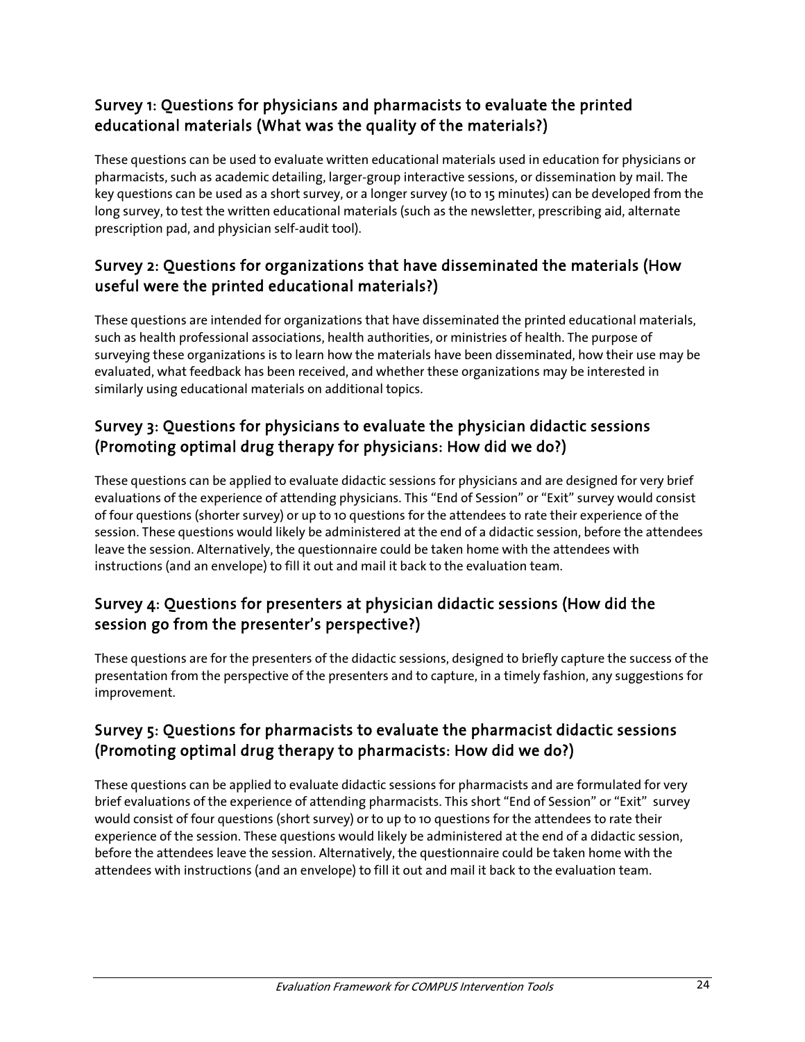## Survey 1: Questions for physicians and pharmacists to evaluate the printed educational materials (What was the quality of the materials?)

These questions can be used to evaluate written educational materials used in education for physicians or pharmacists, such as academic detailing, larger-group interactive sessions, or dissemination by mail. The key questions can be used as a short survey, or a longer survey (10 to 15 minutes) can be developed from the long survey, to test the written educational materials (such as the newsletter, prescribing aid, alternate prescription pad, and physician self-audit tool).

## Survey 2: Questions for organizations that have disseminated the materials (How useful were the printed educational materials?)

These questions are intended for organizations that have disseminated the printed educational materials, such as health professional associations, health authorities, or ministries of health. The purpose of surveying these organizations is to learn how the materials have been disseminated, how their use may be evaluated, what feedback has been received, and whether these organizations may be interested in similarly using educational materials on additional topics.

## Survey 3: Questions for physicians to evaluate the physician didactic sessions (Promoting optimal drug therapy for physicians: How did we do?)

These questions can be applied to evaluate didactic sessions for physicians and are designed for very brief evaluations of the experience of attending physicians. This "End of Session" or "Exit" survey would consist of four questions (shorter survey) or up to 10 questions for the attendees to rate their experience of the session. These questions would likely be administered at the end of a didactic session, before the attendees leave the session. Alternatively, the questionnaire could be taken home with the attendees with instructions (and an envelope) to fill it out and mail it back to the evaluation team.

## Survey 4: Questions for presenters at physician didactic sessions (How did the session go from the presenter's perspective?)

These questions are for the presenters of the didactic sessions, designed to briefly capture the success of the presentation from the perspective of the presenters and to capture, in a timely fashion, any suggestions for improvement.

## Survey 5: Questions for pharmacists to evaluate the pharmacist didactic sessions (Promoting optimal drug therapy to pharmacists: How did we do?)

These questions can be applied to evaluate didactic sessions for pharmacists and are formulated for very brief evaluations of the experience of attending pharmacists. This short "End of Session" or "Exit" survey would consist of four questions (short survey) or to up to 10 questions for the attendees to rate their experience of the session. These questions would likely be administered at the end of a didactic session, before the attendees leave the session. Alternatively, the questionnaire could be taken home with the attendees with instructions (and an envelope) to fill it out and mail it back to the evaluation team.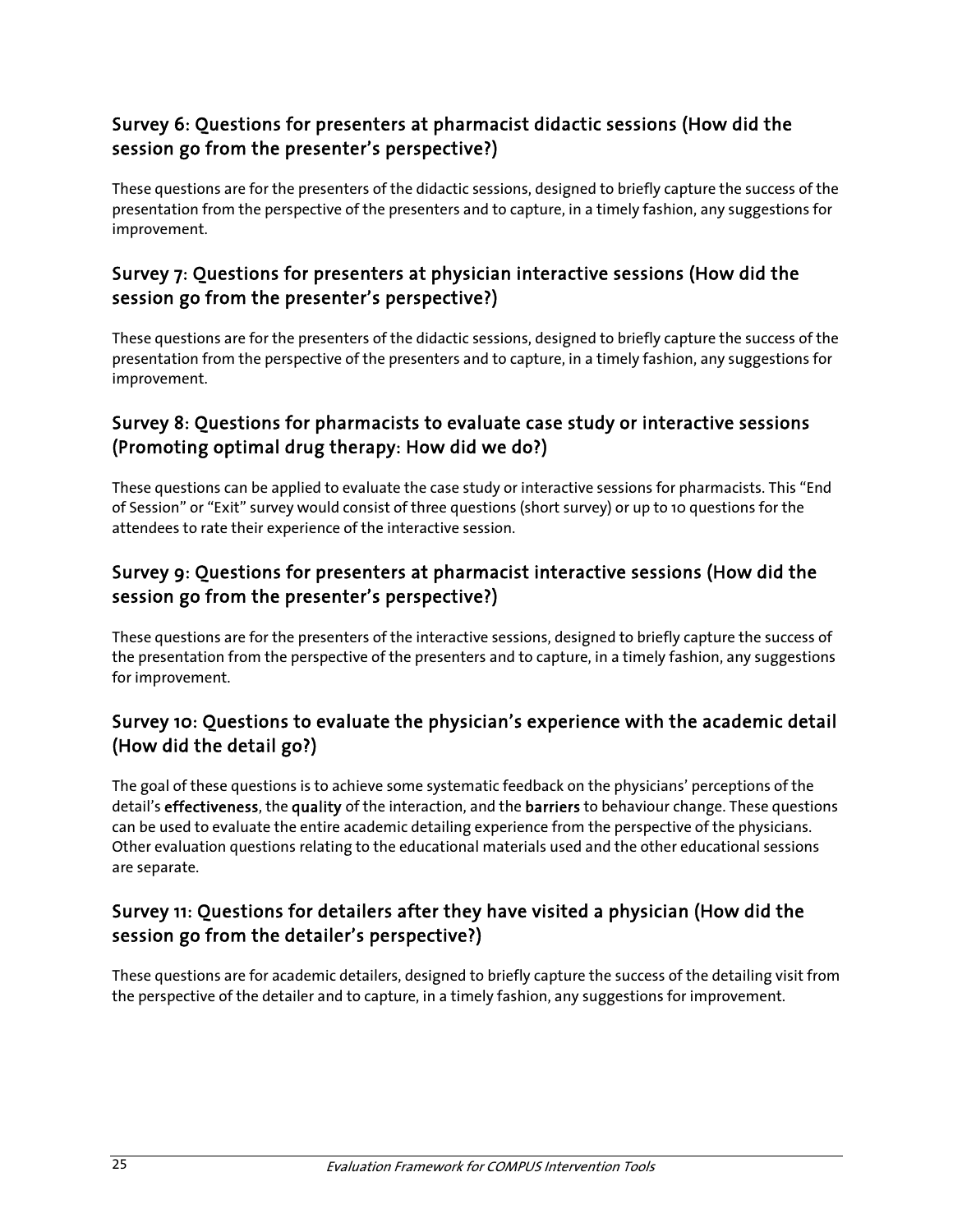## Survey 6: Questions for presenters at pharmacist didactic sessions (How did the session go from the presenter's perspective?)

These questions are for the presenters of the didactic sessions, designed to briefly capture the success of the presentation from the perspective of the presenters and to capture, in a timely fashion, any suggestions for improvement.

## Survey 7: Questions for presenters at physician interactive sessions (How did the session go from the presenter's perspective?)

These questions are for the presenters of the didactic sessions, designed to briefly capture the success of the presentation from the perspective of the presenters and to capture, in a timely fashion, any suggestions for improvement.

## Survey 8: Questions for pharmacists to evaluate case study or interactive sessions (Promoting optimal drug therapy: How did we do?)

These questions can be applied to evaluate the case study or interactive sessions for pharmacists. This "End of Session" or "Exit" survey would consist of three questions (short survey) or up to 10 questions for the attendees to rate their experience of the interactive session.

## Survey 9: Questions for presenters at pharmacist interactive sessions (How did the session go from the presenter's perspective?)

These questions are for the presenters of the interactive sessions, designed to briefly capture the success of the presentation from the perspective of the presenters and to capture, in a timely fashion, any suggestions for improvement.

## Survey 10: Questions to evaluate the physician's experience with the academic detail (How did the detail go?)

The goal of these questions is to achieve some systematic feedback on the physicians' perceptions of the detail's **effectiveness**, the **quality** of the interaction, and the **barriers** to behaviour change. These questions can be used to evaluate the entire academic detailing experience from the perspective of the physicians. Other evaluation questions relating to the educational materials used and the other educational sessions are separate.

## Survey 11: Questions for detailers after they have visited a physician (How did the session go from the detailer's perspective?)

These questions are for academic detailers, designed to briefly capture the success of the detailing visit from the perspective of the detailer and to capture, in a timely fashion, any suggestions for improvement.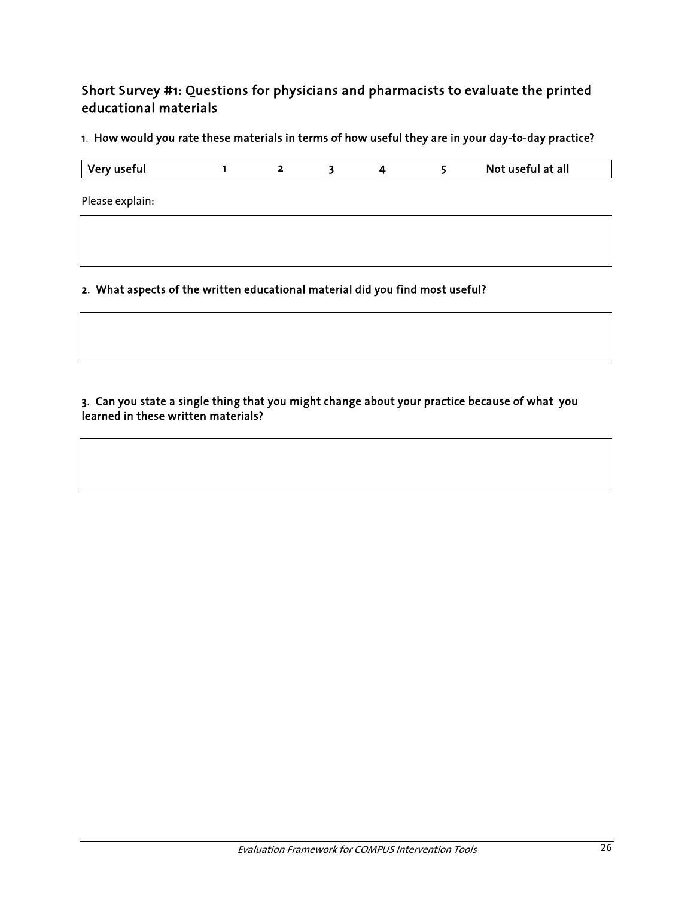## Short Survey #1: Questions for physicians and pharmacists to evaluate the printed educational materials

**1. How would you rate these materials in terms of how useful they are in your day-to-day practice?**

| Very useful | 1 | 2 | 3 | 4 | 5 | Not useful at all |
|---|---|---|---|---|---|---|

Please explain:

|  |
|---|
|  |

**2. What aspects of the written educational material did you find most useful?**

|  |
|---|
|  |

**3. Can you state a single thing that you might change about your practice because of what you learned in these written materials?**

|  |
|---|
|  |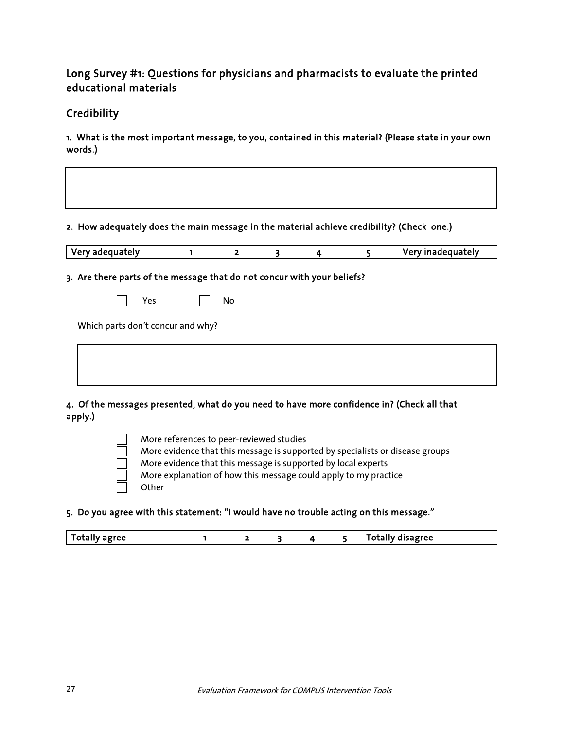## Long Survey #1: Questions for physicians and pharmacists to evaluate the printed educational materials

### Credibility

**1. What is the most important message, to you, contained in this material? (Please state in your own words.)**

| |
|---|
| |

**2. How adequately does the main message in the material achieve credibility? (Check one.)**

| Very adequately | 1 | 2 | 3 | 4 | 5 | Very inadequately |
|---|---|---|---|---|---|---|

**3. Are there parts of the message that do not concur with your beliefs?**

☐ Yes ☐ No

Which parts don't concur and why?

| |
|---|
| |

**4. Of the messages presented, what do you need to have more confidence in? (Check all that apply.)**

- ☐ More references to peer-reviewed studies
- ☐ More evidence that this message is supported by specialists or disease groups
- ☐ More evidence that this message is supported by local experts
- ☐ More explanation of how this message could apply to my practice
- ☐ Other

**5. Do you agree with this statement: "I would have no trouble acting on this message."**

| Totally agree | 1 | 2 | 3 | 4 | 5 | Totally disagree |
|---|---|---|---|---|---|---|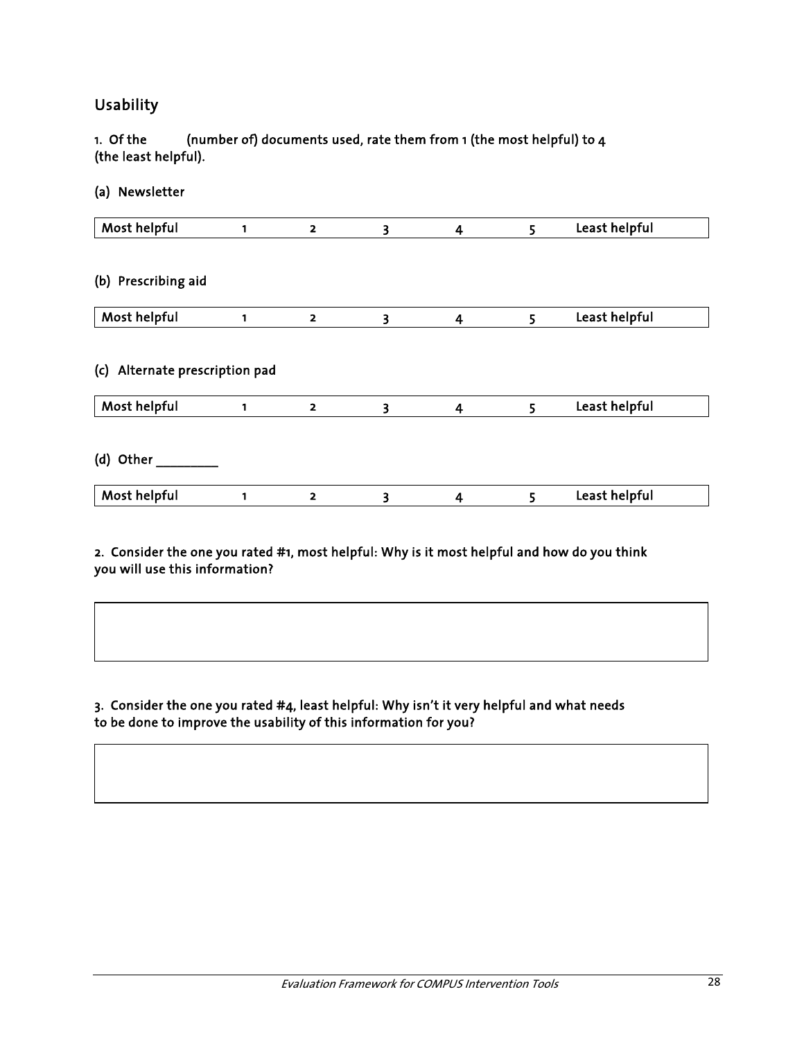## Usability

1. Of the ______ (number of) documents used, rate them from 1 (the most helpful) to 4 (the least helpful).

(a) Newsletter

| Most helpful | 1 | 2 | 3 | 4 | 5 | Least helpful |
|---|---|---|---|---|---|---|

(b) Prescribing aid

| Most helpful | 1 | 2 | 3 | 4 | 5 | Least helpful |
|---|---|---|---|---|---|---|

(c) Alternate prescription pad

| Most helpful | 1 | 2 | 3 | 4 | 5 | Least helpful |
|---|---|---|---|---|---|---|

(d) Other _________

| Most helpful | 1 | 2 | 3 | 4 | 5 | Least helpful |
|---|---|---|---|---|---|---|

2. Consider the one you rated #1, most helpful: Why is it most helpful and how do you think you will use this information?

3. Consider the one you rated #4, least helpful: Why isn't it very helpful and what needs to be done to improve the usability of this information for you?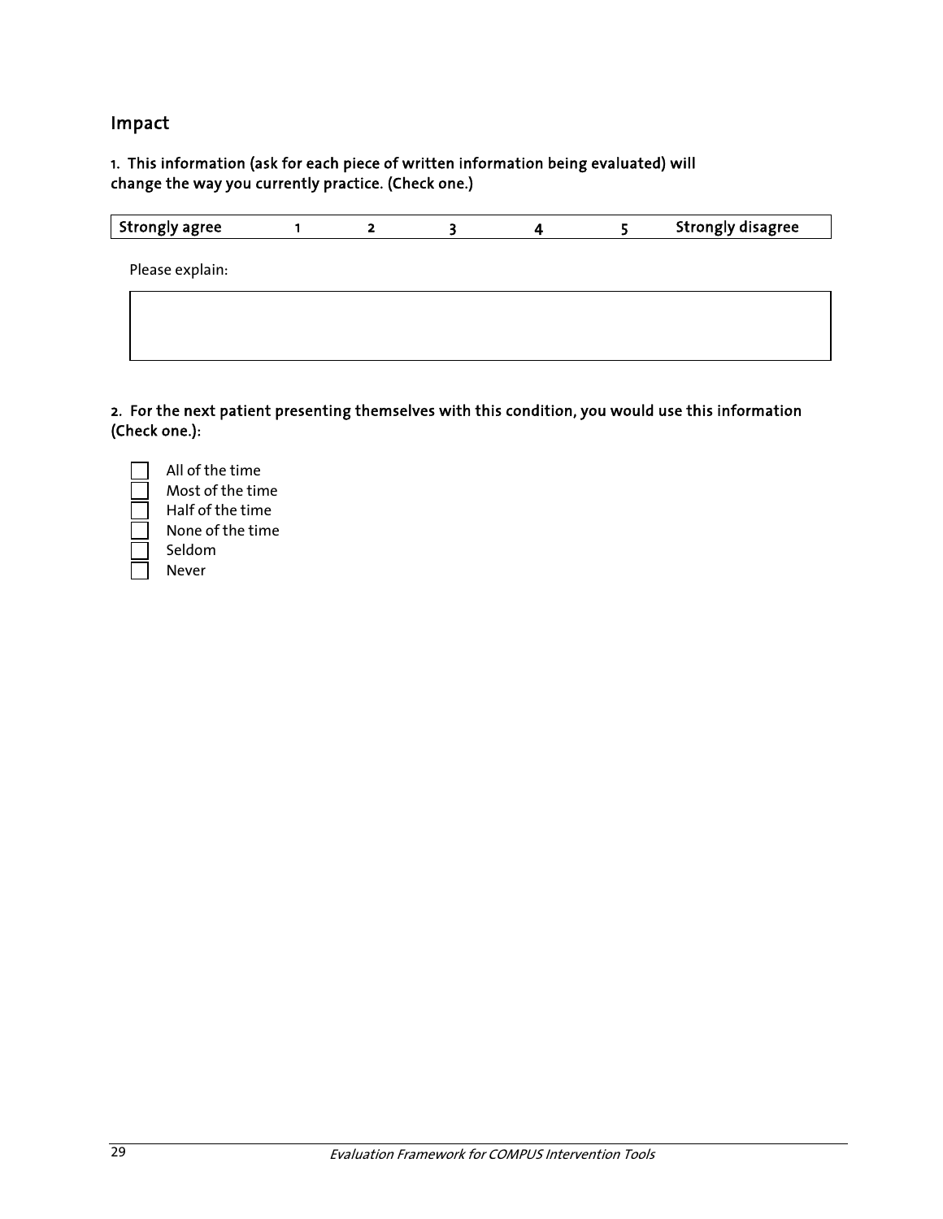## Impact

**1. This information (ask for each piece of written information being evaluated) will change the way you currently practice. (Check one.)**

| Strongly agree | 1 | 2 | 3 | 4 | 5 | Strongly disagree |
|---|---|---|---|---|---|---|

Please explain:

| |
|---|
| |

**2. For the next patient presenting themselves with this condition, you would use this information (Check one.):**

- ☐ All of the time
- ☐ Most of the time
- ☐ Half of the time
- ☐ None of the time
- ☐ Seldom
- ☐ Never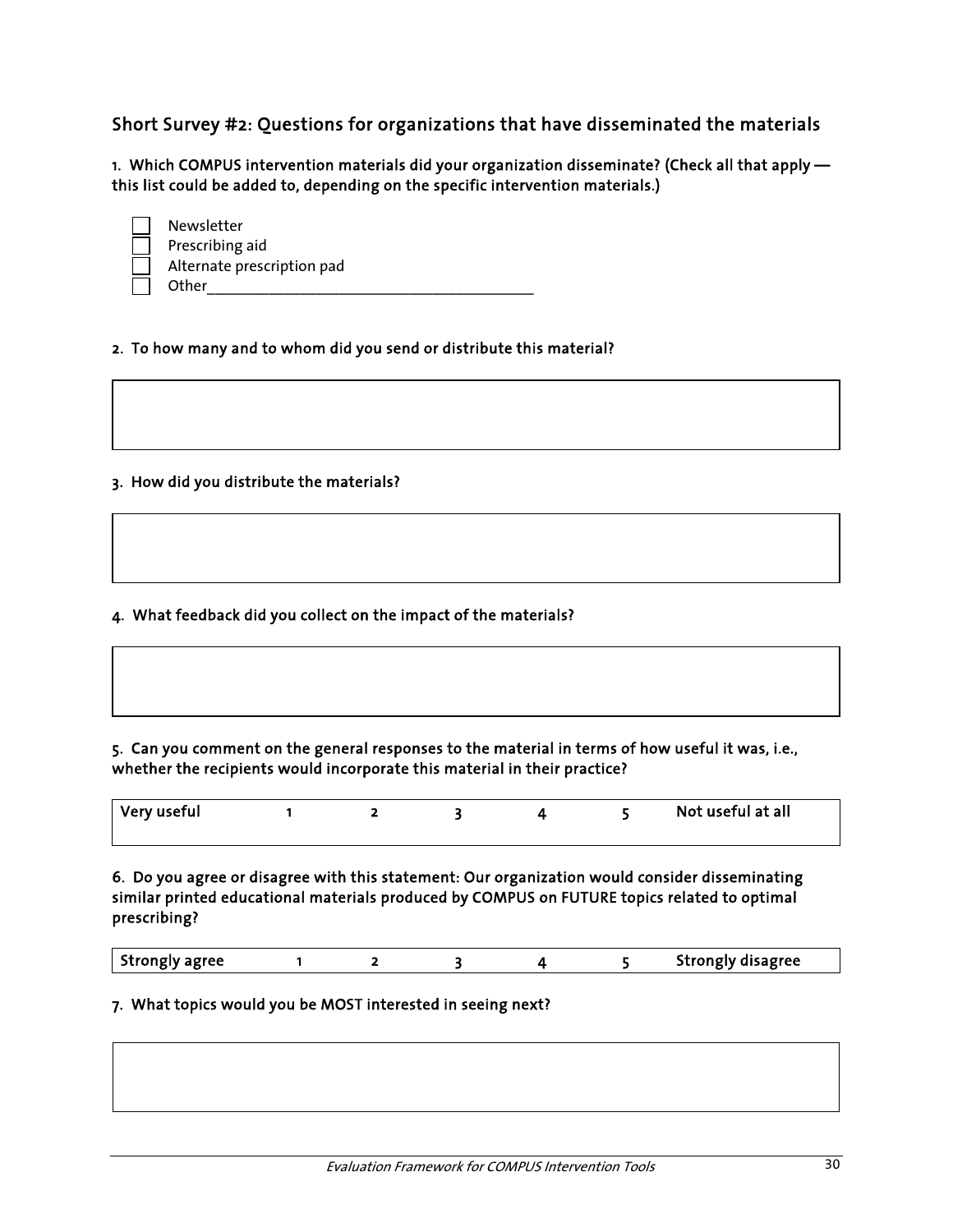## Short Survey #2: Questions for organizations that have disseminated the materials

**1. Which COMPUS intervention materials did your organization disseminate? (Check all that apply — this list could be added to, depending on the specific intervention materials.)**

- ☐ Newsletter
- ☐ Prescribing aid
- ☐ Alternate prescription pad
- ☐ Other_______________________________________

**2. To how many and to whom did you send or distribute this material?**

**3. How did you distribute the materials?**

**4. What feedback did you collect on the impact of the materials?**

**5. Can you comment on the general responses to the material in terms of how useful it was, i.e., whether the recipients would incorporate this material in their practice?**

| Very useful | 1 | 2 | 3 | 4 | 5 | Not useful at all |
|---|---|---|---|---|---|---|

**6. Do you agree or disagree with this statement: Our organization would consider disseminating similar printed educational materials produced by COMPUS on FUTURE topics related to optimal prescribing?**

| Strongly agree | 1 | 2 | 3 | 4 | 5 | Strongly disagree |
|---|---|---|---|---|---|---|

**7. What topics would you be MOST interested in seeing next?**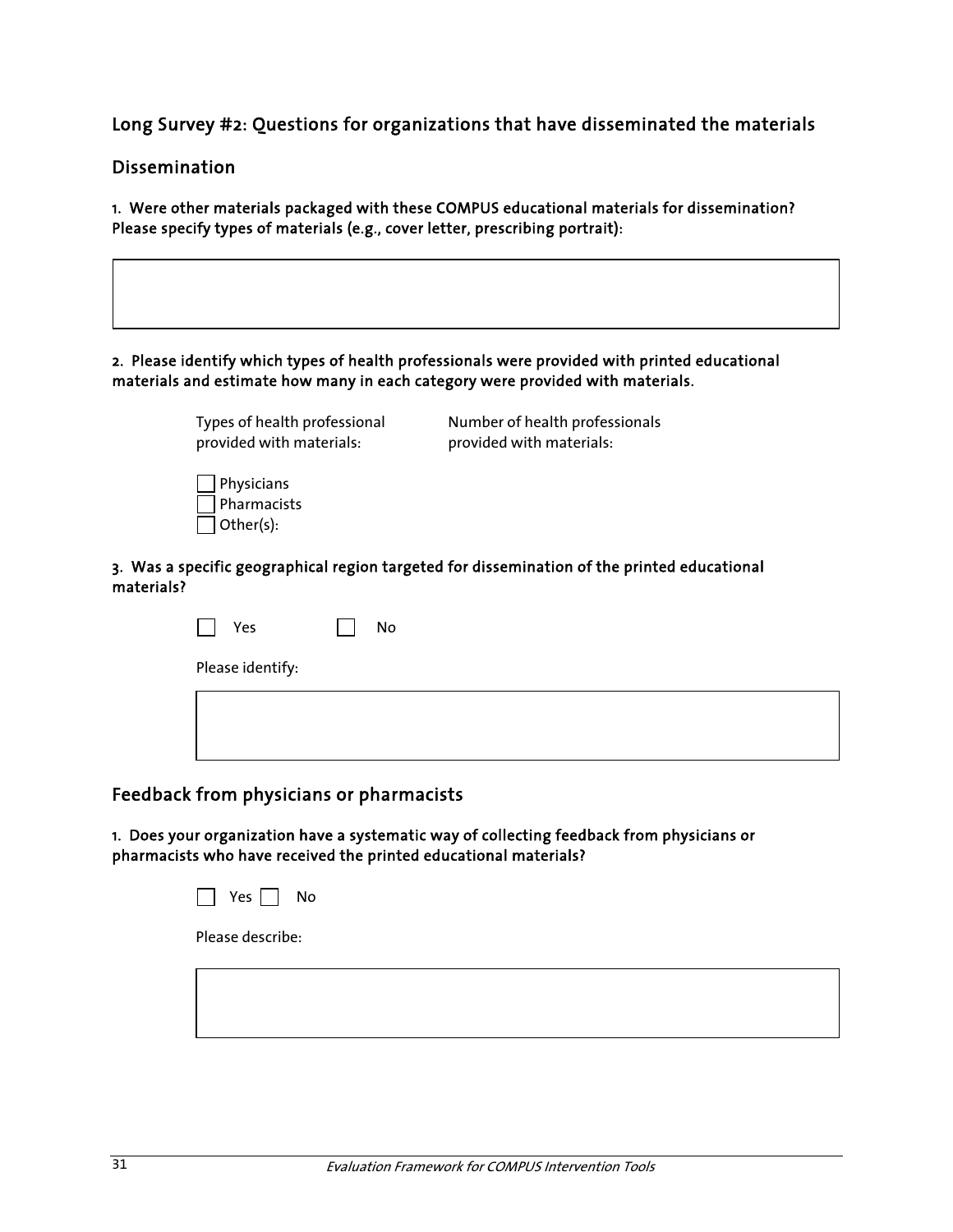## Long Survey #2: Questions for organizations that have disseminated the materials

### Dissemination

**1. Were other materials packaged with these COMPUS educational materials for dissemination? Please specify types of materials (e.g., cover letter, prescribing portrait):**

**2. Please identify which types of health professionals were provided with printed educational materials and estimate how many in each category were provided with materials.**

| Types of health professional provided with materials: | Number of health professionals provided with materials: |
|---|---|
| ☐ Physicians | |
| ☐ Pharmacists | |
| ☐ Other(s): | |

**3. Was a specific geographical region targeted for dissemination of the printed educational materials?**

☐ Yes ☐ No

Please identify:

### Feedback from physicians or pharmacists

**1. Does your organization have a systematic way of collecting feedback from physicians or pharmacists who have received the printed educational materials?**

☐ Yes ☐ No

Please describe: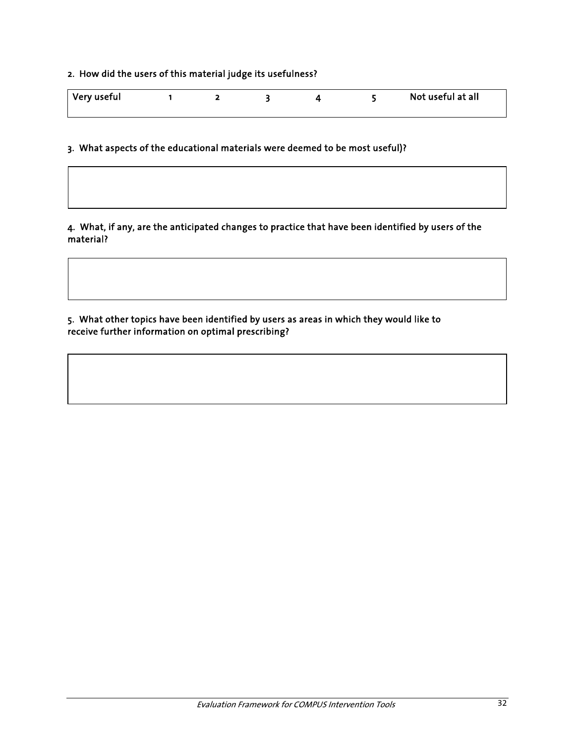2. How did the users of this material judge its usefulness?

| Very useful | 1 | 2 | 3 | 4 | 5 | Not useful at all |
|---|---|---|---|---|---|---|

3. What aspects of the educational materials were deemed to be most useful)?

4. What, if any, are the anticipated changes to practice that have been identified by users of the material?

5. What other topics have been identified by users as areas in which they would like to receive further information on optimal prescribing?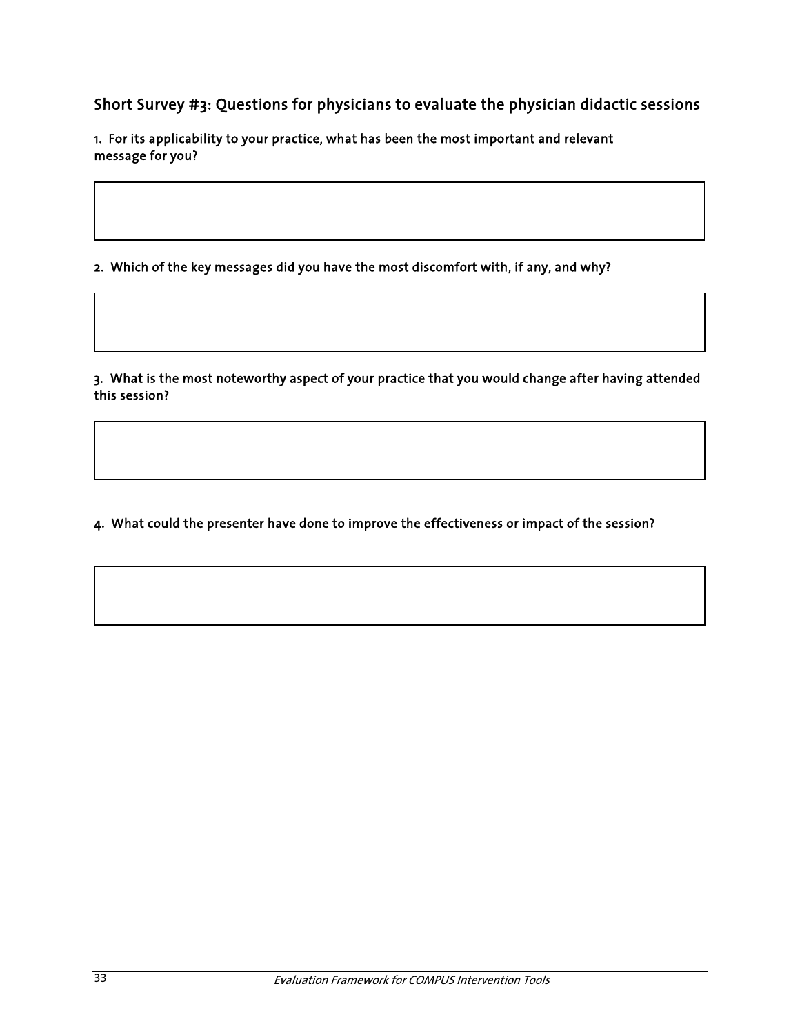## Short Survey #3: Questions for physicians to evaluate the physician didactic sessions

1. For its applicability to your practice, what has been the most important and relevant message for you?

2. Which of the key messages did you have the most discomfort with, if any, and why?

3. What is the most noteworthy aspect of your practice that you would change after having attended this session?

4. What could the presenter have done to improve the effectiveness or impact of the session?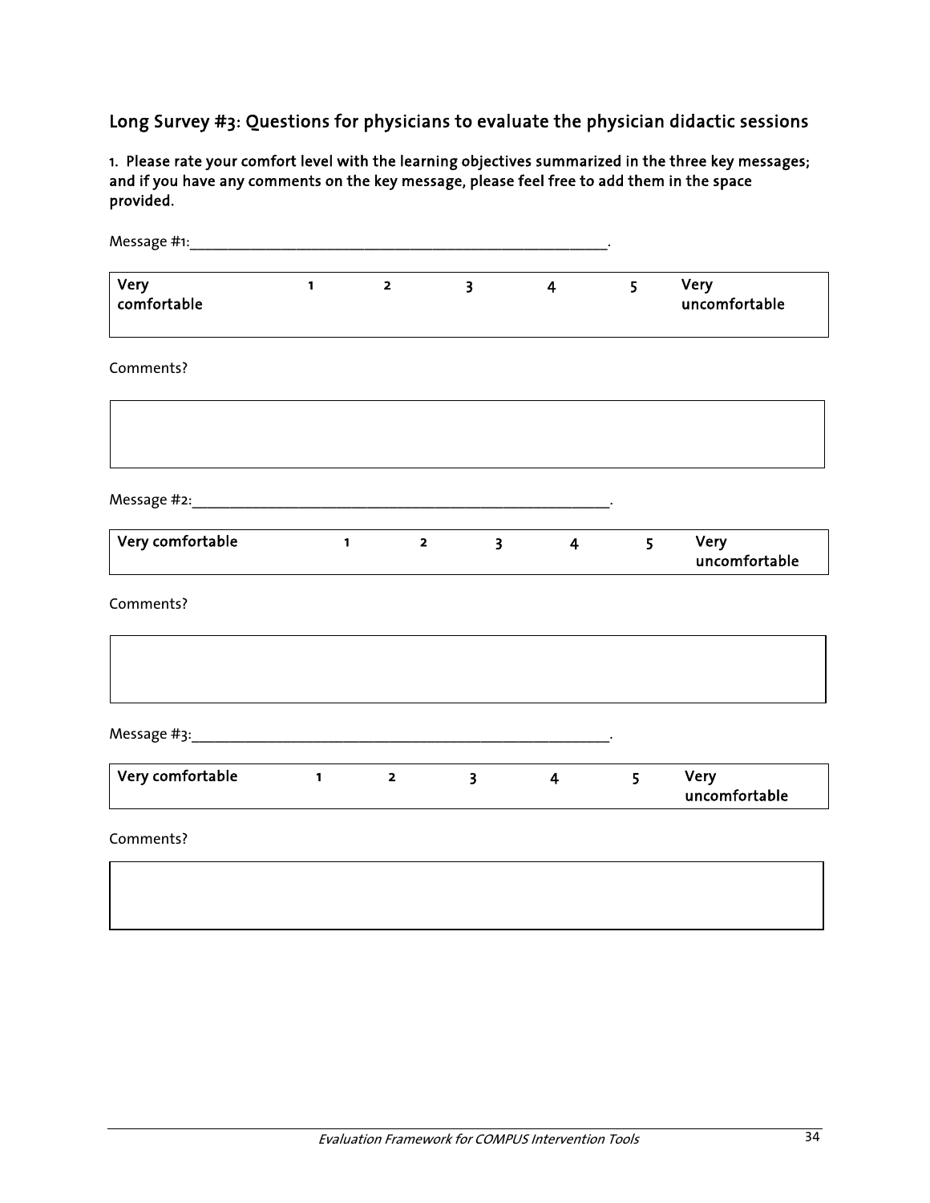## Long Survey #3: Questions for physicians to evaluate the physician didactic sessions

**1. Please rate your comfort level with the learning objectives summarized in the three key messages; and if you have any comments on the key message, please feel free to add them in the space provided.**

Message #1:_______________________________________________________.

| Very comfortable | 1 | 2 | 3 | 4 | 5 | Very uncomfortable |
|---|---|---|---|---|---|---|

Comments?

| |
|---|
| |

Message #2:_______________________________________________________.

| Very comfortable | 1 | 2 | 3 | 4 | 5 | Very uncomfortable |
|---|---|---|---|---|---|---|

Comments?

| |
|---|
| |

Message #3:_______________________________________________________.

| Very comfortable | 1 | 2 | 3 | 4 | 5 | Very uncomfortable |
|---|---|---|---|---|---|---|

Comments?

| |
|---|
| |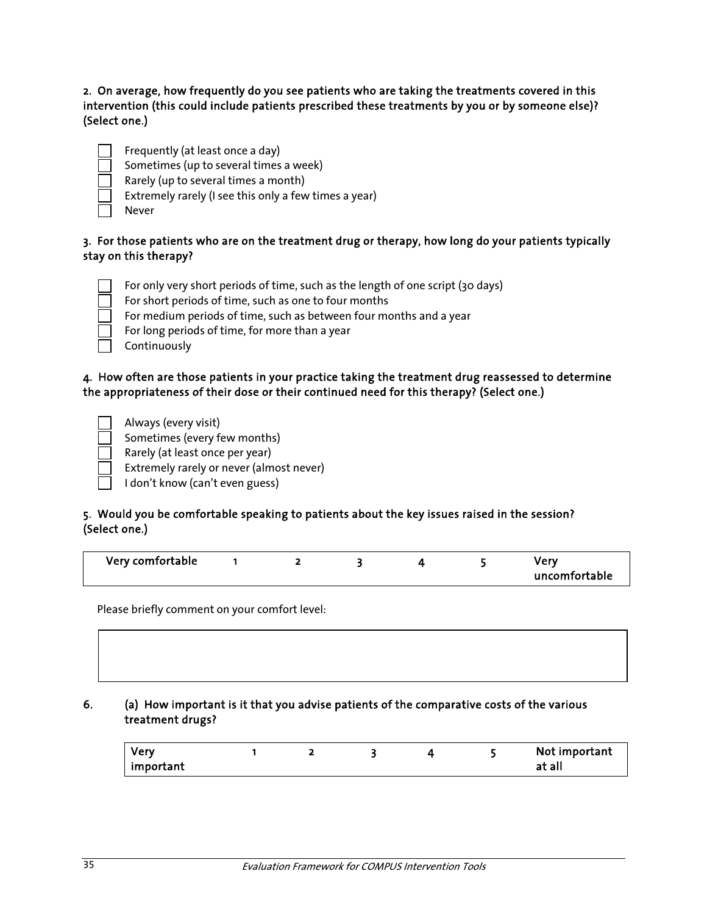**2. On average, how frequently do you see patients who are taking the treatments covered in this intervention (this could include patients prescribed these treatments by you or by someone else)? (Select one.)**

- ☐ Frequently (at least once a day)
- ☐ Sometimes (up to several times a week)
- ☐ Rarely (up to several times a month)
- ☐ Extremely rarely (I see this only a few times a year)
- ☐ Never

**3. For those patients who are on the treatment drug or therapy, how long do your patients typically stay on this therapy?**

- ☐ For only very short periods of time, such as the length of one script (30 days)
- ☐ For short periods of time, such as one to four months
- ☐ For medium periods of time, such as between four months and a year
- ☐ For long periods of time, for more than a year
- ☐ Continuously

**4. How often are those patients in your practice taking the treatment drug reassessed to determine the appropriateness of their dose or their continued need for this therapy? (Select one.)**

- ☐ Always (every visit)
- ☐ Sometimes (every few months)
- ☐ Rarely (at least once per year)
- ☐ Extremely rarely or never (almost never)
- ☐ I don't know (can't even guess)

**5. Would you be comfortable speaking to patients about the key issues raised in the session? (Select one.)**

| Very comfortable | 1 | 2 | 3 | 4 | 5 | Very uncomfortable |
|---|---|---|---|---|---|---|

Please briefly comment on your comfort level:

| |
|---|
| |

**6. (a) How important is it that you advise patients of the comparative costs of the various treatment drugs?**

| Very important | 1 | 2 | 3 | 4 | 5 | Not important at all |
|---|---|---|---|---|---|---|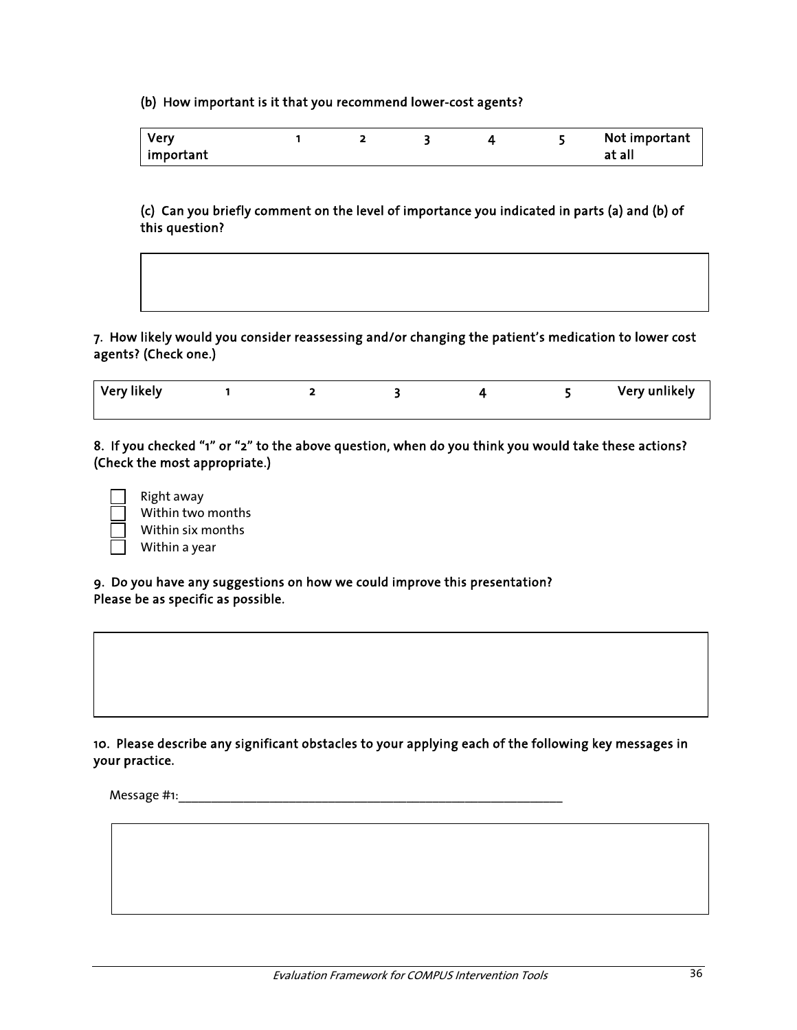**(b) How important is it that you recommend lower-cost agents?**

| Very important | 1 | 2 | 3 | 4 | 5 | Not important at all |
|---|---|---|---|---|---|---|

**(c) Can you briefly comment on the level of importance you indicated in parts (a) and (b) of this question?**

| |
|---|
| |

**7. How likely would you consider reassessing and/or changing the patient's medication to lower cost agents? (Check one.)**

| Very likely | 1 | 2 | 3 | 4 | 5 | Very unlikely |
|---|---|---|---|---|---|---|

**8. If you checked "1" or "2" to the above question, when do you think you would take these actions? (Check the most appropriate.)**

- ☐ Right away
- ☐ Within two months
- ☐ Within six months
- ☐ Within a year

**9. Do you have any suggestions on how we could improve this presentation? Please be as specific as possible.**

| |
|---|
| |

**10. Please describe any significant obstacles to your applying each of the following key messages in your practice.**

Message #1:\_\_\_\_\_\_\_\_\_\_\_\_\_\_\_\_\_\_\_\_\_\_\_\_\_\_\_\_\_\_\_\_\_\_\_\_\_\_\_\_\_\_\_\_\_\_\_\_\_\_\_\_

| |
|---|
| |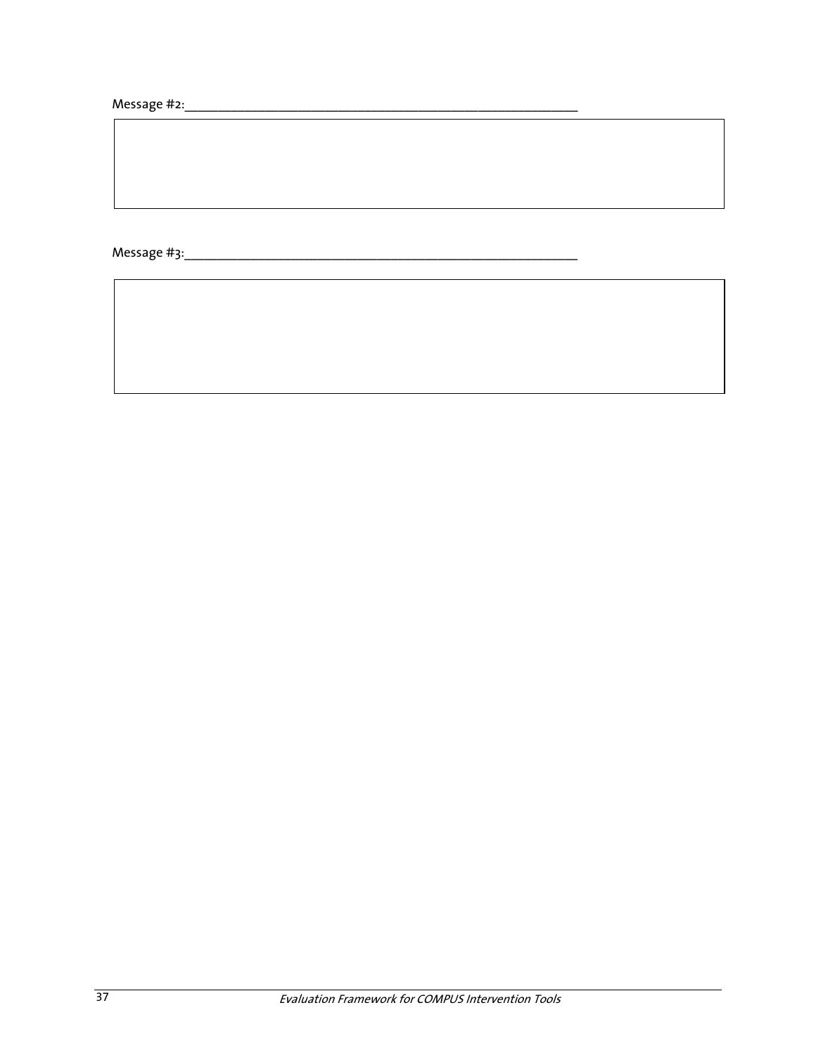Message #2:___________________________________________________________

|  |
|---|
|  |

Message #3:___________________________________________________________

|  |
|---|
|  |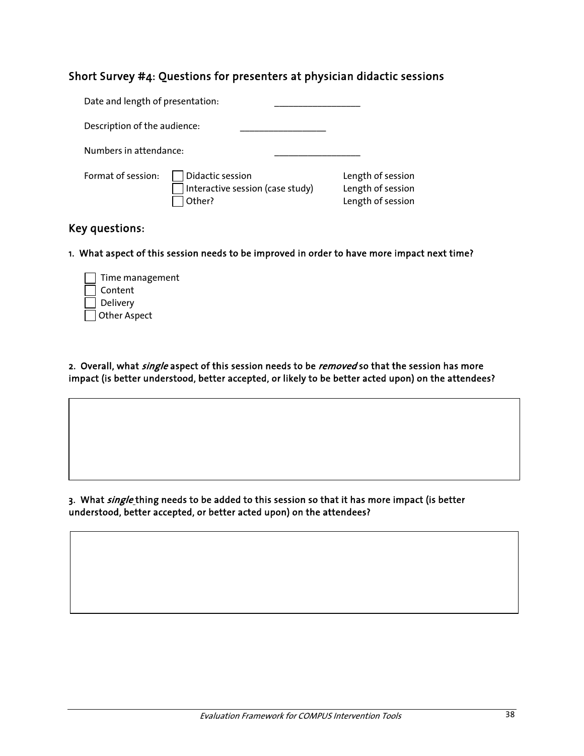## Short Survey #4: Questions for presenters at physician didactic sessions

Date and length of presentation: ________________

Description of the audience: ________________

Numbers in attendance: ________________

Format of session:

- ☐ Didactic session — Length of session
- ☐ Interactive session (case study) — Length of session
- ☐ Other? — Length of session

## Key questions:

**1. What aspect of this session needs to be improved in order to have more impact next time?**

- ☐ Time management
- ☐ Content
- ☐ Delivery
- ☐ Other Aspect

**2. Overall, what *single* aspect of this session needs to be *removed* so that the session has more impact (is better understood, better accepted, or likely to be better acted upon) on the attendees?**

**3. What *single* thing needs to be added to this session so that it has more impact (is better understood, better accepted, or better acted upon) on the attendees?**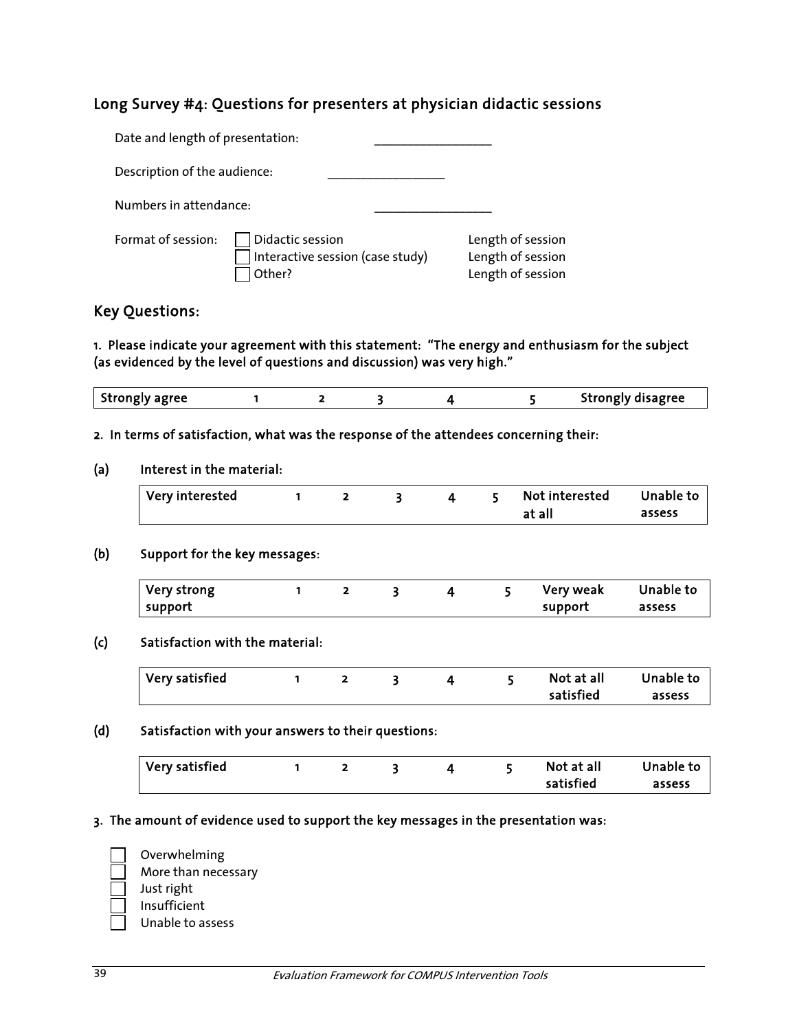## Long Survey #4: Questions for presenters at physician didactic sessions

Date and length of presentation: ________________

Description of the audience: ________________

Numbers in attendance: ________________

Format of session:
- ☐ Didactic session — Length of session
- ☐ Interactive session (case study) — Length of session
- ☐ Other? — Length of session

## Key Questions:

**1. Please indicate your agreement with this statement: "The energy and enthusiasm for the subject (as evidenced by the level of questions and discussion) was very high."**

| Strongly agree | 1 | 2 | 3 | 4 | 5 | Strongly disagree |
|---|---|---|---|---|---|---|

**2. In terms of satisfaction, what was the response of the attendees concerning their:**

**(a) Interest in the material:**

| Very interested | 1 | 2 | 3 | 4 | 5 | Not interested at all | Unable to assess |
|---|---|---|---|---|---|---|---|

**(b) Support for the key messages:**

| Very strong support | 1 | 2 | 3 | 4 | 5 | Very weak support | Unable to assess |
|---|---|---|---|---|---|---|---|

**(c) Satisfaction with the material:**

| Very satisfied | 1 | 2 | 3 | 4 | 5 | Not at all satisfied | Unable to assess |
|---|---|---|---|---|---|---|---|

**(d) Satisfaction with your answers to their questions:**

| Very satisfied | 1 | 2 | 3 | 4 | 5 | Not at all satisfied | Unable to assess |
|---|---|---|---|---|---|---|---|

**3. The amount of evidence used to support the key messages in the presentation was:**

- ☐ Overwhelming
- ☐ More than necessary
- ☐ Just right
- ☐ Insufficient
- ☐ Unable to assess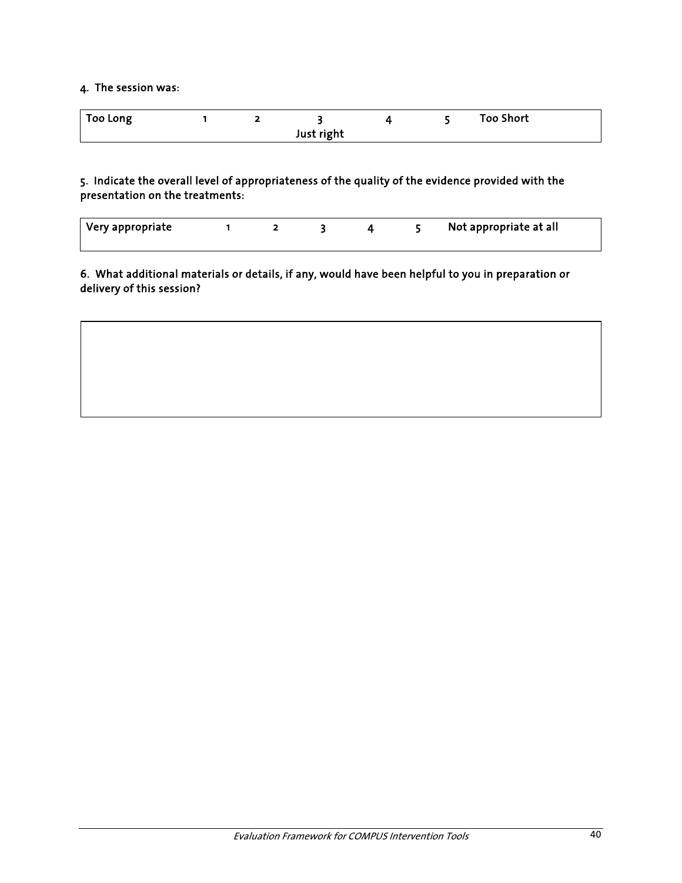4. The session was:

| Too Long | 1 | 2 | 3<br>Just right | 4 | 5 | Too Short |
|---|---|---|---|---|---|---|

5. Indicate the overall level of appropriateness of the quality of the evidence provided with the presentation on the treatments:

| Very appropriate | 1 | 2 | 3 | 4 | 5 | Not appropriate at all |
|---|---|---|---|---|---|---|

6. What additional materials or details, if any, would have been helpful to you in preparation or delivery of this session?

| |
|---|
| |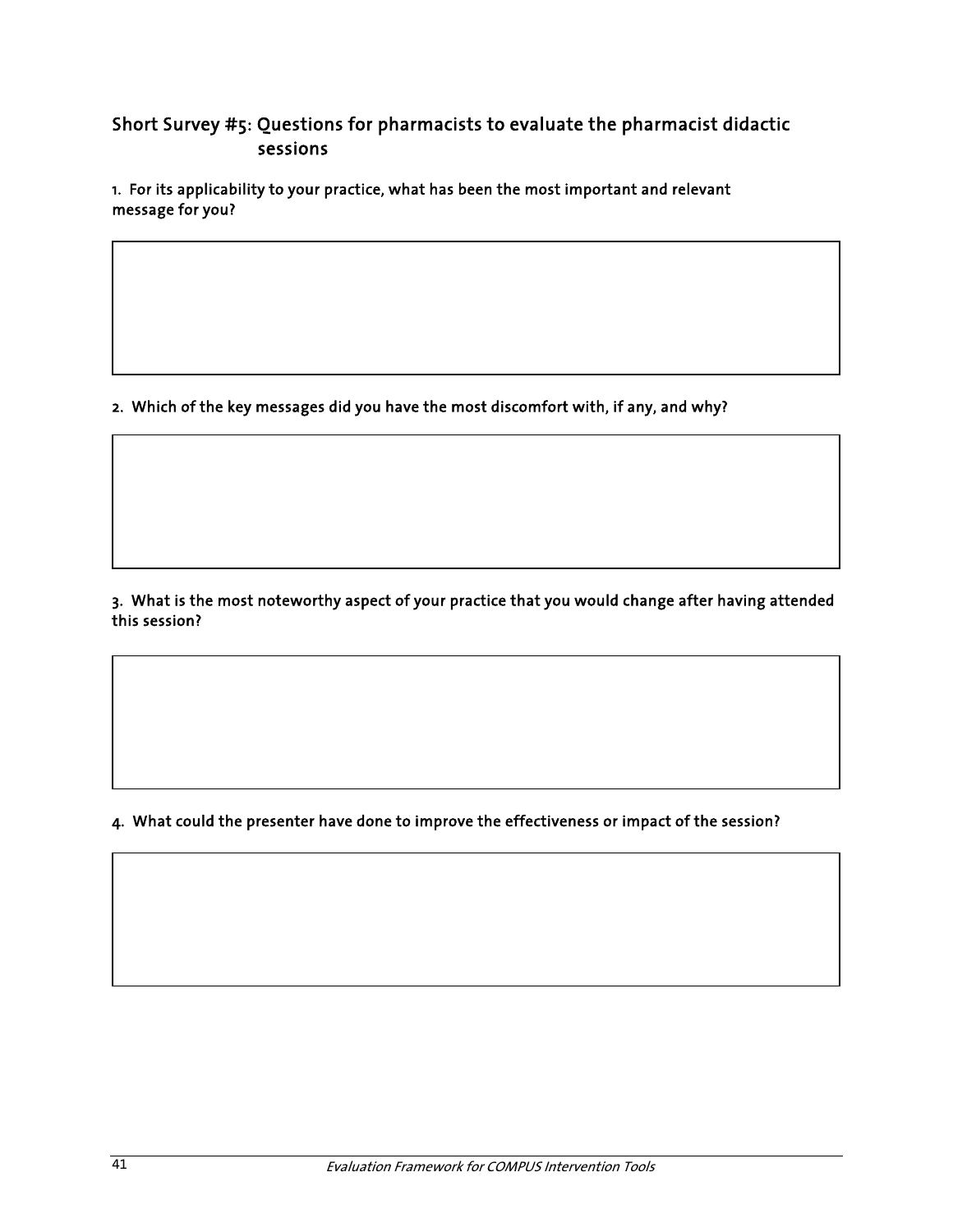## Short Survey #5: Questions for pharmacists to evaluate the pharmacist didactic sessions

**1. For its applicability to your practice, what has been the most important and relevant message for you?**

**2. Which of the key messages did you have the most discomfort with, if any, and why?**

**3. What is the most noteworthy aspect of your practice that you would change after having attended this session?**

**4. What could the presenter have done to improve the effectiveness or impact of the session?**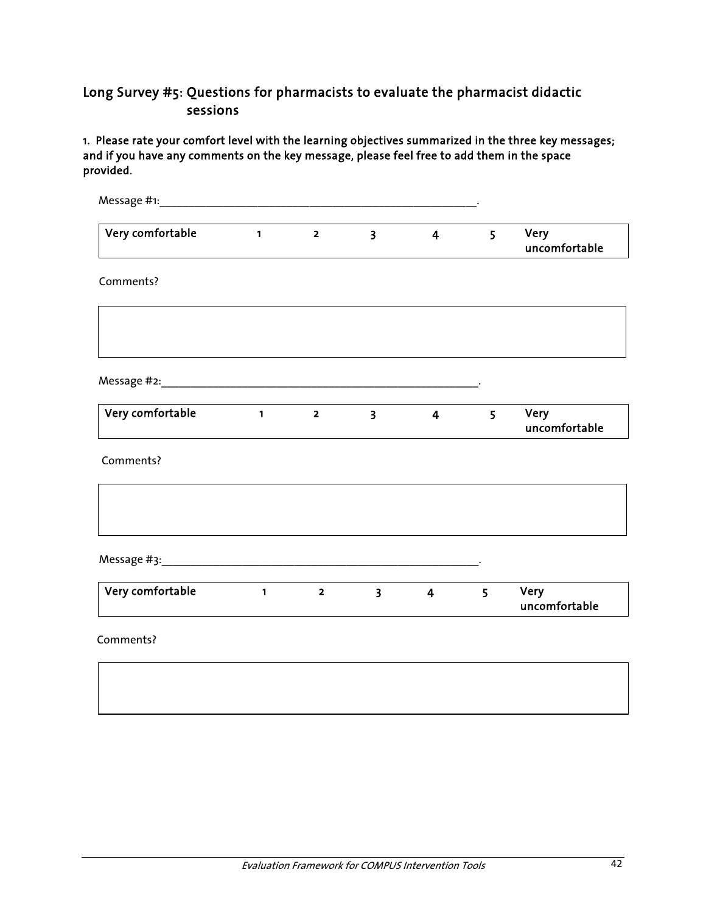## Long Survey #5: Questions for pharmacists to evaluate the pharmacist didactic sessions

**1. Please rate your comfort level with the learning objectives summarized in the three key messages; and if you have any comments on the key message, please feel free to add them in the space provided.**

Message #1:_______________________________________________________.

| Very comfortable | 1 | 2 | 3 | 4 | 5 | Very uncomfortable |
|---|---|---|---|---|---|---|

Comments?

| |
|---|
| |

Message #2:_______________________________________________________.

| Very comfortable | 1 | 2 | 3 | 4 | 5 | Very uncomfortable |
|---|---|---|---|---|---|---|

Comments?

| |
|---|
| |

Message #3:_______________________________________________________.

| Very comfortable | 1 | 2 | 3 | 4 | 5 | Very uncomfortable |
|---|---|---|---|---|---|---|

Comments?

| |
|---|
| |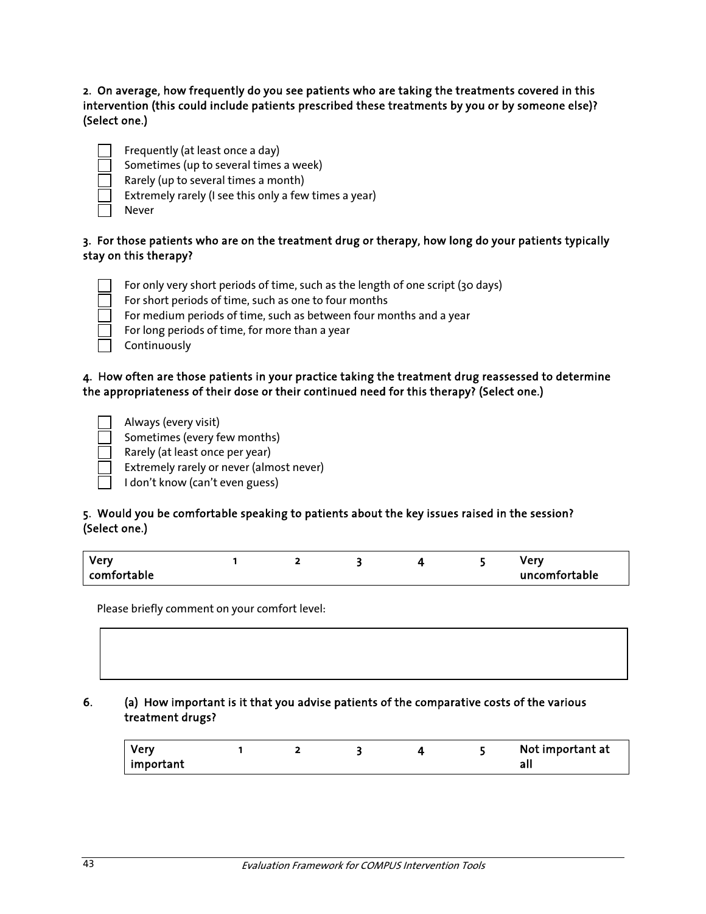**2. On average, how frequently do you see patients who are taking the treatments covered in this intervention (this could include patients prescribed these treatments by you or by someone else)? (Select one.)**

- ☐ Frequently (at least once a day)
- ☐ Sometimes (up to several times a week)
- ☐ Rarely (up to several times a month)
- ☐ Extremely rarely (I see this only a few times a year)
- ☐ Never

**3. For those patients who are on the treatment drug or therapy, how long do your patients typically stay on this therapy?**

- ☐ For only very short periods of time, such as the length of one script (30 days)
- ☐ For short periods of time, such as one to four months
- ☐ For medium periods of time, such as between four months and a year
- ☐ For long periods of time, for more than a year
- ☐ Continuously

**4. How often are those patients in your practice taking the treatment drug reassessed to determine the appropriateness of their dose or their continued need for this therapy? (Select one.)**

- ☐ Always (every visit)
- ☐ Sometimes (every few months)
- ☐ Rarely (at least once per year)
- ☐ Extremely rarely or never (almost never)
- ☐ I don't know (can't even guess)

**5. Would you be comfortable speaking to patients about the key issues raised in the session? (Select one.)**

| Very comfortable | 1 | 2 | 3 | 4 | 5 | Very uncomfortable |
|---|---|---|---|---|---|---|

Please briefly comment on your comfort level:

| |
|---|
| |

**6. (a) How important is it that you advise patients of the comparative costs of the various treatment drugs?**

| Very important | 1 | 2 | 3 | 4 | 5 | Not important at all |
|---|---|---|---|---|---|---|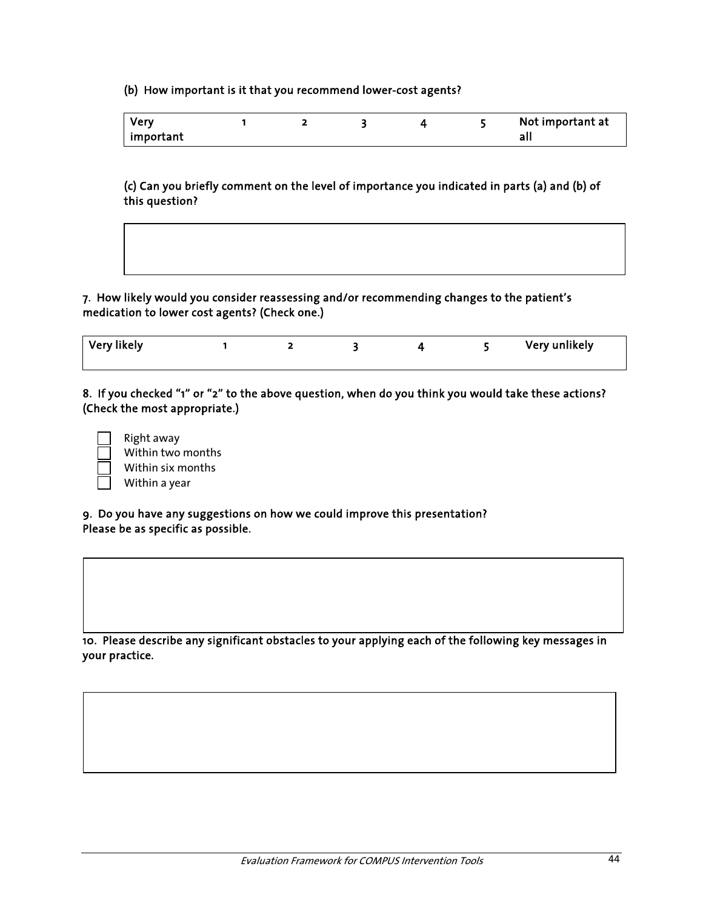**(b) How important is it that you recommend lower-cost agents?**

| Very important | 1 | 2 | 3 | 4 | 5 | Not important at all |
|---|---|---|---|---|---|---|

**(c) Can you briefly comment on the level of importance you indicated in parts (a) and (b) of this question?**

| |
|---|
| |

**7. How likely would you consider reassessing and/or recommending changes to the patient's medication to lower cost agents? (Check one.)**

| Very likely | 1 | 2 | 3 | 4 | 5 | Very unlikely |
|---|---|---|---|---|---|---|

**8. If you checked "1" or "2" to the above question, when do you think you would take these actions? (Check the most appropriate.)**

- ☐ Right away
- ☐ Within two months
- ☐ Within six months
- ☐ Within a year

**9. Do you have any suggestions on how we could improve this presentation?**
**Please be as specific as possible.**

| |
|---|
| |

**10. Please describe any significant obstacles to your applying each of the following key messages in your practice.**

| |
|---|
| |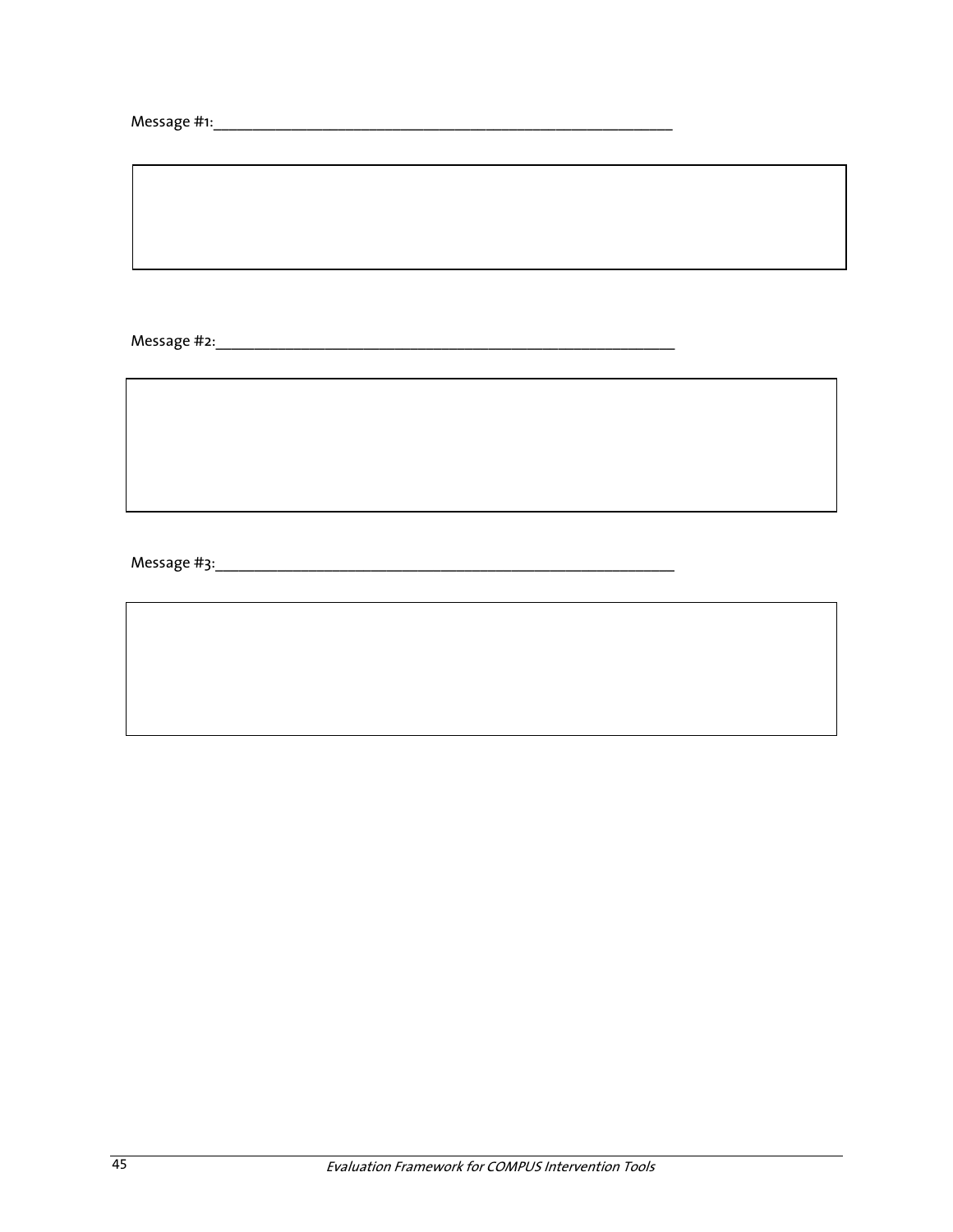Message #1:_______________________________________________________________

| |
|---|
| |

Message #2:_______________________________________________________________

| |
|---|
| |

Message #3:_______________________________________________________________

| |
|---|
| |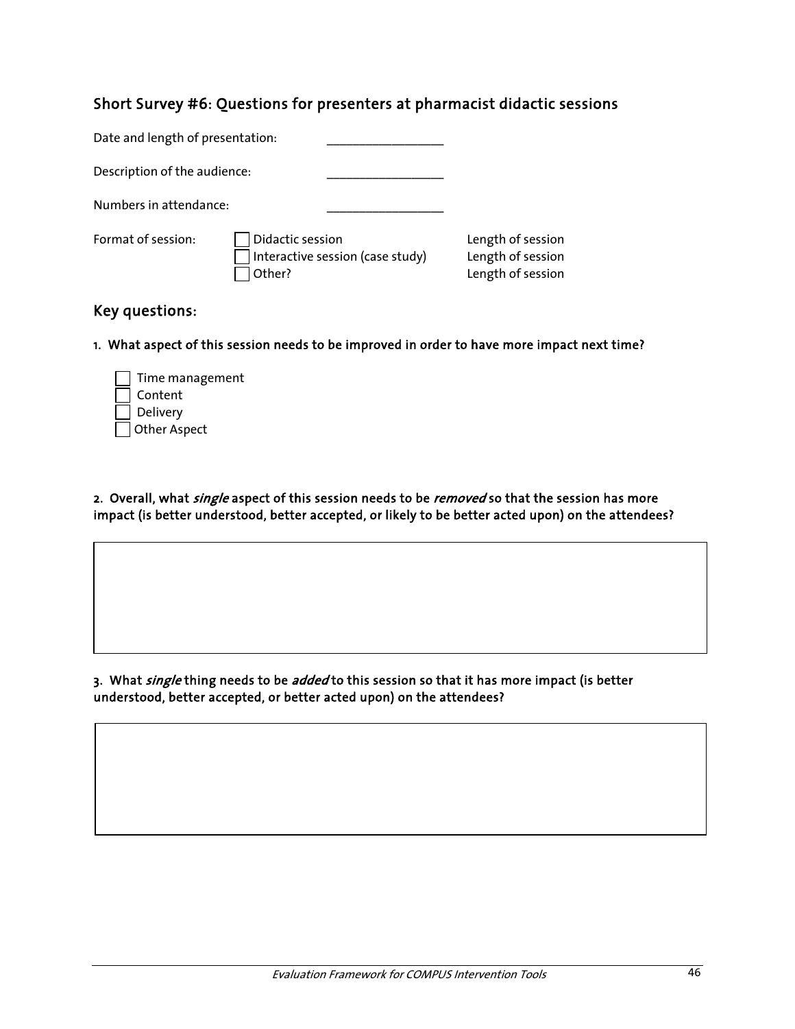## Short Survey #6: Questions for presenters at pharmacist didactic sessions

Date and length of presentation: ________________

Description of the audience: ________________

Numbers in attendance: ________________

Format of session:

- ☐ Didactic session — Length of session
- ☐ Interactive session (case study) — Length of session
- ☐ Other? — Length of session

## Key questions:

**1. What aspect of this session needs to be improved in order to have more impact next time?**

- ☐ Time management
- ☐ Content
- ☐ Delivery
- ☐ Other Aspect

**2. Overall, what *single* aspect of this session needs to be *removed* so that the session has more impact (is better understood, better accepted, or likely to be better acted upon) on the attendees?**

**3. What *single* thing needs to be *added* to this session so that it has more impact (is better understood, better accepted, or better acted upon) on the attendees?**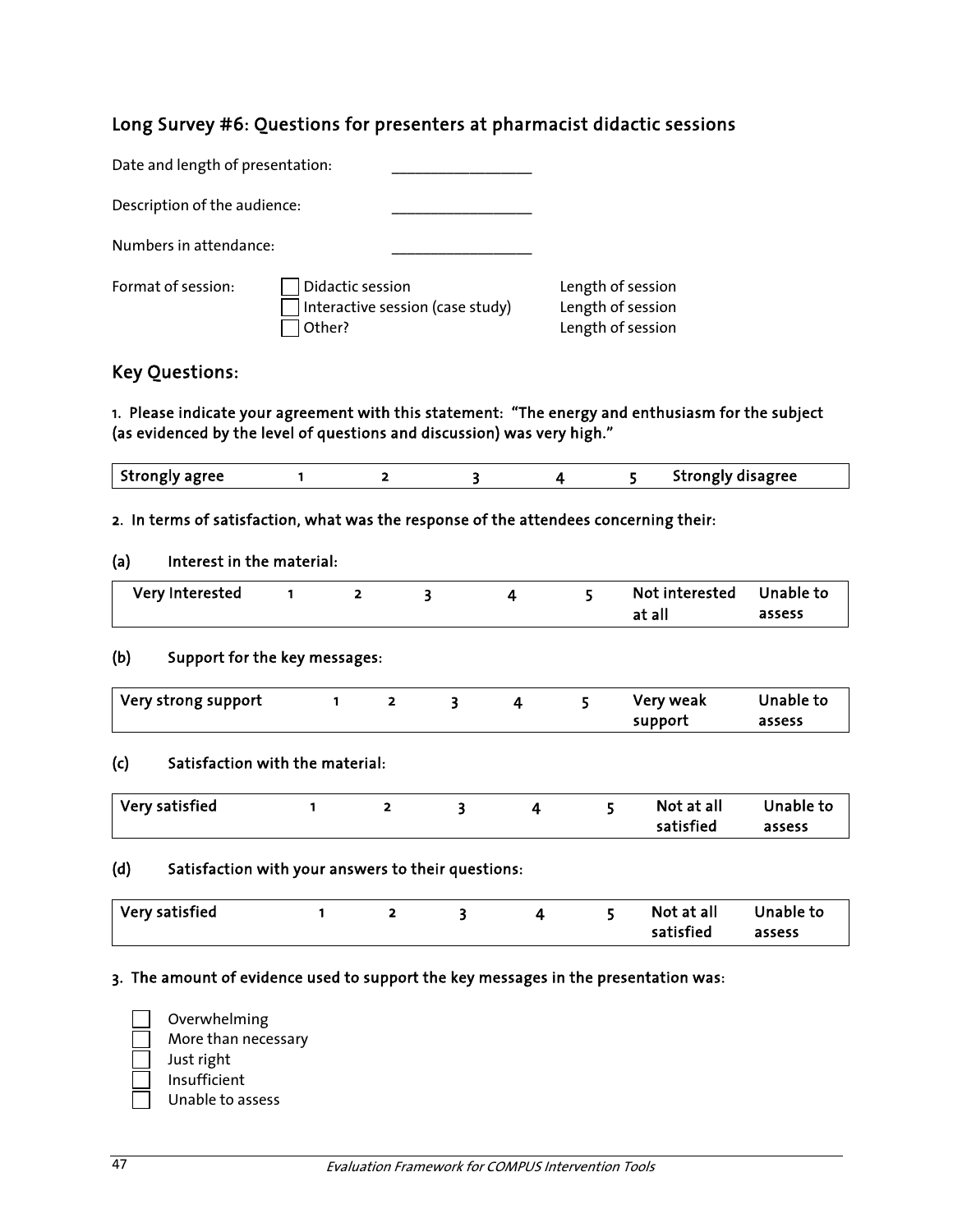## Long Survey #6: Questions for presenters at pharmacist didactic sessions

Date and length of presentation: ________________

Description of the audience: ________________

Numbers in attendance: ________________

Format of session:

- ☐ Didactic session — Length of session
- ☐ Interactive session (case study) — Length of session
- ☐ Other? — Length of session

## Key Questions:

**1. Please indicate your agreement with this statement: "The energy and enthusiasm for the subject (as evidenced by the level of questions and discussion) was very high."**

| Strongly agree | 1 | 2 | 3 | 4 | 5 | Strongly disagree |
|---|---|---|---|---|---|---|

**2. In terms of satisfaction, what was the response of the attendees concerning their:**

**(a) Interest in the material:**

| Very Interested | 1 | 2 | 3 | 4 | 5 | Not interested at all | Unable to assess |
|---|---|---|---|---|---|---|---|

**(b) Support for the key messages:**

| Very strong support | 1 | 2 | 3 | 4 | 5 | Very weak support | Unable to assess |
|---|---|---|---|---|---|---|---|

**(c) Satisfaction with the material:**

| Very satisfied | 1 | 2 | 3 | 4 | 5 | Not at all satisfied | Unable to assess |
|---|---|---|---|---|---|---|---|

**(d) Satisfaction with your answers to their questions:**

| Very satisfied | 1 | 2 | 3 | 4 | 5 | Not at all satisfied | Unable to assess |
|---|---|---|---|---|---|---|---|

**3. The amount of evidence used to support the key messages in the presentation was:**

- ☐ Overwhelming
- ☐ More than necessary
- ☐ Just right
- ☐ Insufficient
- ☐ Unable to assess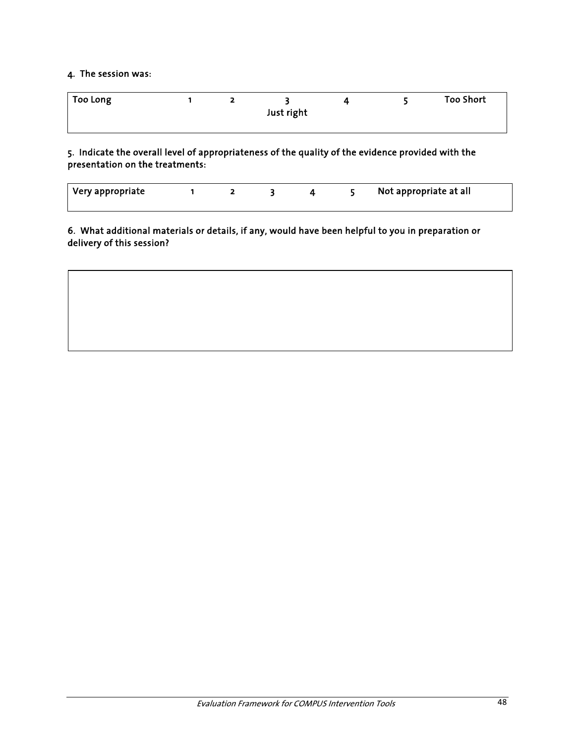**4. The session was:**

| Too Long | 1 | 2 | 3<br>Just right | 4 | 5 | Too Short |
|---|---|---|---|---|---|---|

**5. Indicate the overall level of appropriateness of the quality of the evidence provided with the presentation on the treatments:**

| Very appropriate | 1 | 2 | 3 | 4 | 5 | Not appropriate at all |
|---|---|---|---|---|---|---|

**6. What additional materials or details, if any, would have been helpful to you in preparation or delivery of this session?**

| |
|---|
| |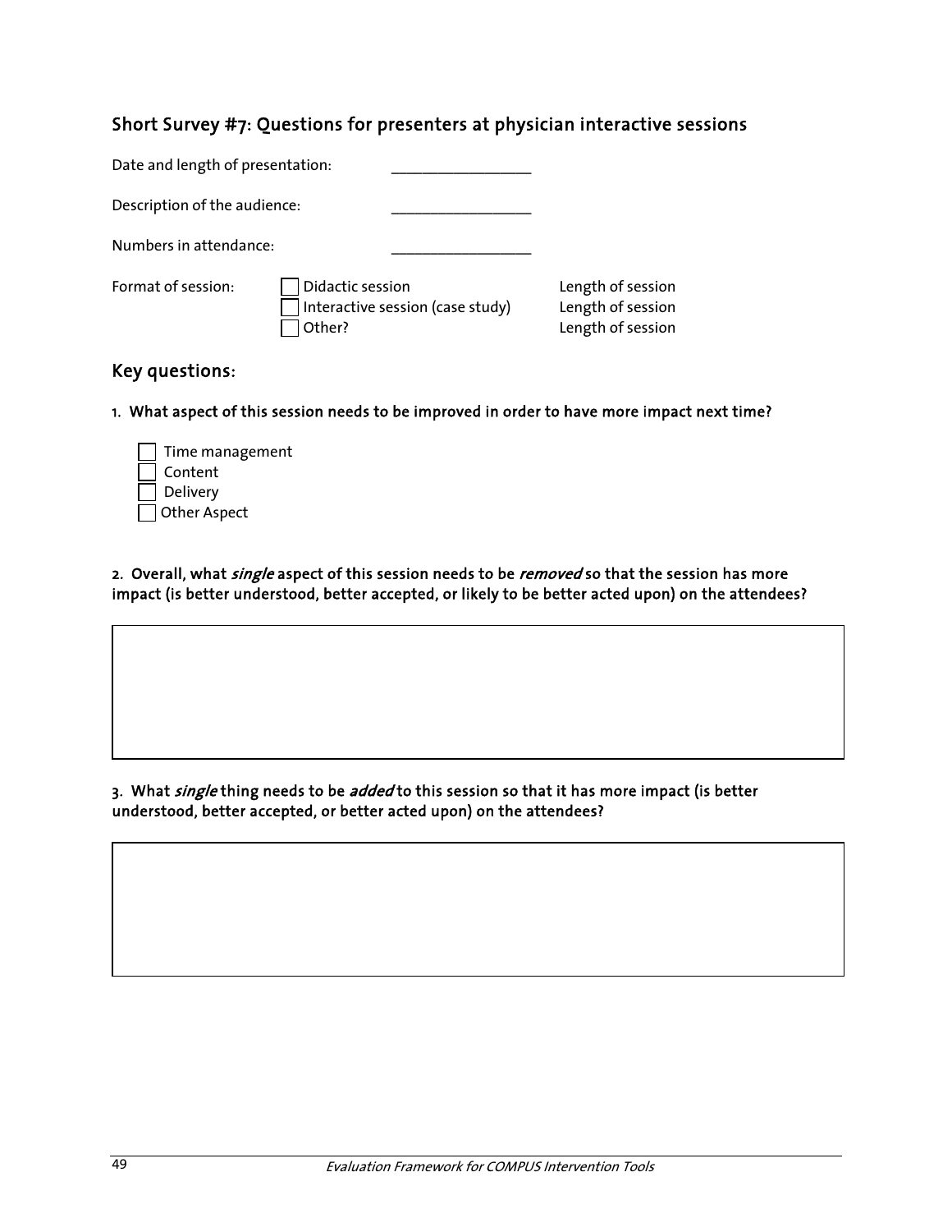## Short Survey #7: Questions for presenters at physician interactive sessions

Date and length of presentation: ________________

Description of the audience: ________________

Numbers in attendance: ________________

| Format of session: | | |
|---|---|---|
| | ☐ Didactic session | Length of session |
| | ☐ Interactive session (case study) | Length of session |
| | ☐ Other? | Length of session |

## Key questions:

**1. What aspect of this session needs to be improved in order to have more impact next time?**

- ☐ Time management
- ☐ Content
- ☐ Delivery
- ☐ Other Aspect

**2. Overall, what *single* aspect of this session needs to be *removed* so that the session has more impact (is better understood, better accepted, or likely to be better acted upon) on the attendees?**

|   |
|---|
|   |

**3. What *single* thing needs to be *added* to this session so that it has more impact (is better understood, better accepted, or better acted upon) on the attendees?**

|   |
|---|
|   |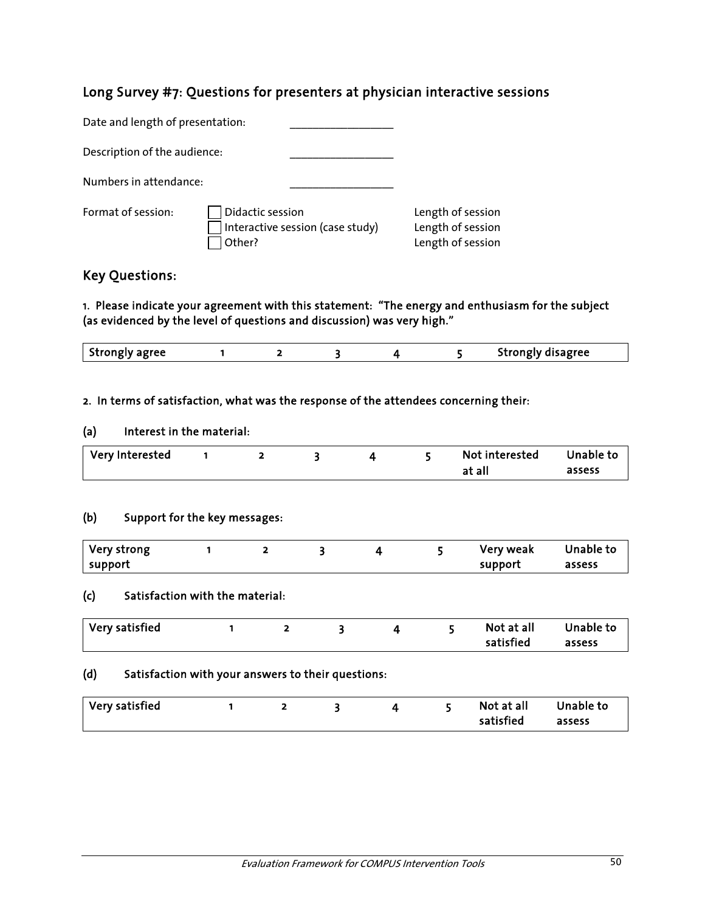## Long Survey #7: Questions for presenters at physician interactive sessions

Date and length of presentation: \_\_\_\_\_\_\_\_\_\_\_\_\_\_\_\_\_\_

Description of the audience: \_\_\_\_\_\_\_\_\_\_\_\_\_\_\_\_\_\_

Numbers in attendance: \_\_\_\_\_\_\_\_\_\_\_\_\_\_\_\_\_\_

Format of session:

- ☐ Didactic session — Length of session
- ☐ Interactive session (case study) — Length of session
- ☐ Other? — Length of session

## Key Questions:

**1. Please indicate your agreement with this statement: "The energy and enthusiasm for the subject (as evidenced by the level of questions and discussion) was very high."**

| Strongly agree | 1 | 2 | 3 | 4 | 5 | Strongly disagree |
|---|---|---|---|---|---|---|

**2. In terms of satisfaction, what was the response of the attendees concerning their:**

**(a) Interest in the material:**

| Very Interested | 1 | 2 | 3 | 4 | 5 | Not interested at all | Unable to assess |
|---|---|---|---|---|---|---|---|

**(b) Support for the key messages:**

| Very strong support | 1 | 2 | 3 | 4 | 5 | Very weak support | Unable to assess |
|---|---|---|---|---|---|---|---|

**(c) Satisfaction with the material:**

| Very satisfied | 1 | 2 | 3 | 4 | 5 | Not at all satisfied | Unable to assess |
|---|---|---|---|---|---|---|---|

**(d) Satisfaction with your answers to their questions:**

| Very satisfied | 1 | 2 | 3 | 4 | 5 | Not at all satisfied | Unable to assess |
|---|---|---|---|---|---|---|---|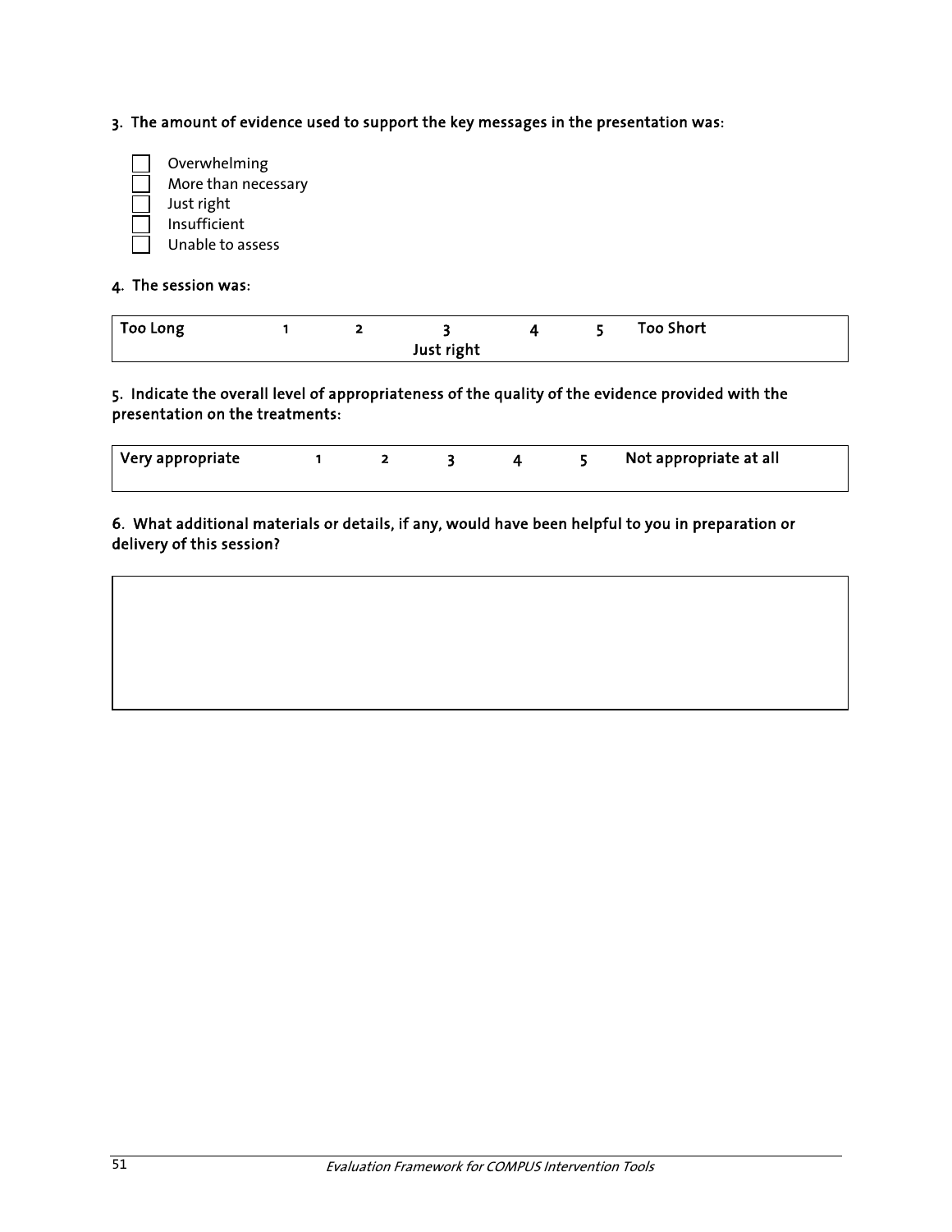**3. The amount of evidence used to support the key messages in the presentation was:**

- ☐ Overwhelming
- ☐ More than necessary
- ☐ Just right
- ☐ Insufficient
- ☐ Unable to assess

**4. The session was:**

| Too Long | 1 | 2 | 3<br>Just right | 4 | 5 | Too Short |
|---|---|---|---|---|---|---|

**5. Indicate the overall level of appropriateness of the quality of the evidence provided with the presentation on the treatments:**

| Very appropriate | 1 | 2 | 3 | 4 | 5 | Not appropriate at all |
|---|---|---|---|---|---|---|

**6. What additional materials or details, if any, would have been helpful to you in preparation or delivery of this session?**

| |
|---|
| |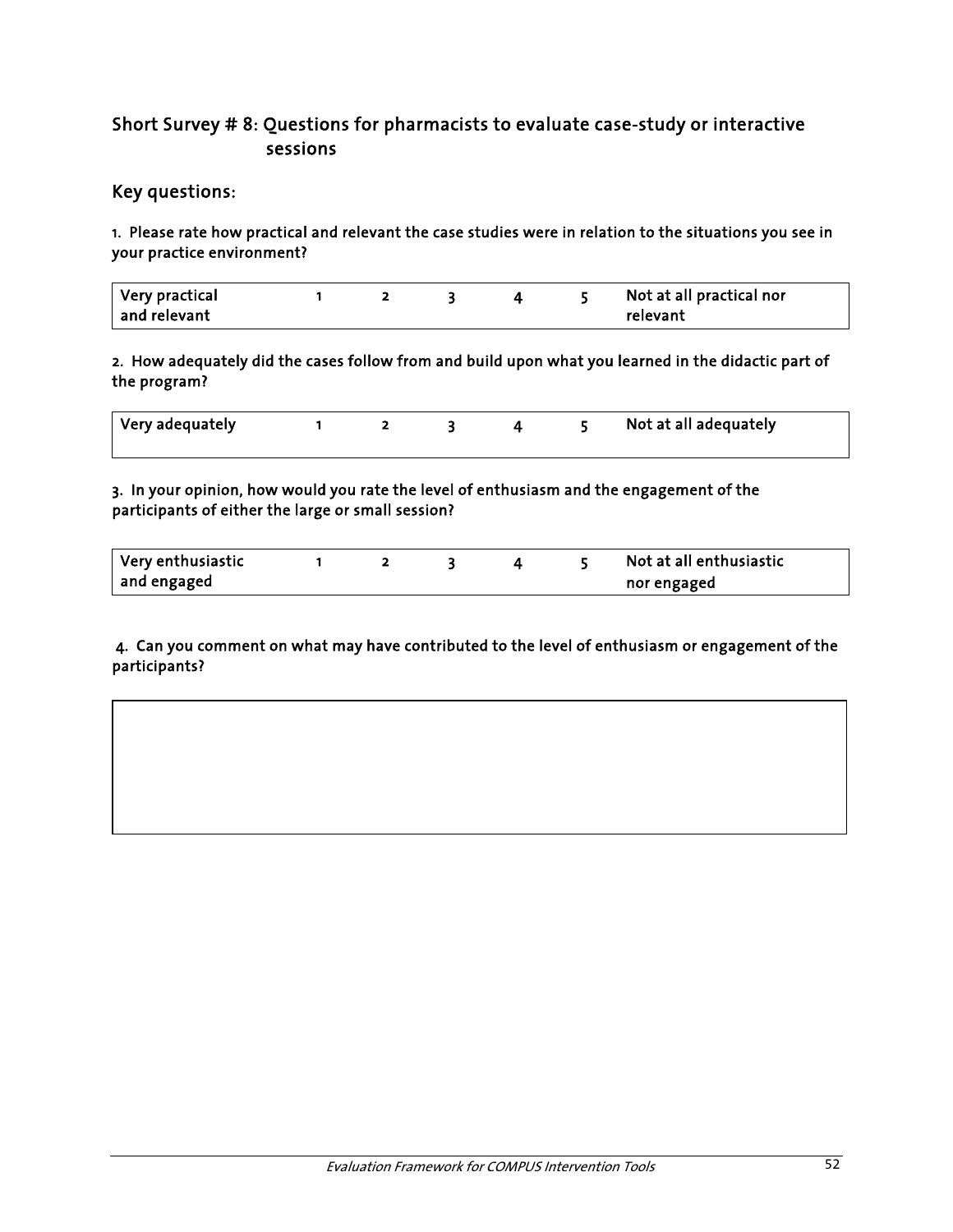## Short Survey # 8: Questions for pharmacists to evaluate case-study or interactive sessions

### Key questions:

1. Please rate how practical and relevant the case studies were in relation to the situations you see in your practice environment?

| Very practical and relevant | 1 | 2 | 3 | 4 | 5 | Not at all practical nor relevant |
|---|---|---|---|---|---|---|

2. How adequately did the cases follow from and build upon what you learned in the didactic part of the program?

| Very adequately | 1 | 2 | 3 | 4 | 5 | Not at all adequately |
|---|---|---|---|---|---|---|

3. In your opinion, how would you rate the level of enthusiasm and the engagement of the participants of either the large or small session?

| Very enthusiastic and engaged | 1 | 2 | 3 | 4 | 5 | Not at all enthusiastic nor engaged |
|---|---|---|---|---|---|---|

4. Can you comment on what may have contributed to the level of enthusiasm or engagement of the participants?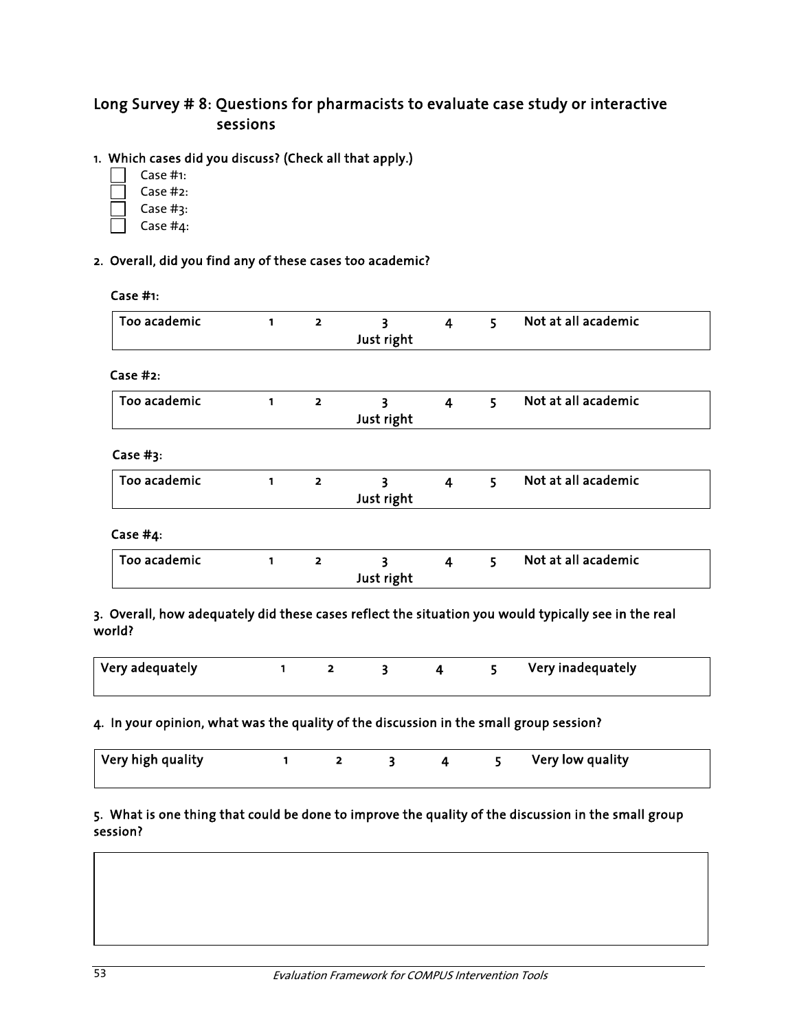## Long Survey # 8: Questions for pharmacists to evaluate case study or interactive sessions

**1. Which cases did you discuss? (Check all that apply.)**

- ☐ Case #1:
- ☐ Case #2:
- ☐ Case #3:
- ☐ Case #4:

**2. Overall, did you find any of these cases too academic?**

**Case #1:**

| Too academic | 1 | 2 | 3<br>Just right | 4 | 5 | Not at all academic |
|---|---|---|---|---|---|---|

**Case #2:**

| Too academic | 1 | 2 | 3<br>Just right | 4 | 5 | Not at all academic |
|---|---|---|---|---|---|---|

**Case #3:**

| Too academic | 1 | 2 | 3<br>Just right | 4 | 5 | Not at all academic |
|---|---|---|---|---|---|---|

**Case #4:**

| Too academic | 1 | 2 | 3<br>Just right | 4 | 5 | Not at all academic |
|---|---|---|---|---|---|---|

**3. Overall, how adequately did these cases reflect the situation you would typically see in the real world?**

| Very adequately | 1 | 2 | 3 | 4 | 5 | Very inadequately |
|---|---|---|---|---|---|---|

**4. In your opinion, what was the quality of the discussion in the small group session?**

| Very high quality | 1 | 2 | 3 | 4 | 5 | Very low quality |
|---|---|---|---|---|---|---|

**5. What is one thing that could be done to improve the quality of the discussion in the small group session?**

| |
|---|
| |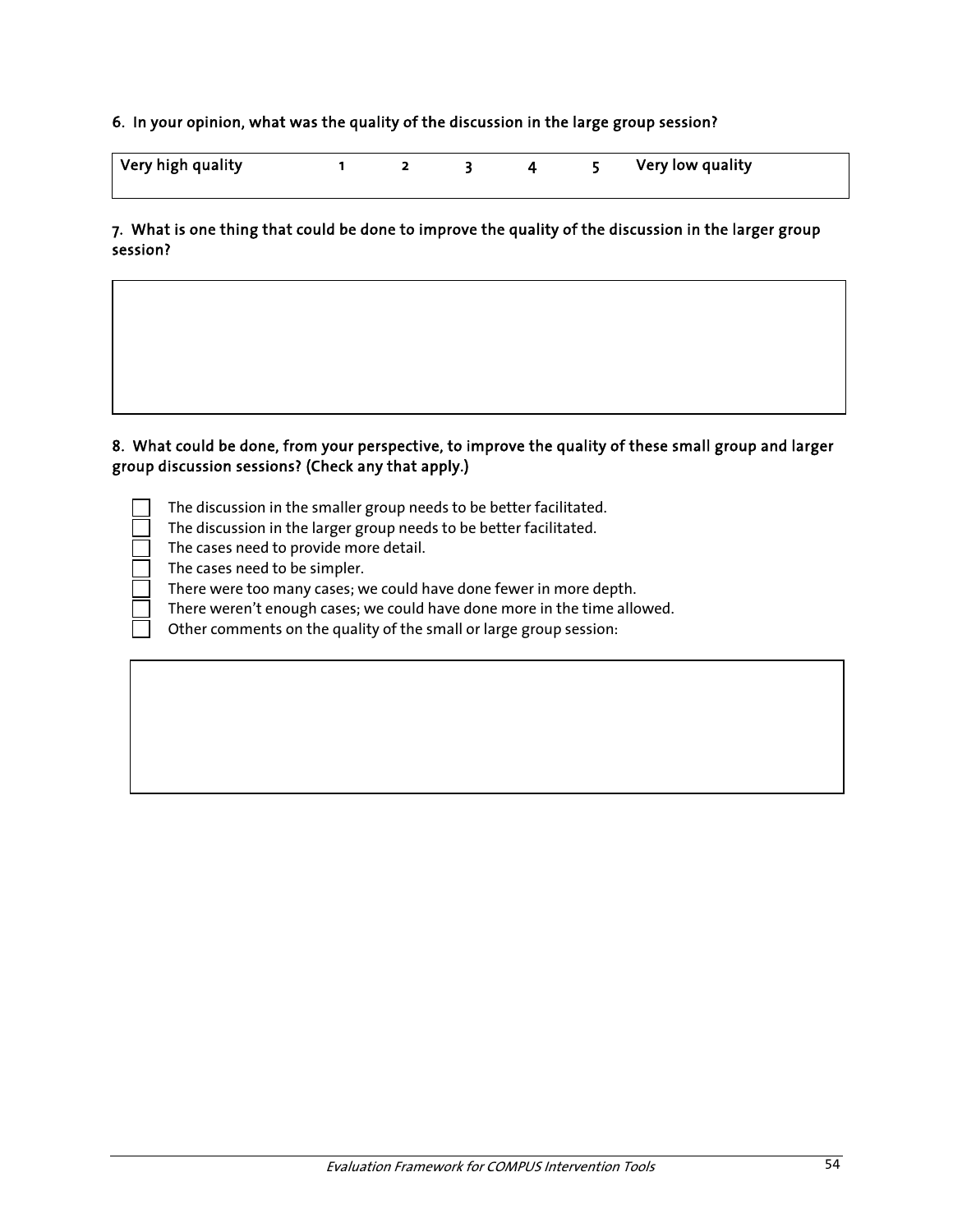**6. In your opinion, what was the quality of the discussion in the large group session?**

| Very high quality | 1 | 2 | 3 | 4 | 5 | Very low quality |
|---|---|---|---|---|---|---|

**7. What is one thing that could be done to improve the quality of the discussion in the larger group session?**

|  |
|---|
|  |

**8. What could be done, from your perspective, to improve the quality of these small group and larger group discussion sessions? (Check any that apply.)**

- ☐ The discussion in the smaller group needs to be better facilitated.
- ☐ The discussion in the larger group needs to be better facilitated.
- ☐ The cases need to provide more detail.
- ☐ The cases need to be simpler.
- ☐ There were too many cases; we could have done fewer in more depth.
- ☐ There weren't enough cases; we could have done more in the time allowed.
- ☐ Other comments on the quality of the small or large group session:

|  |
|---|
|  |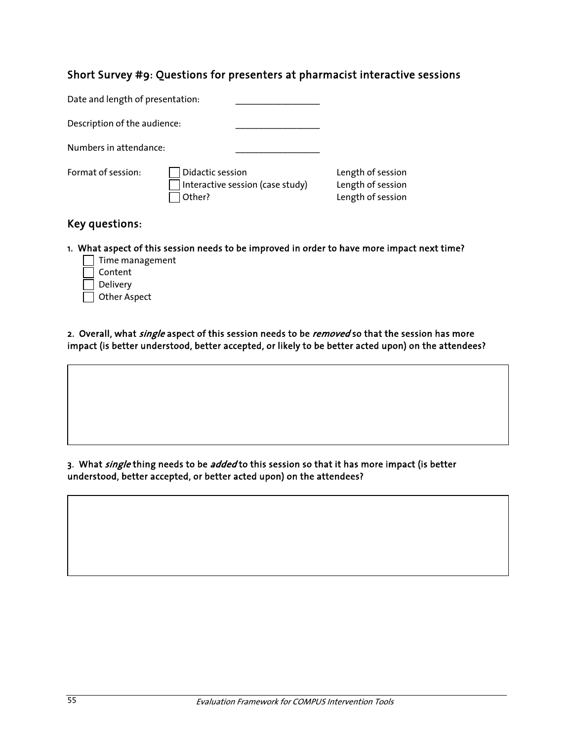## Short Survey #9: Questions for presenters at pharmacist interactive sessions

Date and length of presentation: \_\_\_\_\_\_\_\_\_\_\_\_\_\_\_\_\_\_

Description of the audience: \_\_\_\_\_\_\_\_\_\_\_\_\_\_\_\_\_\_

Numbers in attendance: \_\_\_\_\_\_\_\_\_\_\_\_\_\_\_\_\_\_

Format of session:

- ☐ Didactic session — Length of session
- ☐ Interactive session (case study) — Length of session
- ☐ Other? — Length of session

## Key questions:

**1. What aspect of this session needs to be improved in order to have more impact next time?**

- ☐ Time management
- ☐ Content
- ☐ Delivery
- ☐ Other Aspect

**2. Overall, what *single* aspect of this session needs to be *removed* so that the session has more impact (is better understood, better accepted, or likely to be better acted upon) on the attendees?**

|  |
|---|
|  |

**3. What *single* thing needs to be *added* to this session so that it has more impact (is better understood, better accepted, or better acted upon) on the attendees?**

|  |
|---|
|  |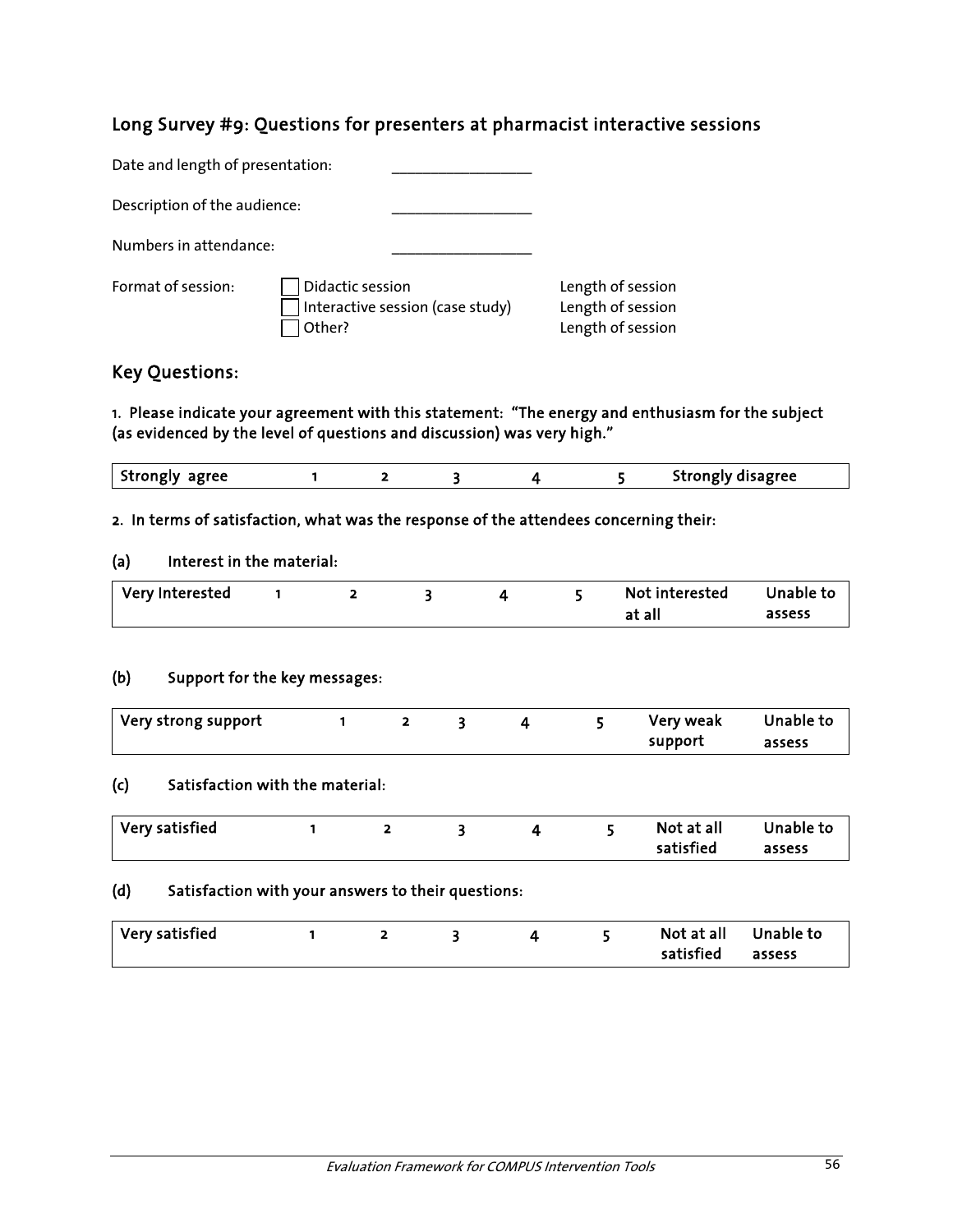## Long Survey #9: Questions for presenters at pharmacist interactive sessions

Date and length of presentation: \_\_\_\_\_\_\_\_\_\_\_\_\_\_\_\_\_\_

Description of the audience: \_\_\_\_\_\_\_\_\_\_\_\_\_\_\_\_\_\_

Numbers in attendance: \_\_\_\_\_\_\_\_\_\_\_\_\_\_\_\_\_\_

Format of session:

- ☐ Didactic session — Length of session
- ☐ Interactive session (case study) — Length of session
- ☐ Other? — Length of session

## Key Questions:

**1. Please indicate your agreement with this statement: "The energy and enthusiasm for the subject (as evidenced by the level of questions and discussion) was very high."**

| Strongly agree | 1 | 2 | 3 | 4 | 5 | Strongly disagree |
|---|---|---|---|---|---|---|

**2. In terms of satisfaction, what was the response of the attendees concerning their:**

**(a) Interest in the material:**

| Very Interested | 1 | 2 | 3 | 4 | 5 | Not interested at all | Unable to assess |
|---|---|---|---|---|---|---|---|

**(b) Support for the key messages:**

| Very strong support | 1 | 2 | 3 | 4 | 5 | Very weak support | Unable to assess |
|---|---|---|---|---|---|---|---|

**(c) Satisfaction with the material:**

| Very satisfied | 1 | 2 | 3 | 4 | 5 | Not at all satisfied | Unable to assess |
|---|---|---|---|---|---|---|---|

**(d) Satisfaction with your answers to their questions:**

| Very satisfied | 1 | 2 | 3 | 4 | 5 | Not at all satisfied | Unable to assess |
|---|---|---|---|---|---|---|---|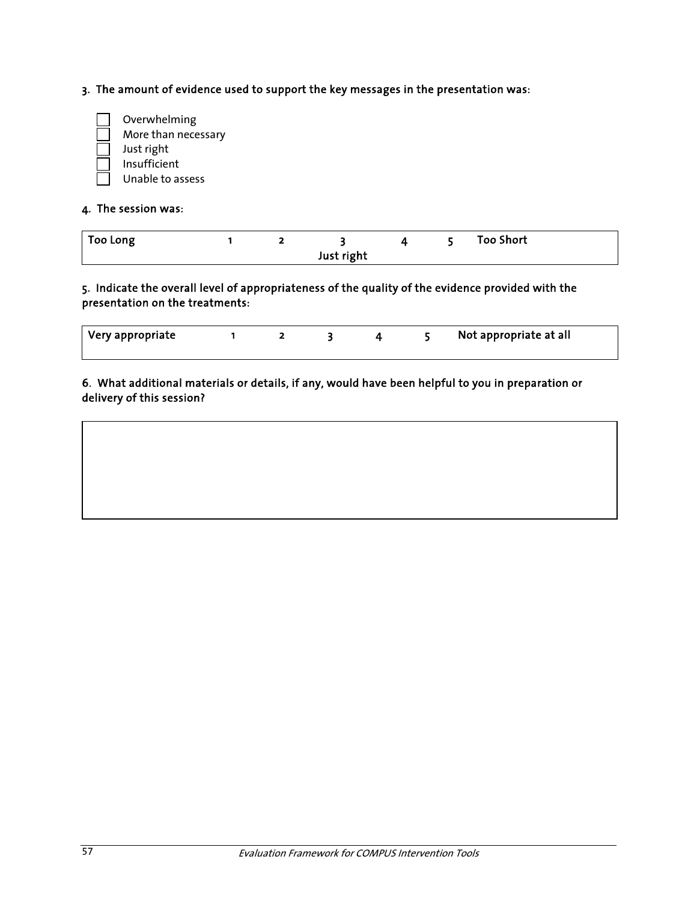**3. The amount of evidence used to support the key messages in the presentation was:**

- ☐ Overwhelming
- ☐ More than necessary
- ☐ Just right
- ☐ Insufficient
- ☐ Unable to assess

**4. The session was:**

| Too Long | 1 | 2 | 3 | 4 | 5 | Too Short |
|---|---|---|---|---|---|---|
| | | | Just right | | | |

**5. Indicate the overall level of appropriateness of the quality of the evidence provided with the presentation on the treatments:**

| Very appropriate | 1 | 2 | 3 | 4 | 5 | Not appropriate at all |
|---|---|---|---|---|---|---|

**6. What additional materials or details, if any, would have been helpful to you in preparation or delivery of this session?**

| |
|---|
| |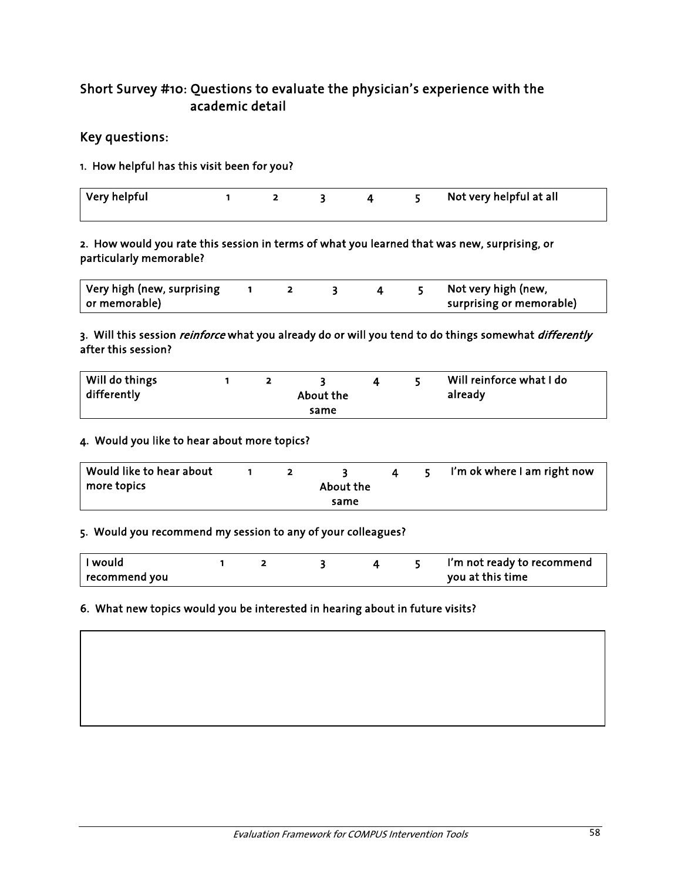## Short Survey #10: Questions to evaluate the physician's experience with the academic detail

### Key questions:

**1. How helpful has this visit been for you?**

| Very helpful | 1 | 2 | 3 | 4 | 5 | Not very helpful at all |
|---|---|---|---|---|---|---|

**2. How would you rate this session in terms of what you learned that was new, surprising, or particularly memorable?**

| Very high (new, surprising or memorable) | 1 | 2 | 3 | 4 | 5 | Not very high (new, surprising or memorable) |
|---|---|---|---|---|---|---|

**3. Will this session *reinforce* what you already do or will you tend to do things somewhat *differently* after this session?**

| Will do things differently | 1 | 2 | 3 About the same | 4 | 5 | Will reinforce what I do already |
|---|---|---|---|---|---|---|

**4. Would you like to hear about more topics?**

| Would like to hear about more topics | 1 | 2 | 3 About the same | 4 | 5 | I'm ok where I am right now |
|---|---|---|---|---|---|---|

**5. Would you recommend my session to any of your colleagues?**

| I would recommend you | 1 | 2 | 3 | 4 | 5 | I'm not ready to recommend you at this time |
|---|---|---|---|---|---|---|

**6. What new topics would you be interested in hearing about in future visits?**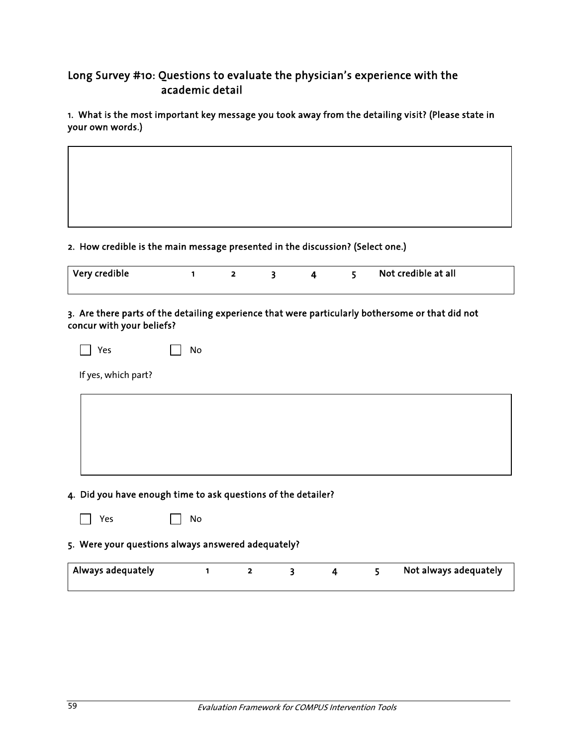## Long Survey #10: Questions to evaluate the physician's experience with the academic detail

**1. What is the most important key message you took away from the detailing visit? (Please state in your own words.)**

| |
|---|
| |

**2. How credible is the main message presented in the discussion? (Select one.)**

| Very credible | 1 | 2 | 3 | 4 | 5 | Not credible at all |
|---|---|---|---|---|---|---|

**3. Are there parts of the detailing experience that were particularly bothersome or that did not concur with your beliefs?**

☐ Yes ☐ No

If yes, which part?

| |
|---|
| |

**4. Did you have enough time to ask questions of the detailer?**

☐ Yes ☐ No

**5. Were your questions always answered adequately?**

| Always adequately | 1 | 2 | 3 | 4 | 5 | Not always adequately |
|---|---|---|---|---|---|---|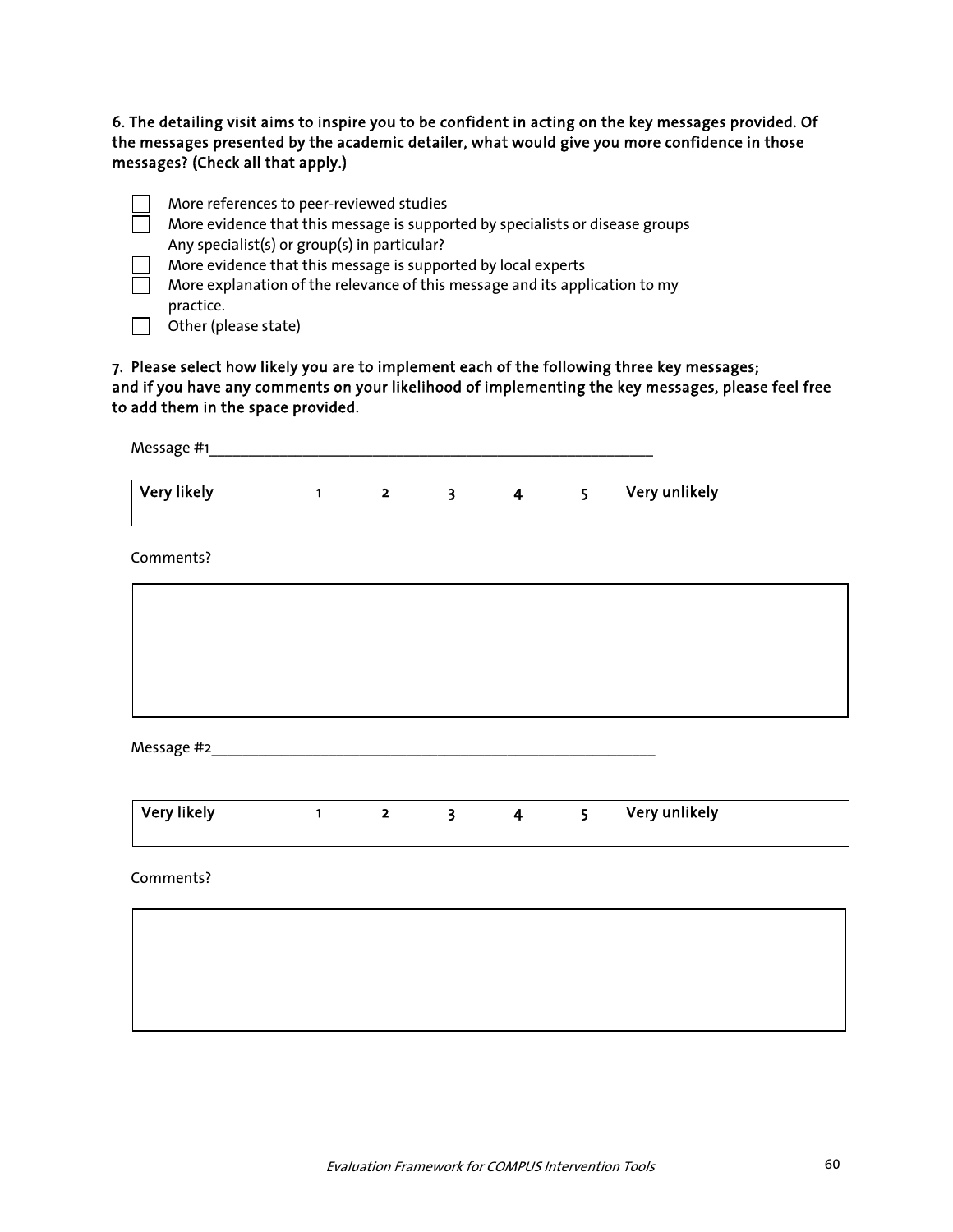**6. The detailing visit aims to inspire you to be confident in acting on the key messages provided. Of the messages presented by the academic detailer, what would give you more confidence in those messages? (Check all that apply.)**

- ☐ More references to peer-reviewed studies
- ☐ More evidence that this message is supported by specialists or disease groups
  Any specialist(s) or group(s) in particular?
- ☐ More evidence that this message is supported by local experts
- ☐ More explanation of the relevance of this message and its application to my practice.
- ☐ Other (please state)

**7. Please select how likely you are to implement each of the following three key messages; and if you have any comments on your likelihood of implementing the key messages, please feel free to add them in the space provided.**

Message #1_______________________________________________________

| Very likely | 1 | 2 | 3 | 4 | 5 | Very unlikely |
|---|---|---|---|---|---|---|

Comments?

| |
|---|
| |

Message #2_______________________________________________________

| Very likely | 1 | 2 | 3 | 4 | 5 | Very unlikely |
|---|---|---|---|---|---|---|

Comments?

| |
|---|
| |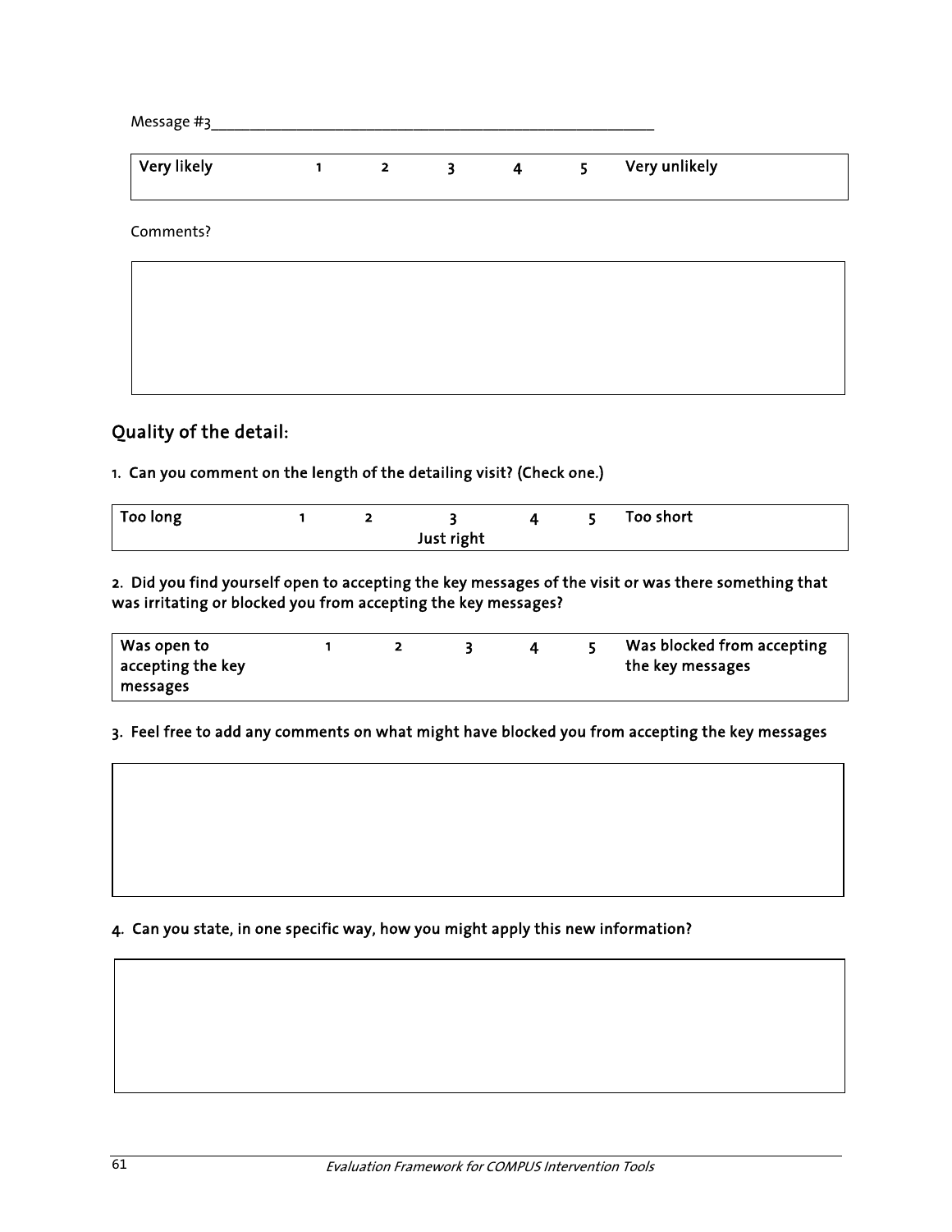Message #3________________________________________________________

| Very likely | 1 | 2 | 3 | 4 | 5 | Very unlikely |
|---|---|---|---|---|---|---|

Comments?

## Quality of the detail:

**1. Can you comment on the length of the detailing visit? (Check one.)**

| Too long | 1 | 2 | 3<br>Just right | 4 | 5 | Too short |
|---|---|---|---|---|---|---|

**2. Did you find yourself open to accepting the key messages of the visit or was there something that was irritating or blocked you from accepting the key messages?**

| Was open to accepting the key messages | 1 | 2 | 3 | 4 | 5 | Was blocked from accepting the key messages |
|---|---|---|---|---|---|---|

**3. Feel free to add any comments on what might have blocked you from accepting the key messages**

**4. Can you state, in one specific way, how you might apply this new information?**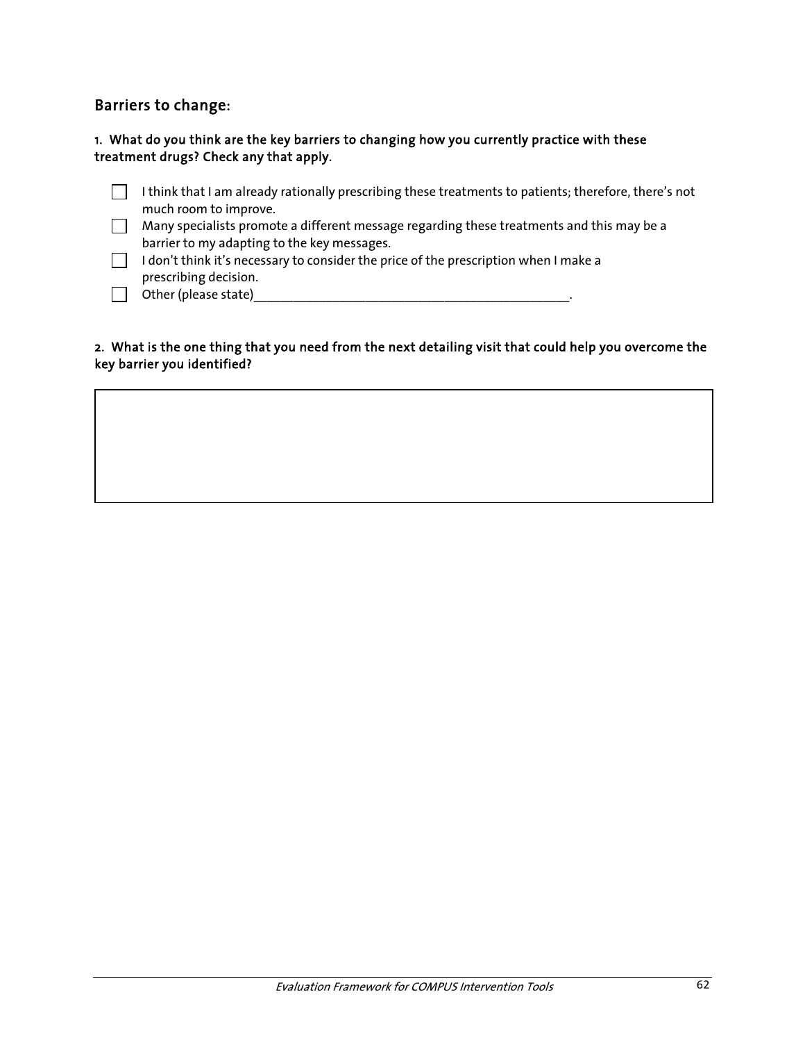## Barriers to change:

**1. What do you think are the key barriers to changing how you currently practice with these treatment drugs? Check any that apply.**

- ☐ I think that I am already rationally prescribing these treatments to patients; therefore, there's not much room to improve.
- ☐ Many specialists promote a different message regarding these treatments and this may be a barrier to my adapting to the key messages.
- ☐ I don't think it's necessary to consider the price of the prescription when I make a prescribing decision.
- ☐ Other (please state)_______________________________________________.

**2. What is the one thing that you need from the next detailing visit that could help you overcome the key barrier you identified?**

| |
|---|
| |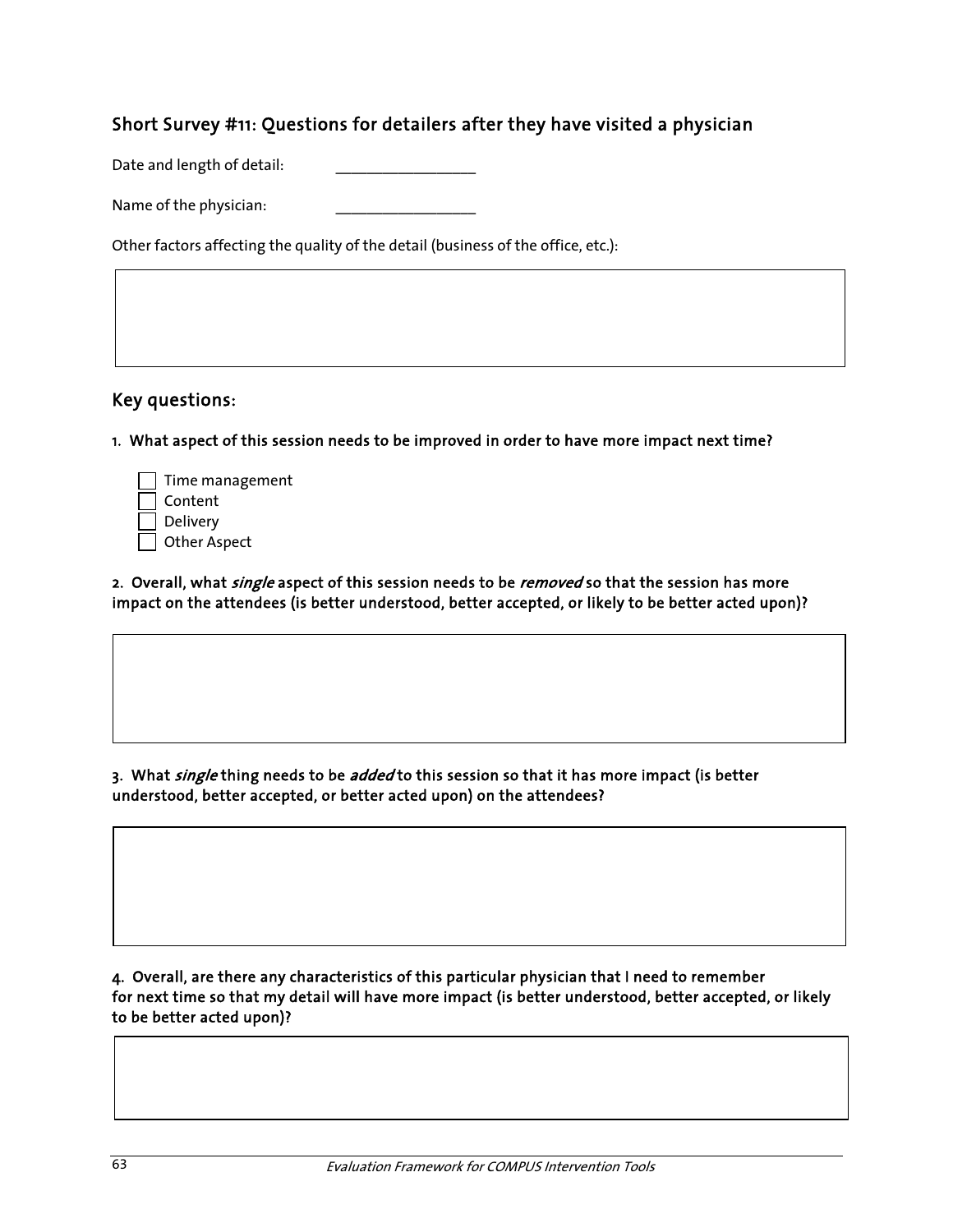## Short Survey #11: Questions for detailers after they have visited a physician

Date and length of detail: ________________

Name of the physician: ________________

Other factors affecting the quality of the detail (business of the office, etc.):

### Key questions:

**1. What aspect of this session needs to be improved in order to have more impact next time?**

- [ ] Time management
- [ ] Content
- [ ] Delivery
- [ ] Other Aspect

**2. Overall, what *single* aspect of this session needs to be *removed* so that the session has more impact on the attendees (is better understood, better accepted, or likely to be better acted upon)?**

**3. What *single* thing needs to be *added* to this session so that it has more impact (is better understood, better accepted, or better acted upon) on the attendees?**

**4. Overall, are there any characteristics of this particular physician that I need to remember for next time so that my detail will have more impact (is better understood, better accepted, or likely to be better acted upon)?**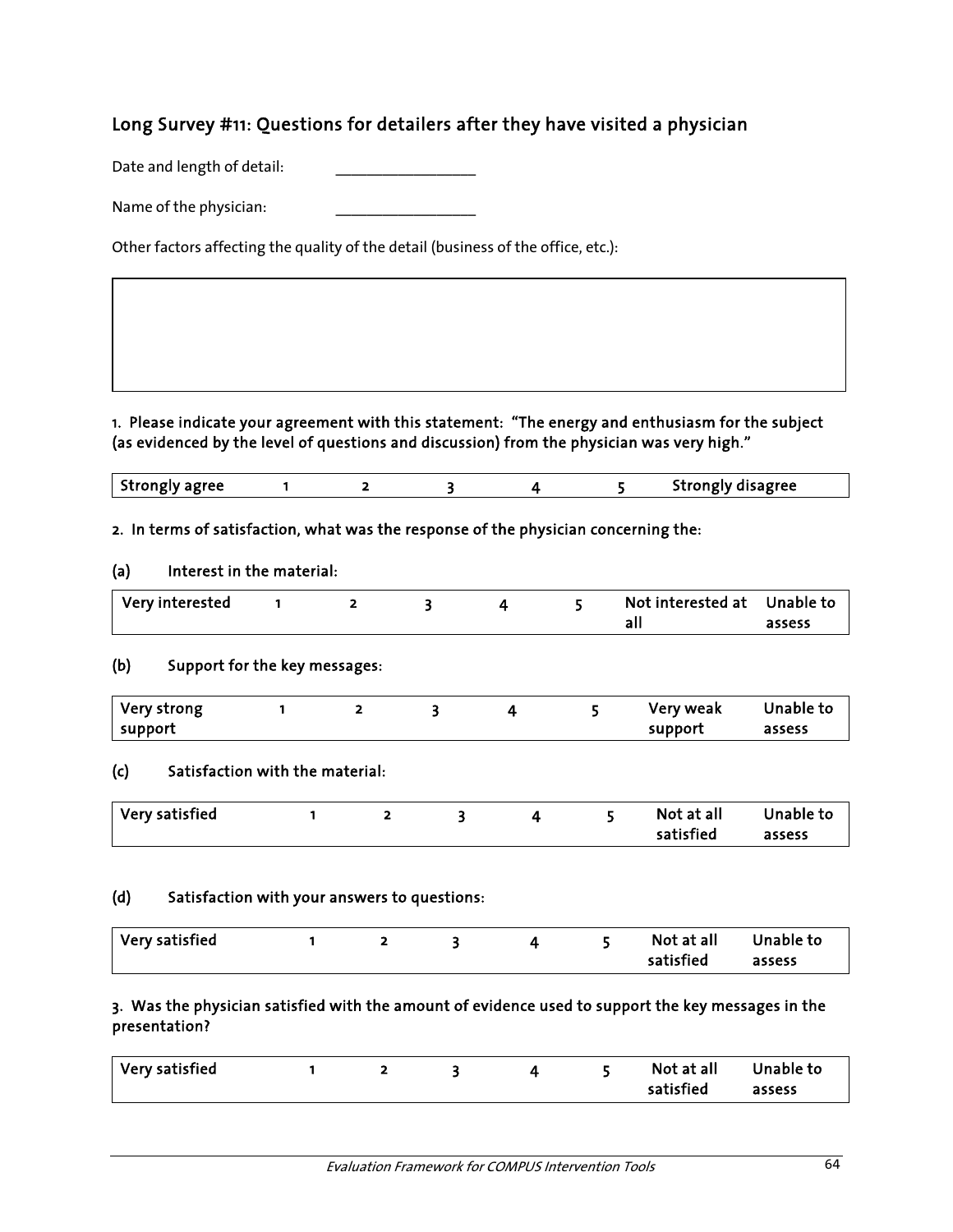## Long Survey #11: Questions for detailers after they have visited a physician

Date and length of detail: \_\_\_\_\_\_\_\_\_\_\_\_\_\_\_\_\_\_

Name of the physician: \_\_\_\_\_\_\_\_\_\_\_\_\_\_\_\_\_\_

Other factors affecting the quality of the detail (business of the office, etc.):

| |
|---|
| |

**1. Please indicate your agreement with this statement: "The energy and enthusiasm for the subject (as evidenced by the level of questions and discussion) from the physician was very high."**

| Strongly agree | 1 | 2 | 3 | 4 | 5 | Strongly disagree |
|---|---|---|---|---|---|---|

**2. In terms of satisfaction, what was the response of the physician concerning the:**

**(a) Interest in the material:**

| Very interested | 1 | 2 | 3 | 4 | 5 | Not interested at all | Unable to assess |
|---|---|---|---|---|---|---|---|

**(b) Support for the key messages:**

| Very strong support | 1 | 2 | 3 | 4 | 5 | Very weak support | Unable to assess |
|---|---|---|---|---|---|---|---|

**(c) Satisfaction with the material:**

| Very satisfied | 1 | 2 | 3 | 4 | 5 | Not at all satisfied | Unable to assess |
|---|---|---|---|---|---|---|---|

**(d) Satisfaction with your answers to questions:**

| Very satisfied | 1 | 2 | 3 | 4 | 5 | Not at all satisfied | Unable to assess |
|---|---|---|---|---|---|---|---|

**3. Was the physician satisfied with the amount of evidence used to support the key messages in the presentation?**

| Very satisfied | 1 | 2 | 3 | 4 | 5 | Not at all satisfied | Unable to assess |
|---|---|---|---|---|---|---|---|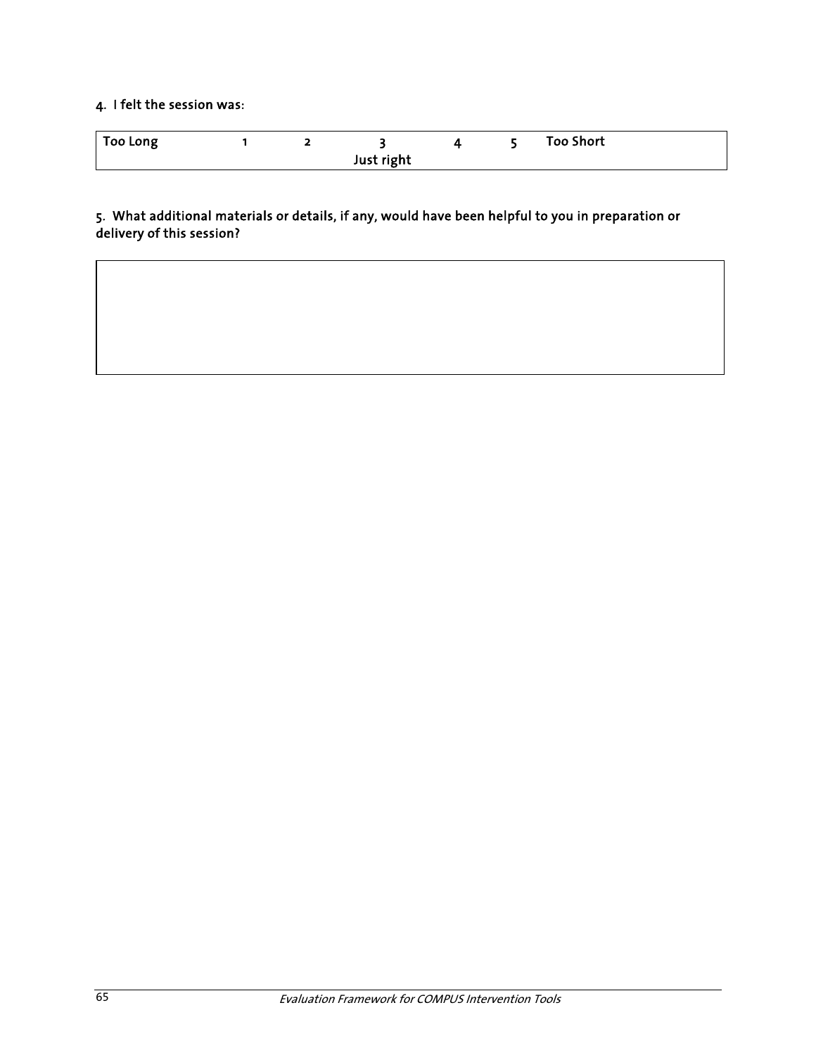**4. I felt the session was:**

| Too Long | 1 | 2 | 3<br>Just right | 4 | 5 | Too Short |
|---|---|---|---|---|---|---|

**5. What additional materials or details, if any, would have been helpful to you in preparation or delivery of this session?**

| |
|---|
| |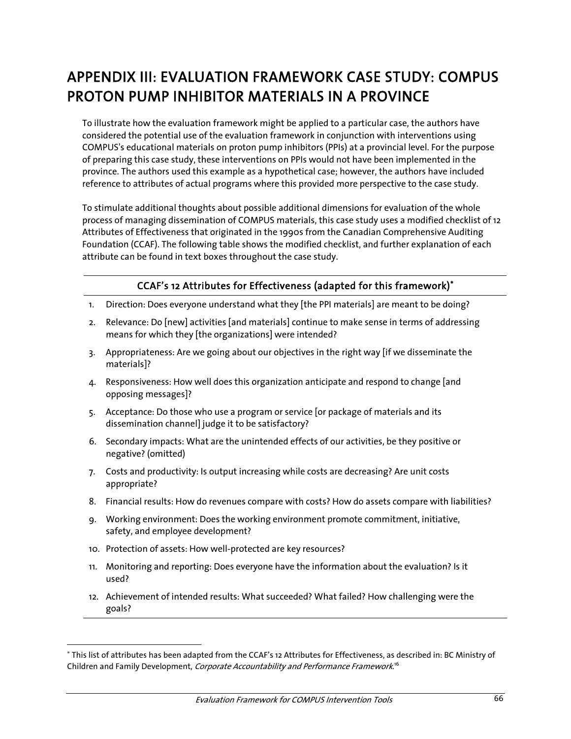# APPENDIX III: EVALUATION FRAMEWORK CASE STUDY: COMPUS PROTON PUMP INHIBITOR MATERIALS IN A PROVINCE

To illustrate how the evaluation framework might be applied to a particular case, the authors have considered the potential use of the evaluation framework in conjunction with interventions using COMPUS's educational materials on proton pump inhibitors (PPIs) at a provincial level. For the purpose of preparing this case study, these interventions on PPIs would not have been implemented in the province. The authors used this example as a hypothetical case; however, the authors have included reference to attributes of actual programs where this provided more perspective to the case study.

To stimulate additional thoughts about possible additional dimensions for evaluation of the whole process of managing dissemination of COMPUS materials, this case study uses a modified checklist of 12 Attributes of Effectiveness that originated in the 1990s from the Canadian Comprehensive Auditing Foundation (CCAF). The following table shows the modified checklist, and further explanation of each attribute can be found in text boxes throughout the case study.

### CCAF's 12 Attributes for Effectiveness (adapted for this framework)*

1. Direction: Does everyone understand what they [the PPI materials] are meant to be doing?
2. Relevance: Do [new] activities [and materials] continue to make sense in terms of addressing means for which they [the organizations] were intended?
3. Appropriateness: Are we going about our objectives in the right way [if we disseminate the materials]?
4. Responsiveness: How well does this organization anticipate and respond to change [and opposing messages]?
5. Acceptance: Do those who use a program or service [or package of materials and its dissemination channel] judge it to be satisfactory?
6. Secondary impacts: What are the unintended effects of our activities, be they positive or negative? (omitted)
7. Costs and productivity: Is output increasing while costs are decreasing? Are unit costs appropriate?
8. Financial results: How do revenues compare with costs? How do assets compare with liabilities?
9. Working environment: Does the working environment promote commitment, initiative, safety, and employee development?
10. Protection of assets: How well-protected are key resources?
11. Monitoring and reporting: Does everyone have the information about the evaluation? Is it used?
12. Achievement of intended results: What succeeded? What failed? How challenging were the goals?

* This list of attributes has been adapted from the CCAF's 12 Attributes for Effectiveness, as described in: BC Ministry of Children and Family Development, *Corporate Accountability and Performance Framework*.[16]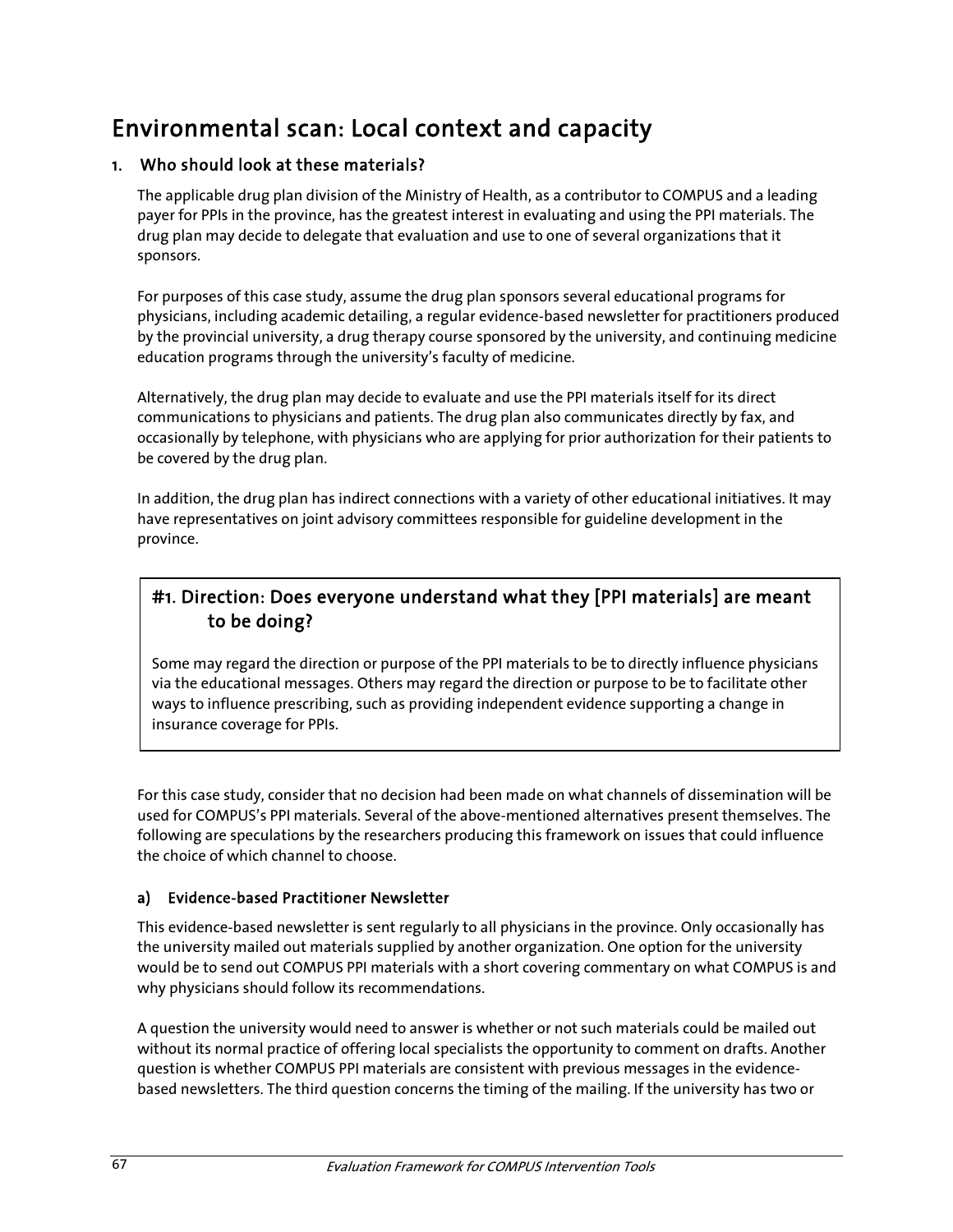# Environmental scan: Local context and capacity

## 1. Who should look at these materials?

The applicable drug plan division of the Ministry of Health, as a contributor to COMPUS and a leading payer for PPIs in the province, has the greatest interest in evaluating and using the PPI materials. The drug plan may decide to delegate that evaluation and use to one of several organizations that it sponsors.

For purposes of this case study, assume the drug plan sponsors several educational programs for physicians, including academic detailing, a regular evidence-based newsletter for practitioners produced by the provincial university, a drug therapy course sponsored by the university, and continuing medicine education programs through the university's faculty of medicine.

Alternatively, the drug plan may decide to evaluate and use the PPI materials itself for its direct communications to physicians and patients. The drug plan also communicates directly by fax, and occasionally by telephone, with physicians who are applying for prior authorization for their patients to be covered by the drug plan.

In addition, the drug plan has indirect connections with a variety of other educational initiatives. It may have representatives on joint advisory committees responsible for guideline development in the province.

> ### #1. Direction: Does everyone understand what they [PPI materials] are meant to be doing?
>
> Some may regard the direction or purpose of the PPI materials to be to directly influence physicians via the educational messages. Others may regard the direction or purpose to be to facilitate other ways to influence prescribing, such as providing independent evidence supporting a change in insurance coverage for PPIs.

For this case study, consider that no decision had been made on what channels of dissemination will be used for COMPUS's PPI materials. Several of the above-mentioned alternatives present themselves. The following are speculations by the researchers producing this framework on issues that could influence the choice of which channel to choose.

### a) Evidence-based Practitioner Newsletter

This evidence-based newsletter is sent regularly to all physicians in the province. Only occasionally has the university mailed out materials supplied by another organization. One option for the university would be to send out COMPUS PPI materials with a short covering commentary on what COMPUS is and why physicians should follow its recommendations.

A question the university would need to answer is whether or not such materials could be mailed out without its normal practice of offering local specialists the opportunity to comment on drafts. Another question is whether COMPUS PPI materials are consistent with previous messages in the evidence-based newsletters. The third question concerns the timing of the mailing. If the university has two or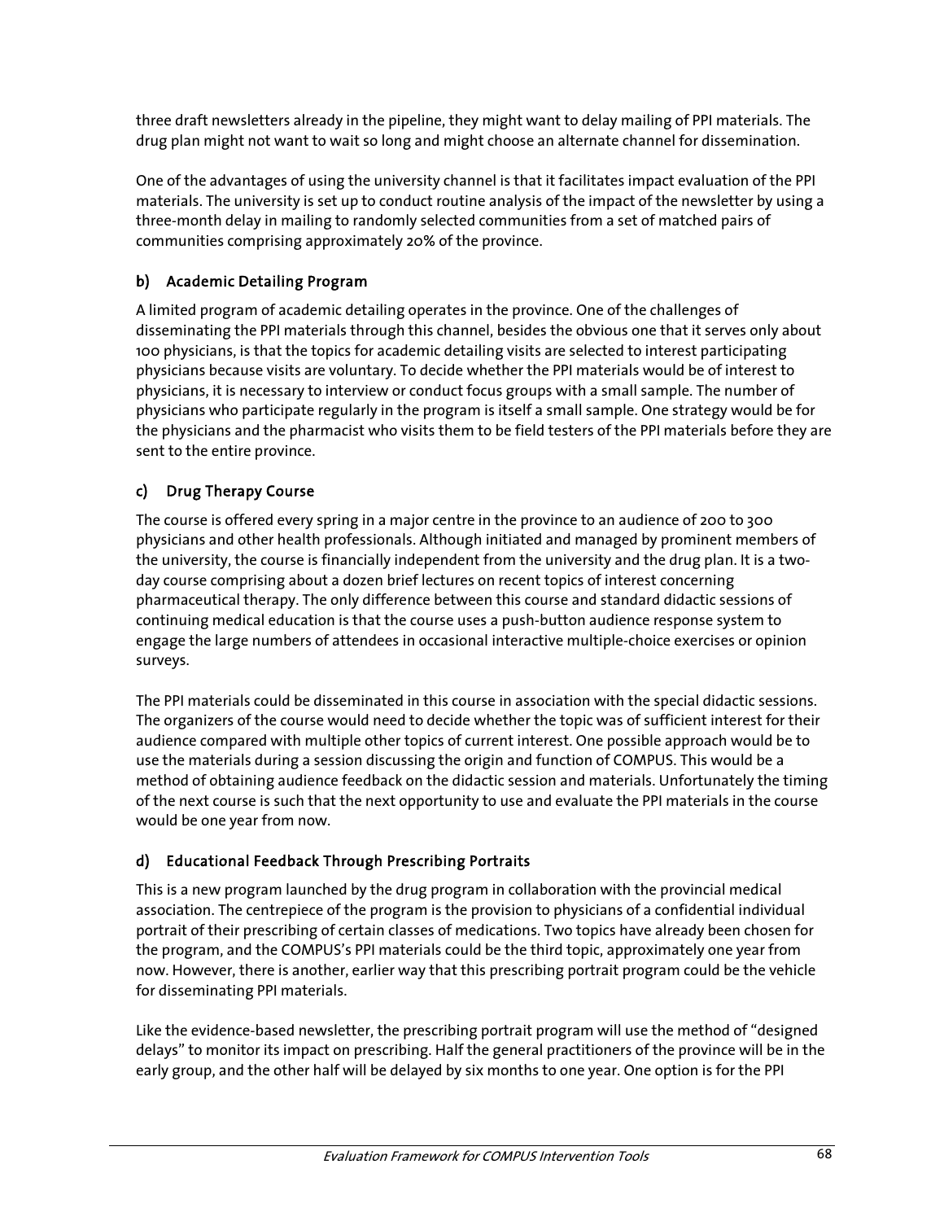three draft newsletters already in the pipeline, they might want to delay mailing of PPI materials. The drug plan might not want to wait so long and might choose an alternate channel for dissemination.

One of the advantages of using the university channel is that it facilitates impact evaluation of the PPI materials. The university is set up to conduct routine analysis of the impact of the newsletter by using a three-month delay in mailing to randomly selected communities from a set of matched pairs of communities comprising approximately 20% of the province.

### b) Academic Detailing Program

A limited program of academic detailing operates in the province. One of the challenges of disseminating the PPI materials through this channel, besides the obvious one that it serves only about 100 physicians, is that the topics for academic detailing visits are selected to interest participating physicians because visits are voluntary. To decide whether the PPI materials would be of interest to physicians, it is necessary to interview or conduct focus groups with a small sample. The number of physicians who participate regularly in the program is itself a small sample. One strategy would be for the physicians and the pharmacist who visits them to be field testers of the PPI materials before they are sent to the entire province.

### c) Drug Therapy Course

The course is offered every spring in a major centre in the province to an audience of 200 to 300 physicians and other health professionals. Although initiated and managed by prominent members of the university, the course is financially independent from the university and the drug plan. It is a two-day course comprising about a dozen brief lectures on recent topics of interest concerning pharmaceutical therapy. The only difference between this course and standard didactic sessions of continuing medical education is that the course uses a push-button audience response system to engage the large numbers of attendees in occasional interactive multiple-choice exercises or opinion surveys.

The PPI materials could be disseminated in this course in association with the special didactic sessions. The organizers of the course would need to decide whether the topic was of sufficient interest for their audience compared with multiple other topics of current interest. One possible approach would be to use the materials during a session discussing the origin and function of COMPUS. This would be a method of obtaining audience feedback on the didactic session and materials. Unfortunately the timing of the next course is such that the next opportunity to use and evaluate the PPI materials in the course would be one year from now.

### d) Educational Feedback Through Prescribing Portraits

This is a new program launched by the drug program in collaboration with the provincial medical association. The centrepiece of the program is the provision to physicians of a confidential individual portrait of their prescribing of certain classes of medications. Two topics have already been chosen for the program, and the COMPUS's PPI materials could be the third topic, approximately one year from now. However, there is another, earlier way that this prescribing portrait program could be the vehicle for disseminating PPI materials.

Like the evidence-based newsletter, the prescribing portrait program will use the method of "designed delays" to monitor its impact on prescribing. Half the general practitioners of the province will be in the early group, and the other half will be delayed by six months to one year. One option is for the PPI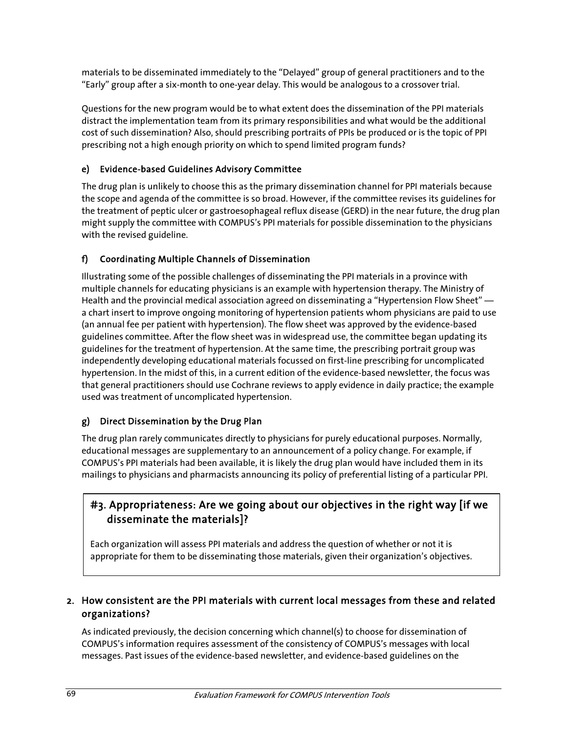materials to be disseminated immediately to the "Delayed" group of general practitioners and to the "Early" group after a six-month to one-year delay. This would be analogous to a crossover trial.

Questions for the new program would be to what extent does the dissemination of the PPI materials distract the implementation team from its primary responsibilities and what would be the additional cost of such dissemination? Also, should prescribing portraits of PPIs be produced or is the topic of PPI prescribing not a high enough priority on which to spend limited program funds?

#### e) Evidence-based Guidelines Advisory Committee

The drug plan is unlikely to choose this as the primary dissemination channel for PPI materials because the scope and agenda of the committee is so broad. However, if the committee revises its guidelines for the treatment of peptic ulcer or gastroesophageal reflux disease (GERD) in the near future, the drug plan might supply the committee with COMPUS's PPI materials for possible dissemination to the physicians with the revised guideline.

#### f) Coordinating Multiple Channels of Dissemination

Illustrating some of the possible challenges of disseminating the PPI materials in a province with multiple channels for educating physicians is an example with hypertension therapy. The Ministry of Health and the provincial medical association agreed on disseminating a "Hypertension Flow Sheet" — a chart insert to improve ongoing monitoring of hypertension patients whom physicians are paid to use (an annual fee per patient with hypertension). The flow sheet was approved by the evidence-based guidelines committee. After the flow sheet was in widespread use, the committee began updating its guidelines for the treatment of hypertension. At the same time, the prescribing portrait group was independently developing educational materials focussed on first-line prescribing for uncomplicated hypertension. In the midst of this, in a current edition of the evidence-based newsletter, the focus was that general practitioners should use Cochrane reviews to apply evidence in daily practice; the example used was treatment of uncomplicated hypertension.

#### g) Direct Dissemination by the Drug Plan

The drug plan rarely communicates directly to physicians for purely educational purposes. Normally, educational messages are supplementary to an announcement of a policy change. For example, if COMPUS's PPI materials had been available, it is likely the drug plan would have included them in its mailings to physicians and pharmacists announcing its policy of preferential listing of a particular PPI.

### #3. Appropriateness: Are we going about our objectives in the right way [if we disseminate the materials]?

Each organization will assess PPI materials and address the question of whether or not it is appropriate for them to be disseminating those materials, given their organization's objectives.

### 2. How consistent are the PPI materials with current local messages from these and related organizations?

As indicated previously, the decision concerning which channel(s) to choose for dissemination of COMPUS's information requires assessment of the consistency of COMPUS's messages with local messages. Past issues of the evidence-based newsletter, and evidence-based guidelines on the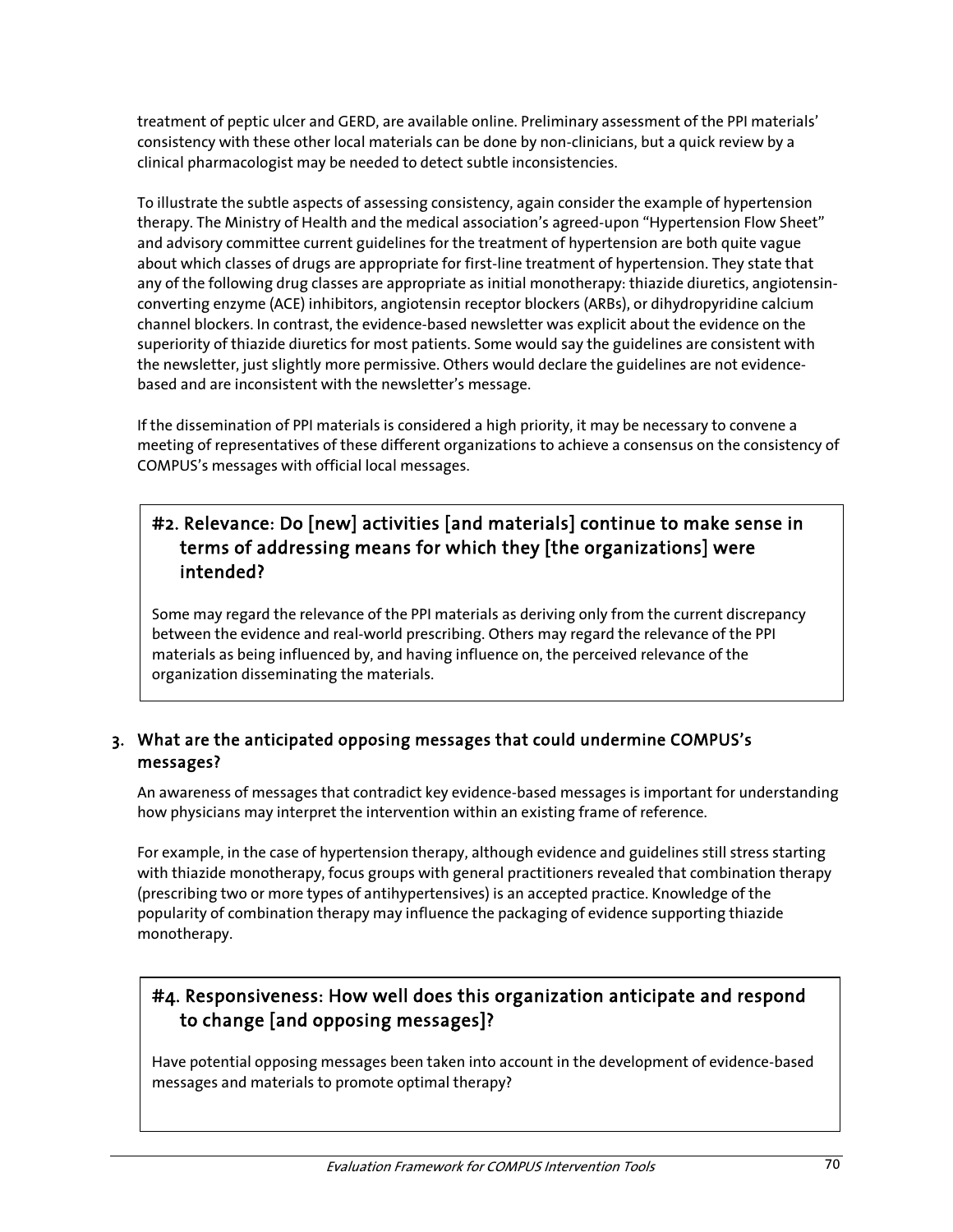treatment of peptic ulcer and GERD, are available online. Preliminary assessment of the PPI materials' consistency with these other local materials can be done by non-clinicians, but a quick review by a clinical pharmacologist may be needed to detect subtle inconsistencies.

To illustrate the subtle aspects of assessing consistency, again consider the example of hypertension therapy. The Ministry of Health and the medical association's agreed-upon "Hypertension Flow Sheet" and advisory committee current guidelines for the treatment of hypertension are both quite vague about which classes of drugs are appropriate for first-line treatment of hypertension. They state that any of the following drug classes are appropriate as initial monotherapy: thiazide diuretics, angiotensin-converting enzyme (ACE) inhibitors, angiotensin receptor blockers (ARBs), or dihydropyridine calcium channel blockers. In contrast, the evidence-based newsletter was explicit about the evidence on the superiority of thiazide diuretics for most patients. Some would say the guidelines are consistent with the newsletter, just slightly more permissive. Others would declare the guidelines are not evidence-based and are inconsistent with the newsletter's message.

If the dissemination of PPI materials is considered a high priority, it may be necessary to convene a meeting of representatives of these different organizations to achieve a consensus on the consistency of COMPUS's messages with official local messages.

### #2. Relevance: Do [new] activities [and materials] continue to make sense in terms of addressing means for which they [the organizations] were intended?

Some may regard the relevance of the PPI materials as deriving only from the current discrepancy between the evidence and real-world prescribing. Others may regard the relevance of the PPI materials as being influenced by, and having influence on, the perceived relevance of the organization disseminating the materials.

### 3. What are the anticipated opposing messages that could undermine COMPUS's messages?

An awareness of messages that contradict key evidence-based messages is important for understanding how physicians may interpret the intervention within an existing frame of reference.

For example, in the case of hypertension therapy, although evidence and guidelines still stress starting with thiazide monotherapy, focus groups with general practitioners revealed that combination therapy (prescribing two or more types of antihypertensives) is an accepted practice. Knowledge of the popularity of combination therapy may influence the packaging of evidence supporting thiazide monotherapy.

### #4. Responsiveness: How well does this organization anticipate and respond to change [and opposing messages]?

Have potential opposing messages been taken into account in the development of evidence-based messages and materials to promote optimal therapy?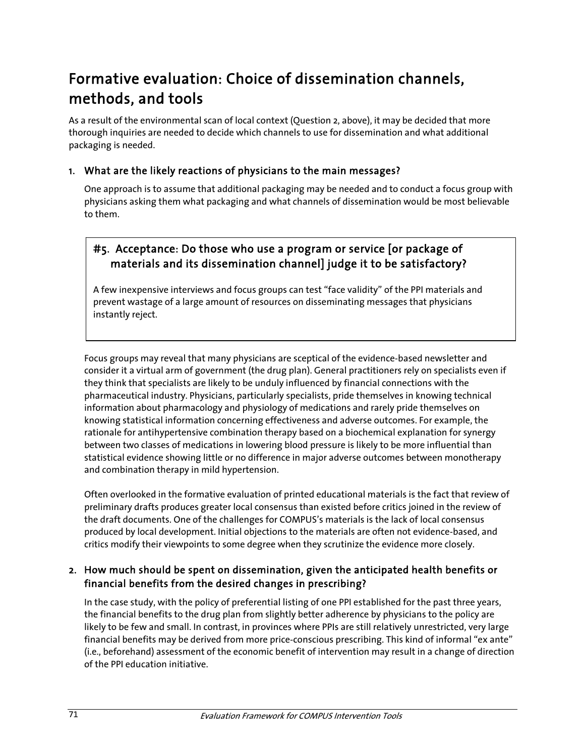# Formative evaluation: Choice of dissemination channels, methods, and tools

As a result of the environmental scan of local context (Question 2, above), it may be decided that more thorough inquiries are needed to decide which channels to use for dissemination and what additional packaging is needed.

### 1. What are the likely reactions of physicians to the main messages?

One approach is to assume that additional packaging may be needed and to conduct a focus group with physicians asking them what packaging and what channels of dissemination would be most believable to them.

> ### #5. Acceptance: Do those who use a program or service [or package of materials and its dissemination channel] judge it to be satisfactory?
>
> A few inexpensive interviews and focus groups can test “face validity” of the PPI materials and prevent wastage of a large amount of resources on disseminating messages that physicians instantly reject.

Focus groups may reveal that many physicians are sceptical of the evidence-based newsletter and consider it a virtual arm of government (the drug plan). General practitioners rely on specialists even if they think that specialists are likely to be unduly influenced by financial connections with the pharmaceutical industry. Physicians, particularly specialists, pride themselves in knowing technical information about pharmacology and physiology of medications and rarely pride themselves on knowing statistical information concerning effectiveness and adverse outcomes. For example, the rationale for antihypertensive combination therapy based on a biochemical explanation for synergy between two classes of medications in lowering blood pressure is likely to be more influential than statistical evidence showing little or no difference in major adverse outcomes between monotherapy and combination therapy in mild hypertension.

Often overlooked in the formative evaluation of printed educational materials is the fact that review of preliminary drafts produces greater local consensus than existed before critics joined in the review of the draft documents. One of the challenges for COMPUS’s materials is the lack of local consensus produced by local development. Initial objections to the materials are often not evidence-based, and critics modify their viewpoints to some degree when they scrutinize the evidence more closely.

### 2. How much should be spent on dissemination, given the anticipated health benefits or financial benefits from the desired changes in prescribing?

In the case study, with the policy of preferential listing of one PPI established for the past three years, the financial benefits to the drug plan from slightly better adherence by physicians to the policy are likely to be few and small. In contrast, in provinces where PPIs are still relatively unrestricted, very large financial benefits may be derived from more price-conscious prescribing. This kind of informal “ex ante” (i.e., beforehand) assessment of the economic benefit of intervention may result in a change of direction of the PPI education initiative.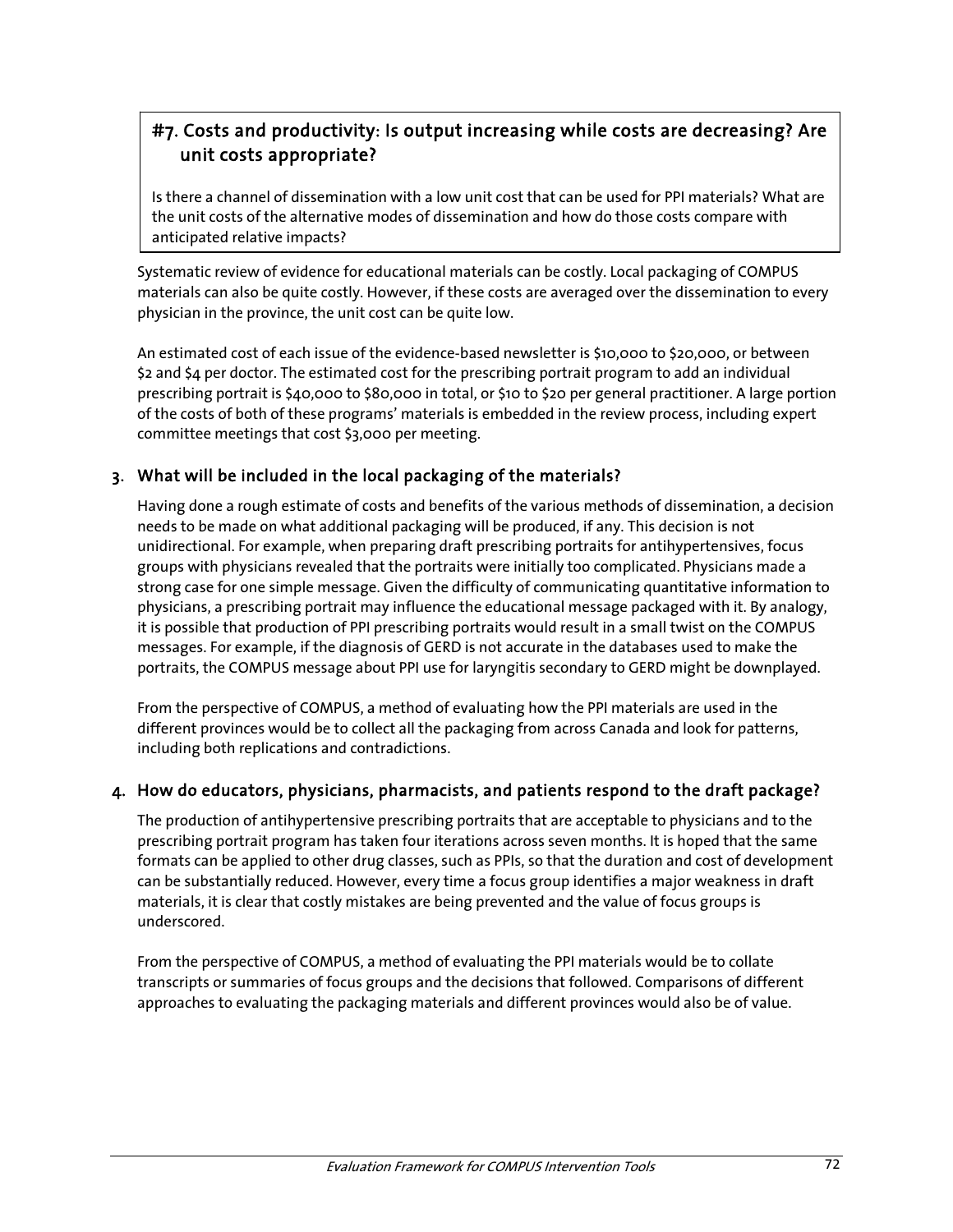### #7. Costs and productivity: Is output increasing while costs are decreasing? Are unit costs appropriate?

Is there a channel of dissemination with a low unit cost that can be used for PPI materials? What are the unit costs of the alternative modes of dissemination and how do those costs compare with anticipated relative impacts?

Systematic review of evidence for educational materials can be costly. Local packaging of COMPUS materials can also be quite costly. However, if these costs are averaged over the dissemination to every physician in the province, the unit cost can be quite low.

An estimated cost of each issue of the evidence-based newsletter is $10,000 to $20,000, or between $2 and $4 per doctor. The estimated cost for the prescribing portrait program to add an individual prescribing portrait is $40,000 to $80,000 in total, or $10 to $20 per general practitioner. A large portion of the costs of both of these programs' materials is embedded in the review process, including expert committee meetings that cost $3,000 per meeting.

### 3. What will be included in the local packaging of the materials?

Having done a rough estimate of costs and benefits of the various methods of dissemination, a decision needs to be made on what additional packaging will be produced, if any. This decision is not unidirectional. For example, when preparing draft prescribing portraits for antihypertensives, focus groups with physicians revealed that the portraits were initially too complicated. Physicians made a strong case for one simple message. Given the difficulty of communicating quantitative information to physicians, a prescribing portrait may influence the educational message packaged with it. By analogy, it is possible that production of PPI prescribing portraits would result in a small twist on the COMPUS messages. For example, if the diagnosis of GERD is not accurate in the databases used to make the portraits, the COMPUS message about PPI use for laryngitis secondary to GERD might be downplayed.

From the perspective of COMPUS, a method of evaluating how the PPI materials are used in the different provinces would be to collect all the packaging from across Canada and look for patterns, including both replications and contradictions.

### 4. How do educators, physicians, pharmacists, and patients respond to the draft package?

The production of antihypertensive prescribing portraits that are acceptable to physicians and to the prescribing portrait program has taken four iterations across seven months. It is hoped that the same formats can be applied to other drug classes, such as PPIs, so that the duration and cost of development can be substantially reduced. However, every time a focus group identifies a major weakness in draft materials, it is clear that costly mistakes are being prevented and the value of focus groups is underscored.

From the perspective of COMPUS, a method of evaluating the PPI materials would be to collate transcripts or summaries of focus groups and the decisions that followed. Comparisons of different approaches to evaluating the packaging materials and different provinces would also be of value.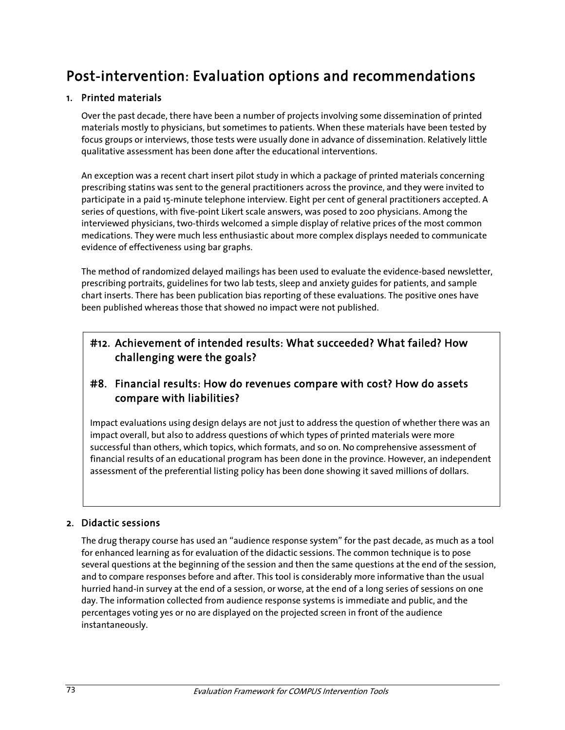## Post-intervention: Evaluation options and recommendations

### 1. Printed materials

Over the past decade, there have been a number of projects involving some dissemination of printed materials mostly to physicians, but sometimes to patients. When these materials have been tested by focus groups or interviews, those tests were usually done in advance of dissemination. Relatively little qualitative assessment has been done after the educational interventions.

An exception was a recent chart insert pilot study in which a package of printed materials concerning prescribing statins was sent to the general practitioners across the province, and they were invited to participate in a paid 15-minute telephone interview. Eight per cent of general practitioners accepted. A series of questions, with five-point Likert scale answers, was posed to 200 physicians. Among the interviewed physicians, two-thirds welcomed a simple display of relative prices of the most common medications. They were much less enthusiastic about more complex displays needed to communicate evidence of effectiveness using bar graphs.

The method of randomized delayed mailings has been used to evaluate the evidence-based newsletter, prescribing portraits, guidelines for two lab tests, sleep and anxiety guides for patients, and sample chart inserts. There has been publication bias reporting of these evaluations. The positive ones have been published whereas those that showed no impact were not published.

#### #12. Achievement of intended results: What succeeded? What failed? How challenging were the goals?

#### #8. Financial results: How do revenues compare with cost? How do assets compare with liabilities?

Impact evaluations using design delays are not just to address the question of whether there was an impact overall, but also to address questions of which types of printed materials were more successful than others, which topics, which formats, and so on. No comprehensive assessment of financial results of an educational program has been done in the province. However, an independent assessment of the preferential listing policy has been done showing it saved millions of dollars.

### 2. Didactic sessions

The drug therapy course has used an "audience response system" for the past decade, as much as a tool for enhanced learning as for evaluation of the didactic sessions. The common technique is to pose several questions at the beginning of the session and then the same questions at the end of the session, and to compare responses before and after. This tool is considerably more informative than the usual hurried hand-in survey at the end of a session, or worse, at the end of a long series of sessions on one day. The information collected from audience response systems is immediate and public, and the percentages voting yes or no are displayed on the projected screen in front of the audience instantaneously.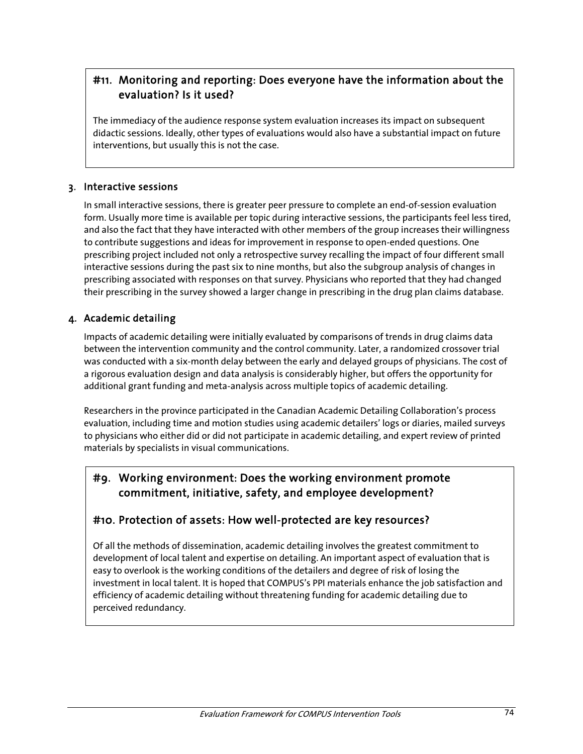### #11. Monitoring and reporting: Does everyone have the information about the evaluation? Is it used?

The immediacy of the audience response system evaluation increases its impact on subsequent didactic sessions. Ideally, other types of evaluations would also have a substantial impact on future interventions, but usually this is not the case.

## 3. Interactive sessions

In small interactive sessions, there is greater peer pressure to complete an end-of-session evaluation form. Usually more time is available per topic during interactive sessions, the participants feel less tired, and also the fact that they have interacted with other members of the group increases their willingness to contribute suggestions and ideas for improvement in response to open-ended questions. One prescribing project included not only a retrospective survey recalling the impact of four different small interactive sessions during the past six to nine months, but also the subgroup analysis of changes in prescribing associated with responses on that survey. Physicians who reported that they had changed their prescribing in the survey showed a larger change in prescribing in the drug plan claims database.

## 4. Academic detailing

Impacts of academic detailing were initially evaluated by comparisons of trends in drug claims data between the intervention community and the control community. Later, a randomized crossover trial was conducted with a six-month delay between the early and delayed groups of physicians. The cost of a rigorous evaluation design and data analysis is considerably higher, but offers the opportunity for additional grant funding and meta-analysis across multiple topics of academic detailing.

Researchers in the province participated in the Canadian Academic Detailing Collaboration's process evaluation, including time and motion studies using academic detailers' logs or diaries, mailed surveys to physicians who either did or did not participate in academic detailing, and expert review of printed materials by specialists in visual communications.

### #9. Working environment: Does the working environment promote commitment, initiative, safety, and employee development?

### #10. Protection of assets: How well-protected are key resources?

Of all the methods of dissemination, academic detailing involves the greatest commitment to development of local talent and expertise on detailing. An important aspect of evaluation that is easy to overlook is the working conditions of the detailers and degree of risk of losing the investment in local talent. It is hoped that COMPUS's PPI materials enhance the job satisfaction and efficiency of academic detailing without threatening funding for academic detailing due to perceived redundancy.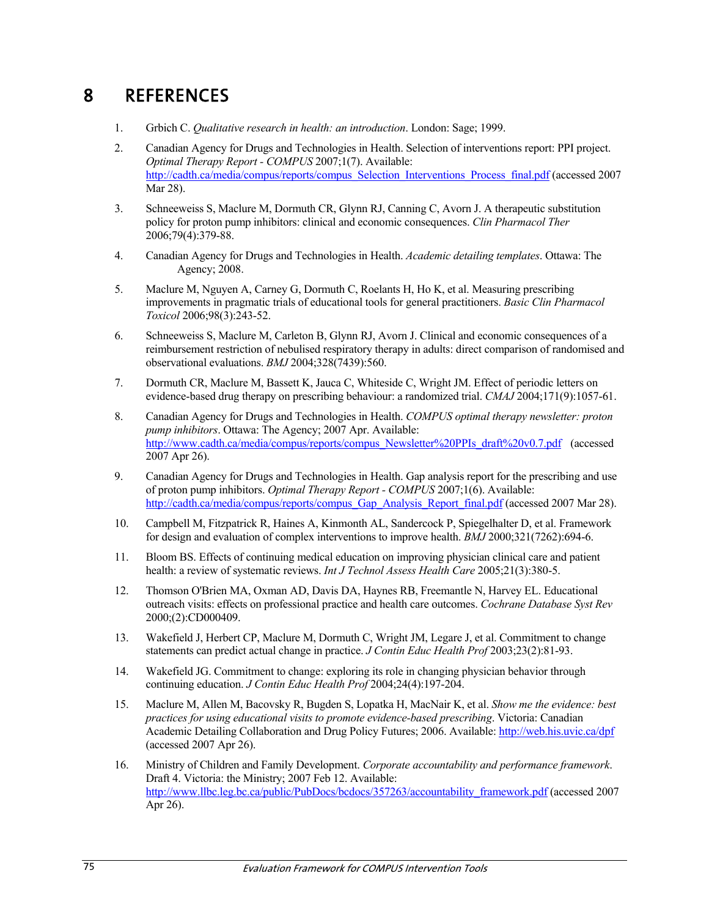# 8 REFERENCES

1. Grbich C. *Qualitative research in health: an introduction*. London: Sage; 1999.

2. Canadian Agency for Drugs and Technologies in Health. Selection of interventions report: PPI project. *Optimal Therapy Report - COMPUS* 2007;1(7). Available: http://cadth.ca/media/compus/reports/compus_Selection_Interventions_Process_final.pdf (accessed 2007 Mar 28).

3. Schneeweiss S, Maclure M, Dormuth CR, Glynn RJ, Canning C, Avorn J. A therapeutic substitution policy for proton pump inhibitors: clinical and economic consequences. *Clin Pharmacol Ther* 2006;79(4):379-88.

4. Canadian Agency for Drugs and Technologies in Health. *Academic detailing templates*. Ottawa: The Agency; 2008.

5. Maclure M, Nguyen A, Carney G, Dormuth C, Roelants H, Ho K, et al. Measuring prescribing improvements in pragmatic trials of educational tools for general practitioners. *Basic Clin Pharmacol Toxicol* 2006;98(3):243-52.

6. Schneeweiss S, Maclure M, Carleton B, Glynn RJ, Avorn J. Clinical and economic consequences of a reimbursement restriction of nebulised respiratory therapy in adults: direct comparison of randomised and observational evaluations. *BMJ* 2004;328(7439):560.

7. Dormuth CR, Maclure M, Bassett K, Jauca C, Whiteside C, Wright JM. Effect of periodic letters on evidence-based drug therapy on prescribing behaviour: a randomized trial. *CMAJ* 2004;171(9):1057-61.

8. Canadian Agency for Drugs and Technologies in Health. *COMPUS optimal therapy newsletter: proton pump inhibitors*. Ottawa: The Agency; 2007 Apr. Available: http://www.cadth.ca/media/compus/reports/compus_Newsletter%20PPIs_draft%20v0.7.pdf (accessed 2007 Apr 26).

9. Canadian Agency for Drugs and Technologies in Health. Gap analysis report for the prescribing and use of proton pump inhibitors. *Optimal Therapy Report - COMPUS* 2007;1(6). Available: http://cadth.ca/media/compus/reports/compus_Gap_Analysis_Report_final.pdf (accessed 2007 Mar 28).

10. Campbell M, Fitzpatrick R, Haines A, Kinmonth AL, Sandercock P, Spiegelhalter D, et al. Framework for design and evaluation of complex interventions to improve health. *BMJ* 2000;321(7262):694-6.

11. Bloom BS. Effects of continuing medical education on improving physician clinical care and patient health: a review of systematic reviews. *Int J Technol Assess Health Care* 2005;21(3):380-5.

12. Thomson O'Brien MA, Oxman AD, Davis DA, Haynes RB, Freemantle N, Harvey EL. Educational outreach visits: effects on professional practice and health care outcomes. *Cochrane Database Syst Rev* 2000;(2):CD000409.

13. Wakefield J, Herbert CP, Maclure M, Dormuth C, Wright JM, Legare J, et al. Commitment to change statements can predict actual change in practice. *J Contin Educ Health Prof* 2003;23(2):81-93.

14. Wakefield JG. Commitment to change: exploring its role in changing physician behavior through continuing education. *J Contin Educ Health Prof* 2004;24(4):197-204.

15. Maclure M, Allen M, Bacovsky R, Bugden S, Lopatka H, MacNair K, et al. *Show me the evidence: best practices for using educational visits to promote evidence-based prescribing*. Victoria: Canadian Academic Detailing Collaboration and Drug Policy Futures; 2006. Available: http://web.his.uvic.ca/dpf (accessed 2007 Apr 26).

16. Ministry of Children and Family Development. *Corporate accountability and performance framework*. Draft 4. Victoria: the Ministry; 2007 Feb 12. Available: http://www.llbc.leg.bc.ca/public/PubDocs/bcdocs/357263/accountability_framework.pdf (accessed 2007 Apr 26).